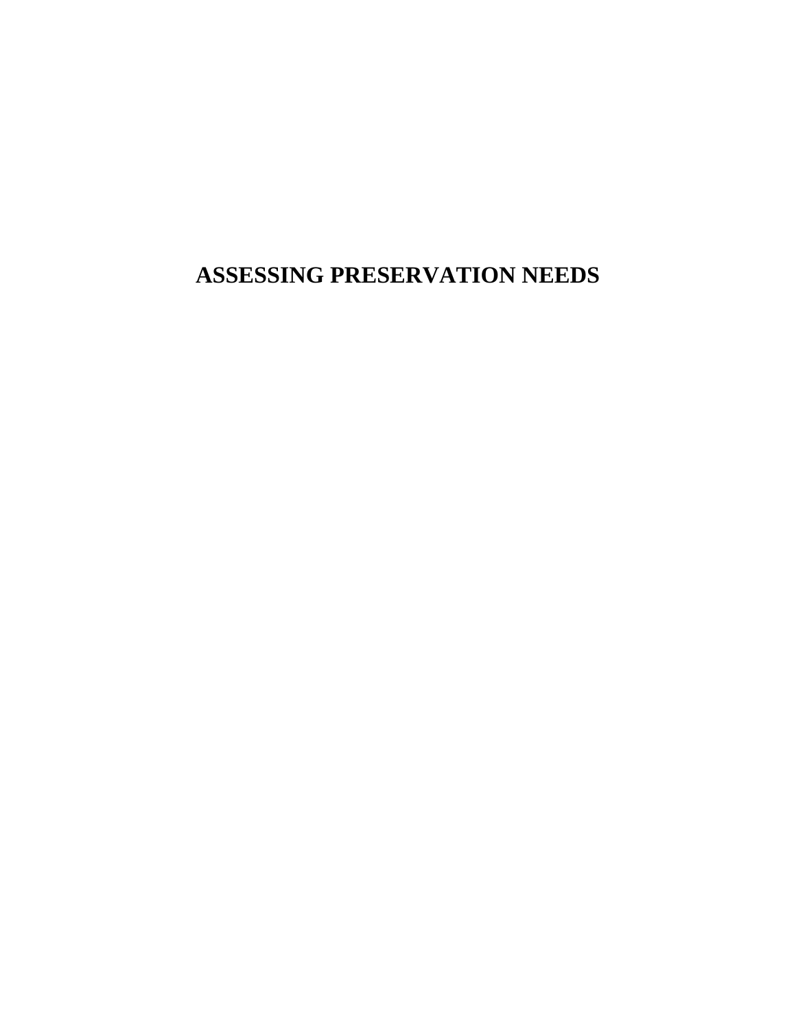# ASSESSING PRESERVATION NEEDS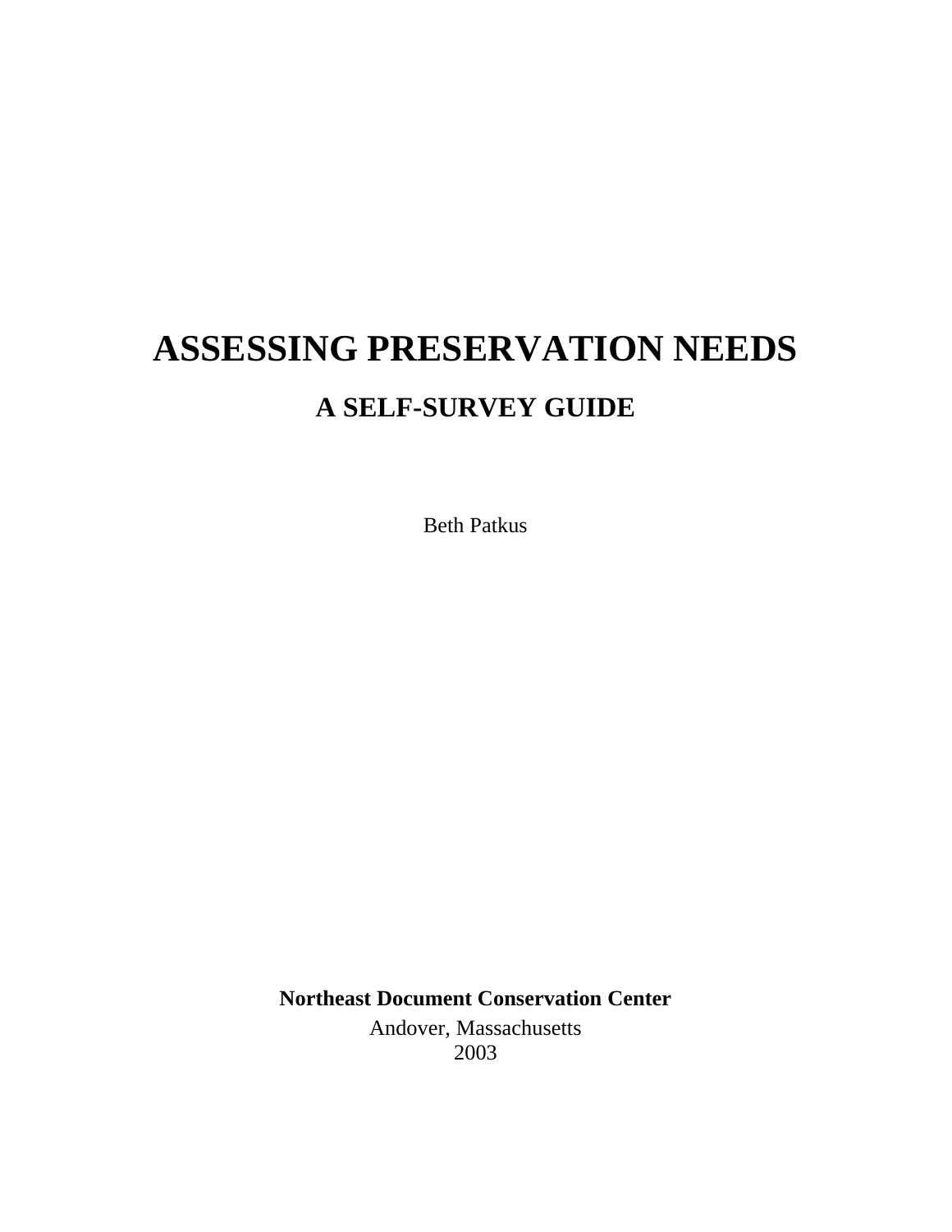# ASSESSING PRESERVATION NEEDS

## A SELF-SURVEY GUIDE

Beth Patkus

**Northeast Document Conservation Center**

Andover, Massachusetts
2003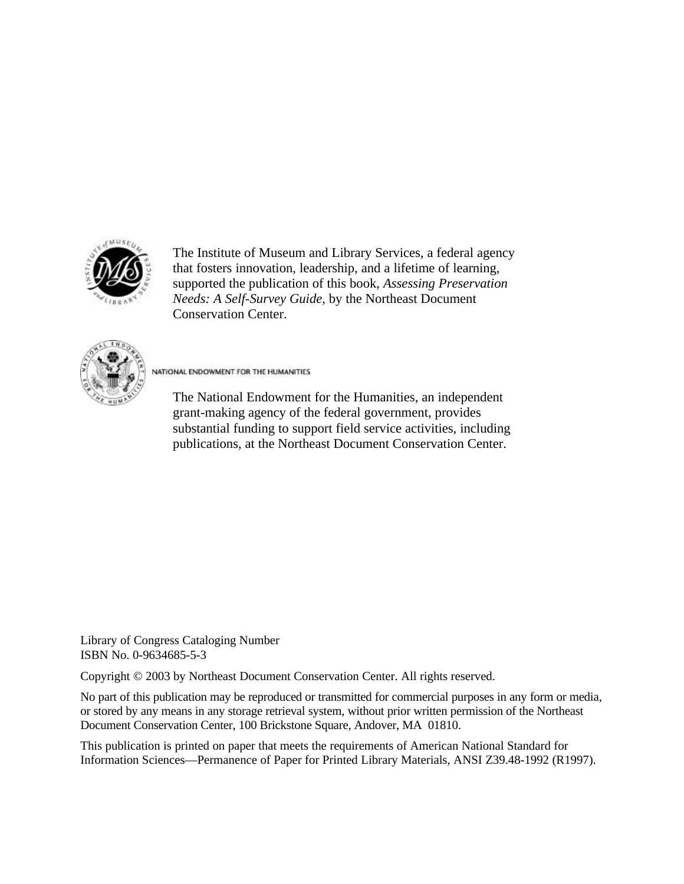The Institute of Museum and Library Services, a federal agency that fosters innovation, leadership, and a lifetime of learning, supported the publication of this book, *Assessing Preservation Needs: A Self-Survey Guide*, by the Northeast Document Conservation Center.

NATIONAL ENDOWMENT FOR THE HUMANITIES

The National Endowment for the Humanities, an independent grant-making agency of the federal government, provides substantial funding to support field service activities, including publications, at the Northeast Document Conservation Center.

Library of Congress Cataloging Number
ISBN No. 0-9634685-5-3

Copyright © 2003 by Northeast Document Conservation Center. All rights reserved.

No part of this publication may be reproduced or transmitted for commercial purposes in any form or media, or stored by any means in any storage retrieval system, without prior written permission of the Northeast Document Conservation Center, 100 Brickstone Square, Andover, MA 01810.

This publication is printed on paper that meets the requirements of American National Standard for Information Sciences—Permanence of Paper for Printed Library Materials, ANSI Z39.48-1992 (R1997).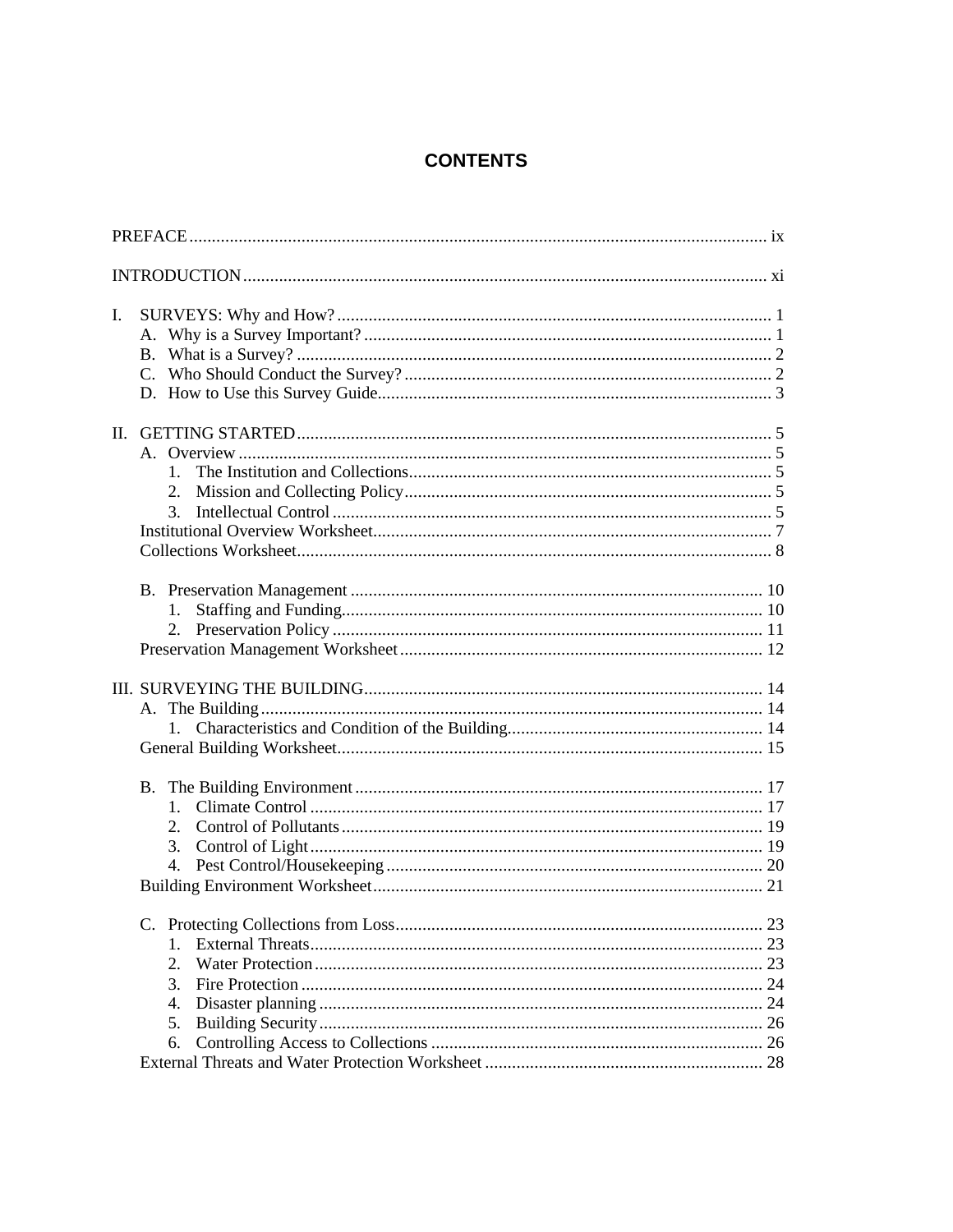# CONTENTS

PREFACE ........................................................................................................................ ix

INTRODUCTION ............................................................................................................ xi

I. SURVEYS: Why and How? ........................................................................................ 1
   - A. Why is a Survey Important? .................................................................................. 1
   - B. What is a Survey? ................................................................................................. 2
   - C. Who Should Conduct the Survey? ......................................................................... 2
   - D. How to Use this Survey Guide............................................................................... 3

II. GETTING STARTED.................................................................................................. 5
   - A. Overview ............................................................................................................... 5
     1. The Institution and Collections........................................................................ 5
     2. Mission and Collecting Policy.......................................................................... 5
     3. Intellectual Control .......................................................................................... 5
   - Institutional Overview Worksheet................................................................................ 7
   - Collections Worksheet................................................................................................. 8
   - B. Preservation Management .................................................................................... 10
     1. Staffing and Funding...................................................................................... 10
     2. Preservation Policy ........................................................................................ 11
   - Preservation Management Worksheet ........................................................................ 12

III. SURVEYING THE BUILDING................................................................................. 14
   - A. The Building ........................................................................................................ 14
     1. Characteristics and Condition of the Building................................................. 14
   - General Building Worksheet...................................................................................... 15
   - B. The Building Environment ................................................................................... 17
     1. Climate Control ............................................................................................. 17
     2. Control of Pollutants ...................................................................................... 19
     3. Control of Light ............................................................................................. 19
     4. Pest Control/Housekeeping ............................................................................ 20
   - Building Environment Worksheet.............................................................................. 21
   - C. Protecting Collections from Loss.......................................................................... 23
     1. External Threats............................................................................................. 23
     2. Water Protection ............................................................................................ 23
     3. Fire Protection ............................................................................................... 24
     4. Disaster planning ........................................................................................... 24
     5. Building Security ........................................................................................... 26
     6. Controlling Access to Collections .................................................................. 26
   - External Threats and Water Protection Worksheet ...................................................... 28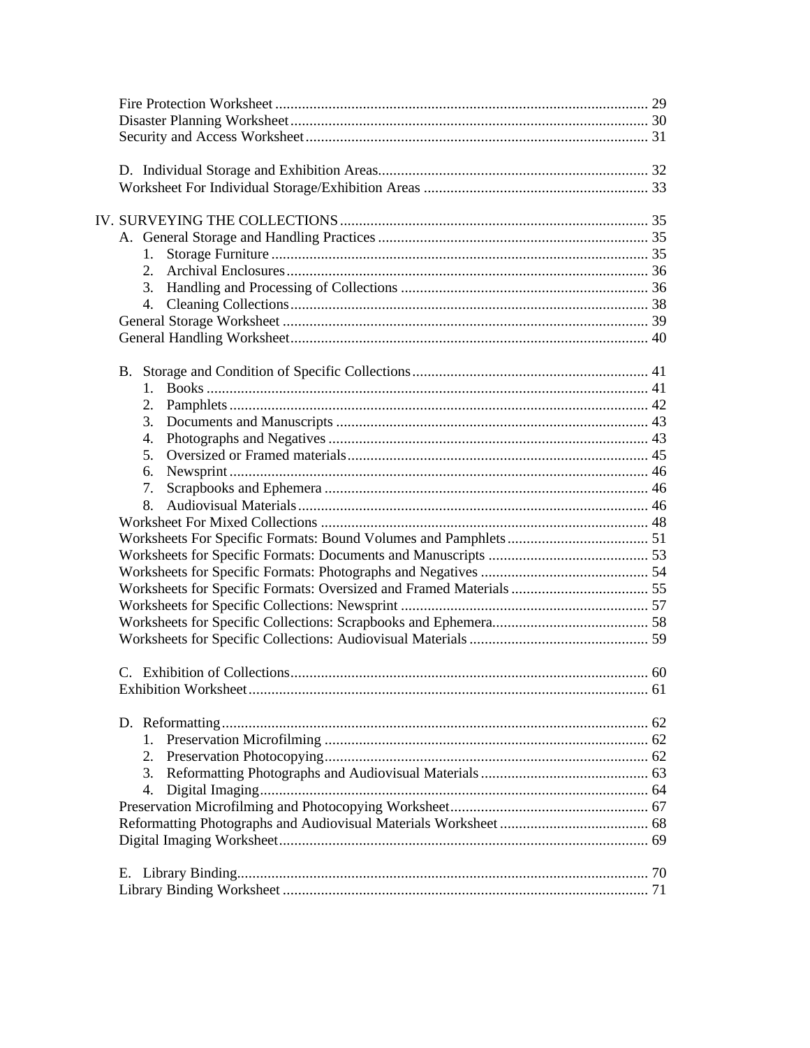Fire Protection Worksheet .................................................................................................. 29
Disaster Planning Worksheet ............................................................................................. 30
Security and Access Worksheet ......................................................................................... 31

D. Individual Storage and Exhibition Areas ...................................................................... 32
Worksheet For Individual Storage/Exhibition Areas ........................................................... 33

IV. SURVEYING THE COLLECTIONS ................................................................................ 35

A. General Storage and Handling Practices ....................................................................... 35
1. Storage Furniture ................................................................................................... 35
2. Archival Enclosures ............................................................................................... 36
3. Handling and Processing of Collections ................................................................. 36
4. Cleaning Collections ............................................................................................. 38

General Storage Worksheet ............................................................................................... 39
General Handling Worksheet ............................................................................................. 40

B. Storage and Condition of Specific Collections ............................................................. 41
1. Books .................................................................................................................... 41
2. Pamphlets .............................................................................................................. 42
3. Documents and Manuscripts ................................................................................. 43
4. Photographs and Negatives ................................................................................... 43
5. Oversized or Framed materials ............................................................................... 45
6. Newsprint ............................................................................................................. 46
7. Scrapbooks and Ephemera .................................................................................... 46
8. Audiovisual Materials ............................................................................................ 46

Worksheet For Mixed Collections ...................................................................................... 48
Worksheets For Specific Formats: Bound Volumes and Pamphlets ..................................... 51
Worksheets for Specific Formats: Documents and Manuscripts .......................................... 53
Worksheets for Specific Formats: Photographs and Negatives ............................................ 54
Worksheets for Specific Formats: Oversized and Framed Materials .................................... 55
Worksheets for Specific Collections: Newsprint ................................................................. 57
Worksheets for Specific Collections: Scrapbooks and Ephemera ......................................... 58
Worksheets for Specific Collections: Audiovisual Materials ............................................... 59

C. Exhibition of Collections ............................................................................................. 60
Exhibition Worksheet ........................................................................................................ 61

D. Reformatting ............................................................................................................... 62
1. Preservation Microfilming ..................................................................................... 62
2. Preservation Photocopying ..................................................................................... 62
3. Reformatting Photographs and Audiovisual Materials ............................................ 63
4. Digital Imaging ..................................................................................................... 64

Preservation Microfilming and Photocopying Worksheet .................................................... 67
Reformatting Photographs and Audiovisual Materials Worksheet ....................................... 68
Digital Imaging Worksheet ................................................................................................ 69

E. Library Binding ........................................................................................................... 70
Library Binding Worksheet ............................................................................................... 71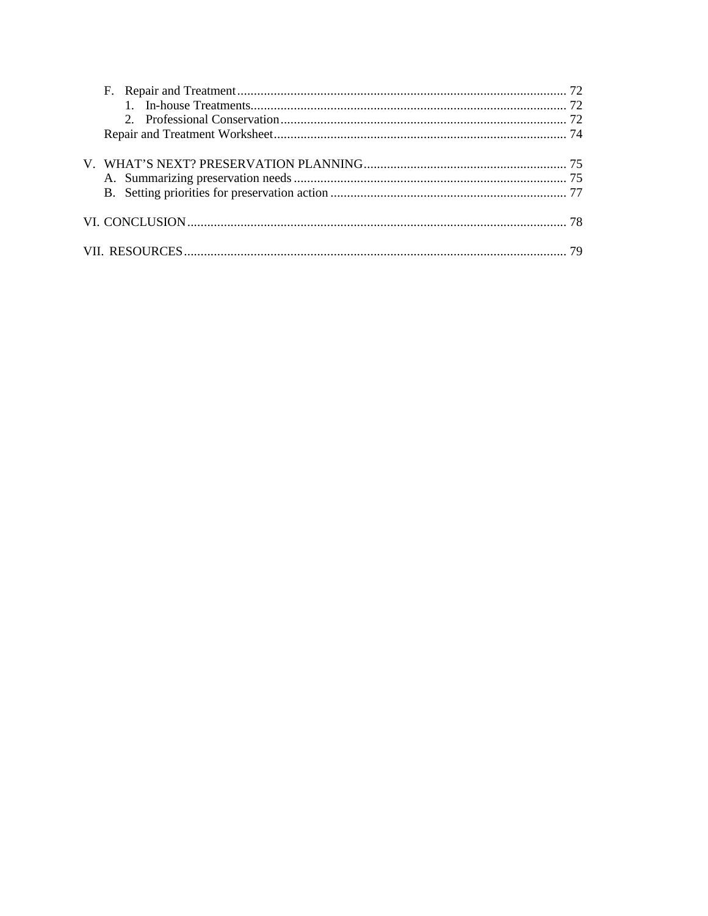F. Repair and Treatment ........................................................................................ 72
   1. In-house Treatments.............................................................................. 72
   2. Professional Conservation ..................................................................... 72
Repair and Treatment Worksheet......................................................................... 74

V. WHAT'S NEXT? PRESERVATION PLANNING............................................................ 75
   A. Summarizing preservation needs ................................................................. 75
   B. Setting priorities for preservation action ...................................................... 77

VI. CONCLUSION................................................................................................... 78

VII. RESOURCES.................................................................................................... 79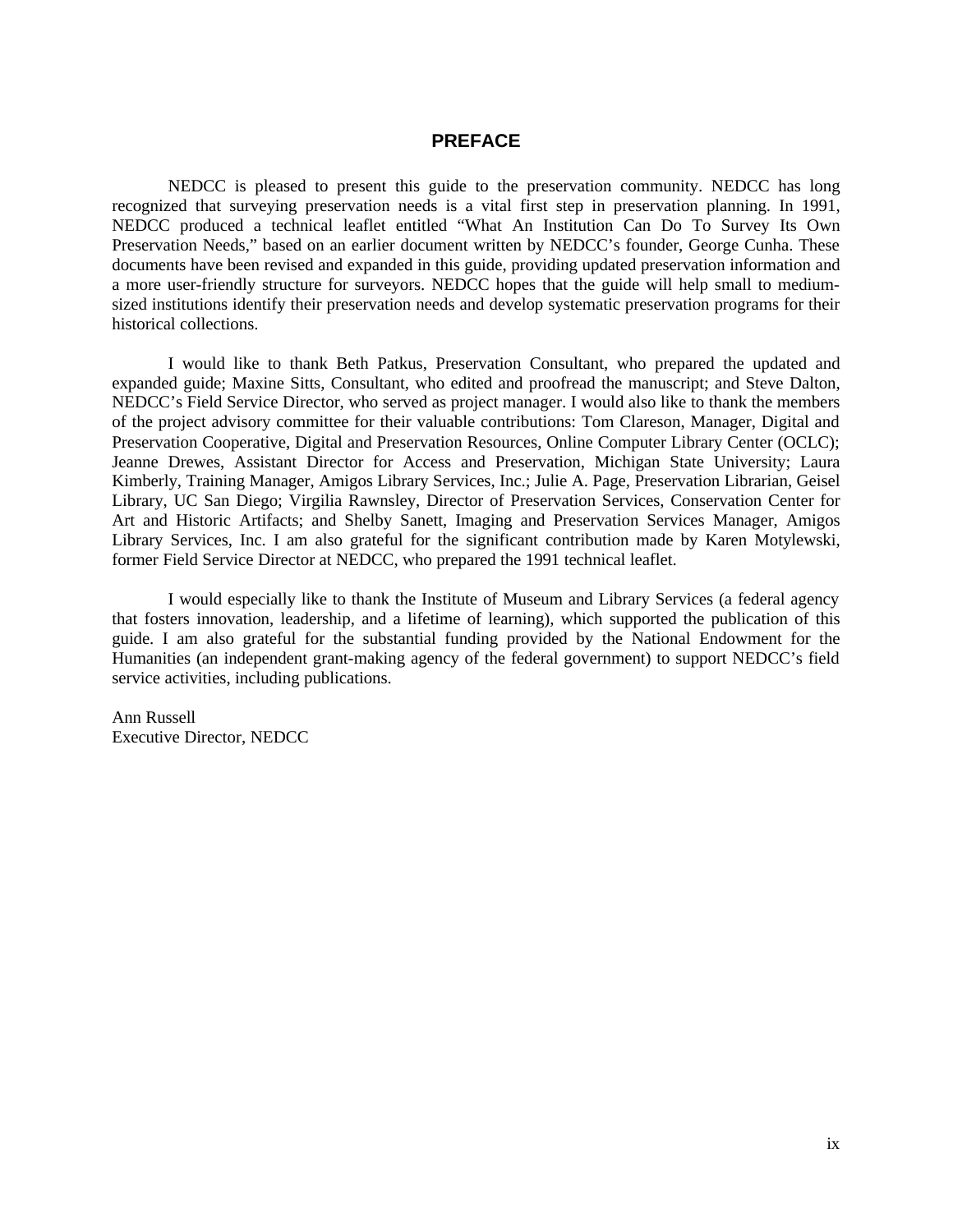# PREFACE

NEDCC is pleased to present this guide to the preservation community. NEDCC has long recognized that surveying preservation needs is a vital first step in preservation planning. In 1991, NEDCC produced a technical leaflet entitled "What An Institution Can Do To Survey Its Own Preservation Needs," based on an earlier document written by NEDCC's founder, George Cunha. These documents have been revised and expanded in this guide, providing updated preservation information and a more user-friendly structure for surveyors. NEDCC hopes that the guide will help small to medium-sized institutions identify their preservation needs and develop systematic preservation programs for their historical collections.

I would like to thank Beth Patkus, Preservation Consultant, who prepared the updated and expanded guide; Maxine Sitts, Consultant, who edited and proofread the manuscript; and Steve Dalton, NEDCC's Field Service Director, who served as project manager. I would also like to thank the members of the project advisory committee for their valuable contributions: Tom Clareson, Manager, Digital and Preservation Cooperative, Digital and Preservation Resources, Online Computer Library Center (OCLC); Jeanne Drewes, Assistant Director for Access and Preservation, Michigan State University; Laura Kimberly, Training Manager, Amigos Library Services, Inc.; Julie A. Page, Preservation Librarian, Geisel Library, UC San Diego; Virgilia Rawnsley, Director of Preservation Services, Conservation Center for Art and Historic Artifacts; and Shelby Sanett, Imaging and Preservation Services Manager, Amigos Library Services, Inc. I am also grateful for the significant contribution made by Karen Motylewski, former Field Service Director at NEDCC, who prepared the 1991 technical leaflet.

I would especially like to thank the Institute of Museum and Library Services (a federal agency that fosters innovation, leadership, and a lifetime of learning), which supported the publication of this guide. I am also grateful for the substantial funding provided by the National Endowment for the Humanities (an independent grant-making agency of the federal government) to support NEDCC's field service activities, including publications.

Ann Russell
Executive Director, NEDCC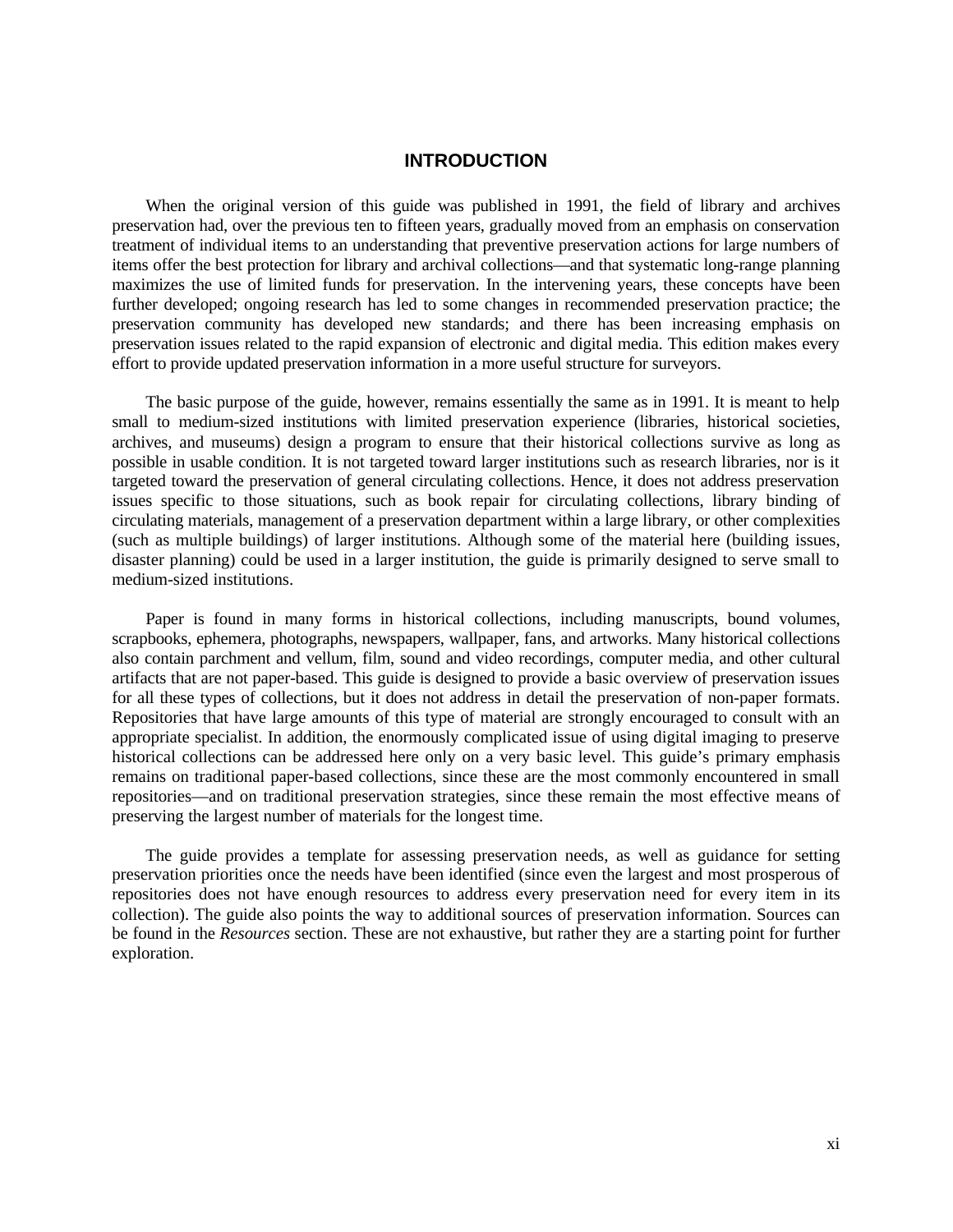# INTRODUCTION

When the original version of this guide was published in 1991, the field of library and archives preservation had, over the previous ten to fifteen years, gradually moved from an emphasis on conservation treatment of individual items to an understanding that preventive preservation actions for large numbers of items offer the best protection for library and archival collections—and that systematic long-range planning maximizes the use of limited funds for preservation. In the intervening years, these concepts have been further developed; ongoing research has led to some changes in recommended preservation practice; the preservation community has developed new standards; and there has been increasing emphasis on preservation issues related to the rapid expansion of electronic and digital media. This edition makes every effort to provide updated preservation information in a more useful structure for surveyors.

The basic purpose of the guide, however, remains essentially the same as in 1991. It is meant to help small to medium-sized institutions with limited preservation experience (libraries, historical societies, archives, and museums) design a program to ensure that their historical collections survive as long as possible in usable condition. It is not targeted toward larger institutions such as research libraries, nor is it targeted toward the preservation of general circulating collections. Hence, it does not address preservation issues specific to those situations, such as book repair for circulating collections, library binding of circulating materials, management of a preservation department within a large library, or other complexities (such as multiple buildings) of larger institutions. Although some of the material here (building issues, disaster planning) could be used in a larger institution, the guide is primarily designed to serve small to medium-sized institutions.

Paper is found in many forms in historical collections, including manuscripts, bound volumes, scrapbooks, ephemera, photographs, newspapers, wallpaper, fans, and artworks. Many historical collections also contain parchment and vellum, film, sound and video recordings, computer media, and other cultural artifacts that are not paper-based. This guide is designed to provide a basic overview of preservation issues for all these types of collections, but it does not address in detail the preservation of non-paper formats. Repositories that have large amounts of this type of material are strongly encouraged to consult with an appropriate specialist. In addition, the enormously complicated issue of using digital imaging to preserve historical collections can be addressed here only on a very basic level. This guide's primary emphasis remains on traditional paper-based collections, since these are the most commonly encountered in small repositories—and on traditional preservation strategies, since these remain the most effective means of preserving the largest number of materials for the longest time.

The guide provides a template for assessing preservation needs, as well as guidance for setting preservation priorities once the needs have been identified (since even the largest and most prosperous of repositories does not have enough resources to address every preservation need for every item in its collection). The guide also points the way to additional sources of preservation information. Sources can be found in the *Resources* section. These are not exhaustive, but rather they are a starting point for further exploration.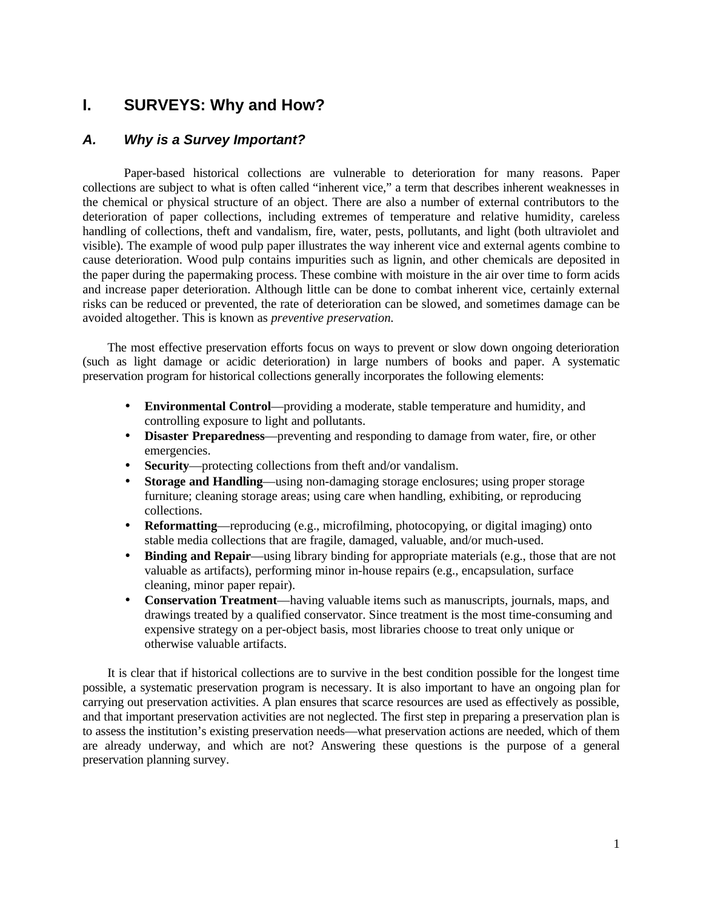# I. SURVEYS: Why and How?

## *A. Why is a Survey Important?*

Paper-based historical collections are vulnerable to deterioration for many reasons. Paper collections are subject to what is often called "inherent vice," a term that describes inherent weaknesses in the chemical or physical structure of an object. There are also a number of external contributors to the deterioration of paper collections, including extremes of temperature and relative humidity, careless handling of collections, theft and vandalism, fire, water, pests, pollutants, and light (both ultraviolet and visible). The example of wood pulp paper illustrates the way inherent vice and external agents combine to cause deterioration. Wood pulp contains impurities such as lignin, and other chemicals are deposited in the paper during the papermaking process. These combine with moisture in the air over time to form acids and increase paper deterioration. Although little can be done to combat inherent vice, certainly external risks can be reduced or prevented, the rate of deterioration can be slowed, and sometimes damage can be avoided altogether. This is known as *preventive preservation.*

The most effective preservation efforts focus on ways to prevent or slow down ongoing deterioration (such as light damage or acidic deterioration) in large numbers of books and paper. A systematic preservation program for historical collections generally incorporates the following elements:

- **Environmental Control**—providing a moderate, stable temperature and humidity, and controlling exposure to light and pollutants.
- **Disaster Preparedness**—preventing and responding to damage from water, fire, or other emergencies.
- **Security**—protecting collections from theft and/or vandalism.
- **Storage and Handling**—using non-damaging storage enclosures; using proper storage furniture; cleaning storage areas; using care when handling, exhibiting, or reproducing collections.
- **Reformatting**—reproducing (e.g., microfilming, photocopying, or digital imaging) onto stable media collections that are fragile, damaged, valuable, and/or much-used.
- **Binding and Repair**—using library binding for appropriate materials (e.g., those that are not valuable as artifacts), performing minor in-house repairs (e.g., encapsulation, surface cleaning, minor paper repair).
- **Conservation Treatment**—having valuable items such as manuscripts, journals, maps, and drawings treated by a qualified conservator. Since treatment is the most time-consuming and expensive strategy on a per-object basis, most libraries choose to treat only unique or otherwise valuable artifacts.

It is clear that if historical collections are to survive in the best condition possible for the longest time possible, a systematic preservation program is necessary. It is also important to have an ongoing plan for carrying out preservation activities. A plan ensures that scarce resources are used as effectively as possible, and that important preservation activities are not neglected. The first step in preparing a preservation plan is to assess the institution's existing preservation needs—what preservation actions are needed, which of them are already underway, and which are not? Answering these questions is the purpose of a general preservation planning survey.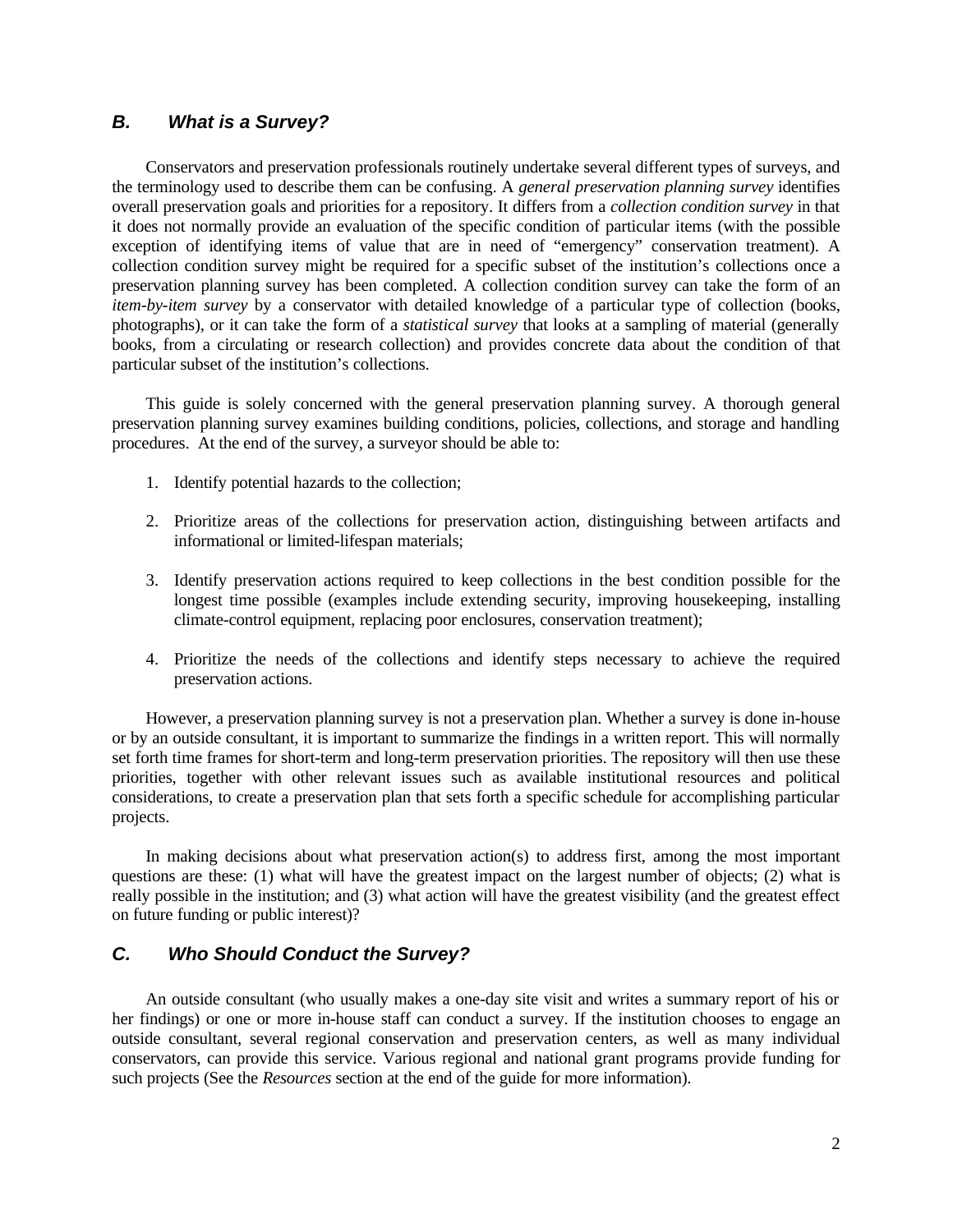## *B. What is a Survey?*

Conservators and preservation professionals routinely undertake several different types of surveys, and the terminology used to describe them can be confusing. A *general preservation planning survey* identifies overall preservation goals and priorities for a repository. It differs from a *collection condition survey* in that it does not normally provide an evaluation of the specific condition of particular items (with the possible exception of identifying items of value that are in need of "emergency" conservation treatment). A collection condition survey might be required for a specific subset of the institution's collections once a preservation planning survey has been completed. A collection condition survey can take the form of an *item-by-item survey* by a conservator with detailed knowledge of a particular type of collection (books, photographs), or it can take the form of a *statistical survey* that looks at a sampling of material (generally books, from a circulating or research collection) and provides concrete data about the condition of that particular subset of the institution's collections.

This guide is solely concerned with the general preservation planning survey. A thorough general preservation planning survey examines building conditions, policies, collections, and storage and handling procedures. At the end of the survey, a surveyor should be able to:

1. Identify potential hazards to the collection;

2. Prioritize areas of the collections for preservation action, distinguishing between artifacts and informational or limited-lifespan materials;

3. Identify preservation actions required to keep collections in the best condition possible for the longest time possible (examples include extending security, improving housekeeping, installing climate-control equipment, replacing poor enclosures, conservation treatment);

4. Prioritize the needs of the collections and identify steps necessary to achieve the required preservation actions.

However, a preservation planning survey is not a preservation plan. Whether a survey is done in-house or by an outside consultant, it is important to summarize the findings in a written report. This will normally set forth time frames for short-term and long-term preservation priorities. The repository will then use these priorities, together with other relevant issues such as available institutional resources and political considerations, to create a preservation plan that sets forth a specific schedule for accomplishing particular projects.

In making decisions about what preservation action(s) to address first, among the most important questions are these: (1) what will have the greatest impact on the largest number of objects; (2) what is really possible in the institution; and (3) what action will have the greatest visibility (and the greatest effect on future funding or public interest)?

## *C. Who Should Conduct the Survey?*

An outside consultant (who usually makes a one-day site visit and writes a summary report of his or her findings) or one or more in-house staff can conduct a survey. If the institution chooses to engage an outside consultant, several regional conservation and preservation centers, as well as many individual conservators, can provide this service. Various regional and national grant programs provide funding for such projects (See the *Resources* section at the end of the guide for more information).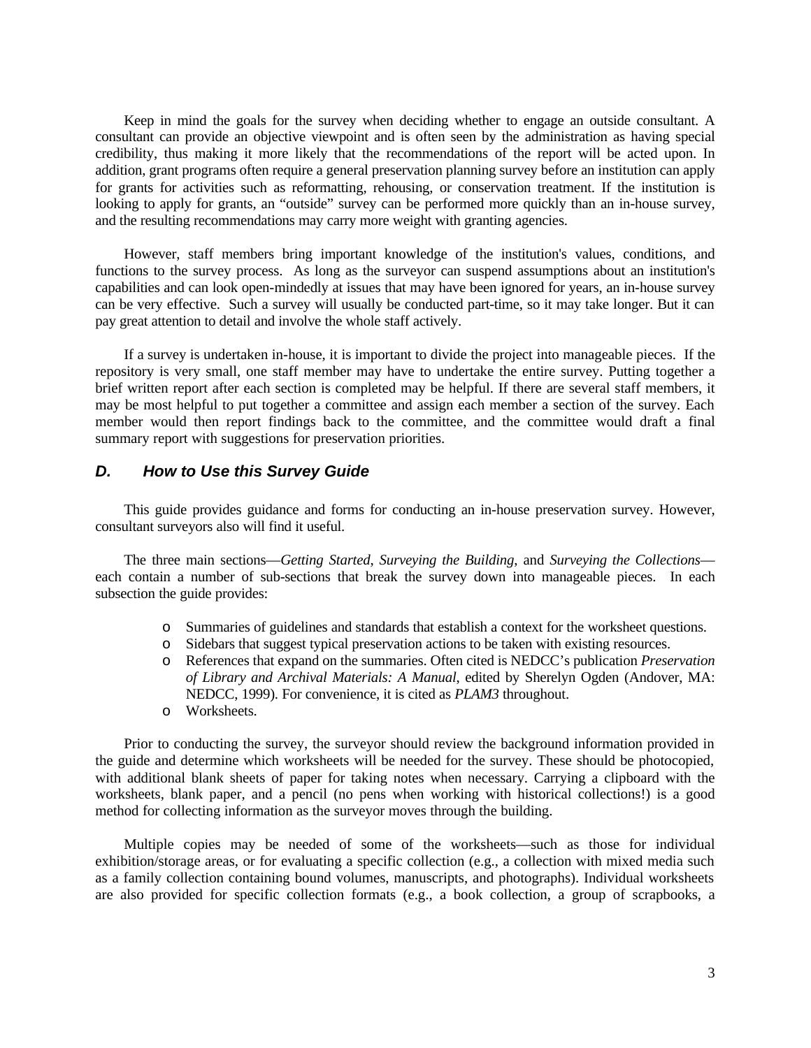Keep in mind the goals for the survey when deciding whether to engage an outside consultant. A consultant can provide an objective viewpoint and is often seen by the administration as having special credibility, thus making it more likely that the recommendations of the report will be acted upon. In addition, grant programs often require a general preservation planning survey before an institution can apply for grants for activities such as reformatting, rehousing, or conservation treatment. If the institution is looking to apply for grants, an "outside" survey can be performed more quickly than an in-house survey, and the resulting recommendations may carry more weight with granting agencies.

However, staff members bring important knowledge of the institution's values, conditions, and functions to the survey process. As long as the surveyor can suspend assumptions about an institution's capabilities and can look open-mindedly at issues that may have been ignored for years, an in-house survey can be very effective. Such a survey will usually be conducted part-time, so it may take longer. But it can pay great attention to detail and involve the whole staff actively.

If a survey is undertaken in-house, it is important to divide the project into manageable pieces. If the repository is very small, one staff member may have to undertake the entire survey. Putting together a brief written report after each section is completed may be helpful. If there are several staff members, it may be most helpful to put together a committee and assign each member a section of the survey. Each member would then report findings back to the committee, and the committee would draft a final summary report with suggestions for preservation priorities.

## *D. How to Use this Survey Guide*

This guide provides guidance and forms for conducting an in-house preservation survey. However, consultant surveyors also will find it useful.

The three main sections—*Getting Started, Surveying the Building,* and *Surveying the Collections*—each contain a number of sub-sections that break the survey down into manageable pieces. In each subsection the guide provides:

- Summaries of guidelines and standards that establish a context for the worksheet questions.
- Sidebars that suggest typical preservation actions to be taken with existing resources.
- References that expand on the summaries. Often cited is NEDCC's publication *Preservation of Library and Archival Materials: A Manual*, edited by Sherelyn Ogden (Andover, MA: NEDCC, 1999). For convenience, it is cited as *PLAM3* throughout.
- Worksheets.

Prior to conducting the survey, the surveyor should review the background information provided in the guide and determine which worksheets will be needed for the survey. These should be photocopied, with additional blank sheets of paper for taking notes when necessary. Carrying a clipboard with the worksheets, blank paper, and a pencil (no pens when working with historical collections!) is a good method for collecting information as the surveyor moves through the building.

Multiple copies may be needed of some of the worksheets—such as those for individual exhibition/storage areas, or for evaluating a specific collection (e.g., a collection with mixed media such as a family collection containing bound volumes, manuscripts, and photographs). Individual worksheets are also provided for specific collection formats (e.g., a book collection, a group of scrapbooks, a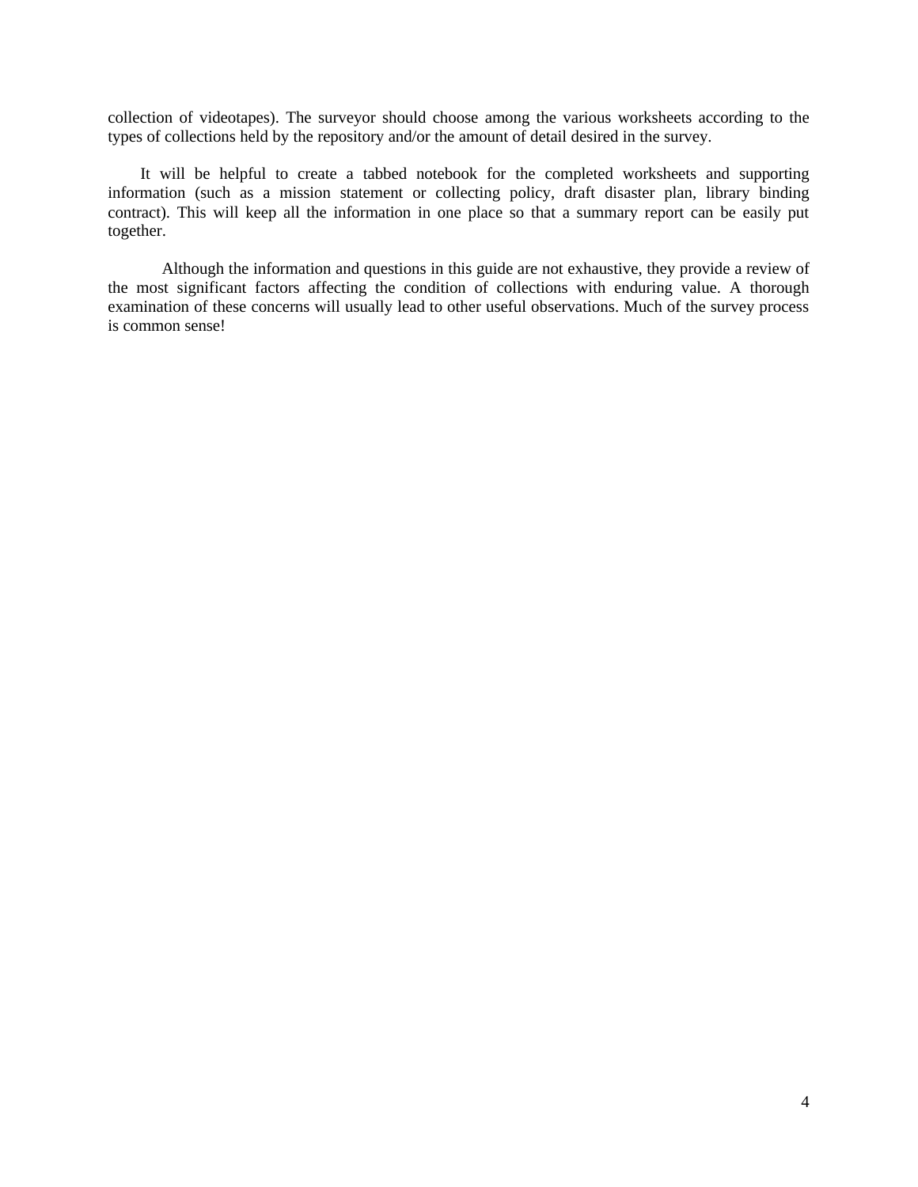collection of videotapes). The surveyor should choose among the various worksheets according to the types of collections held by the repository and/or the amount of detail desired in the survey.

It will be helpful to create a tabbed notebook for the completed worksheets and supporting information (such as a mission statement or collecting policy, draft disaster plan, library binding contract). This will keep all the information in one place so that a summary report can be easily put together.

Although the information and questions in this guide are not exhaustive, they provide a review of the most significant factors affecting the condition of collections with enduring value. A thorough examination of these concerns will usually lead to other useful observations. Much of the survey process is common sense!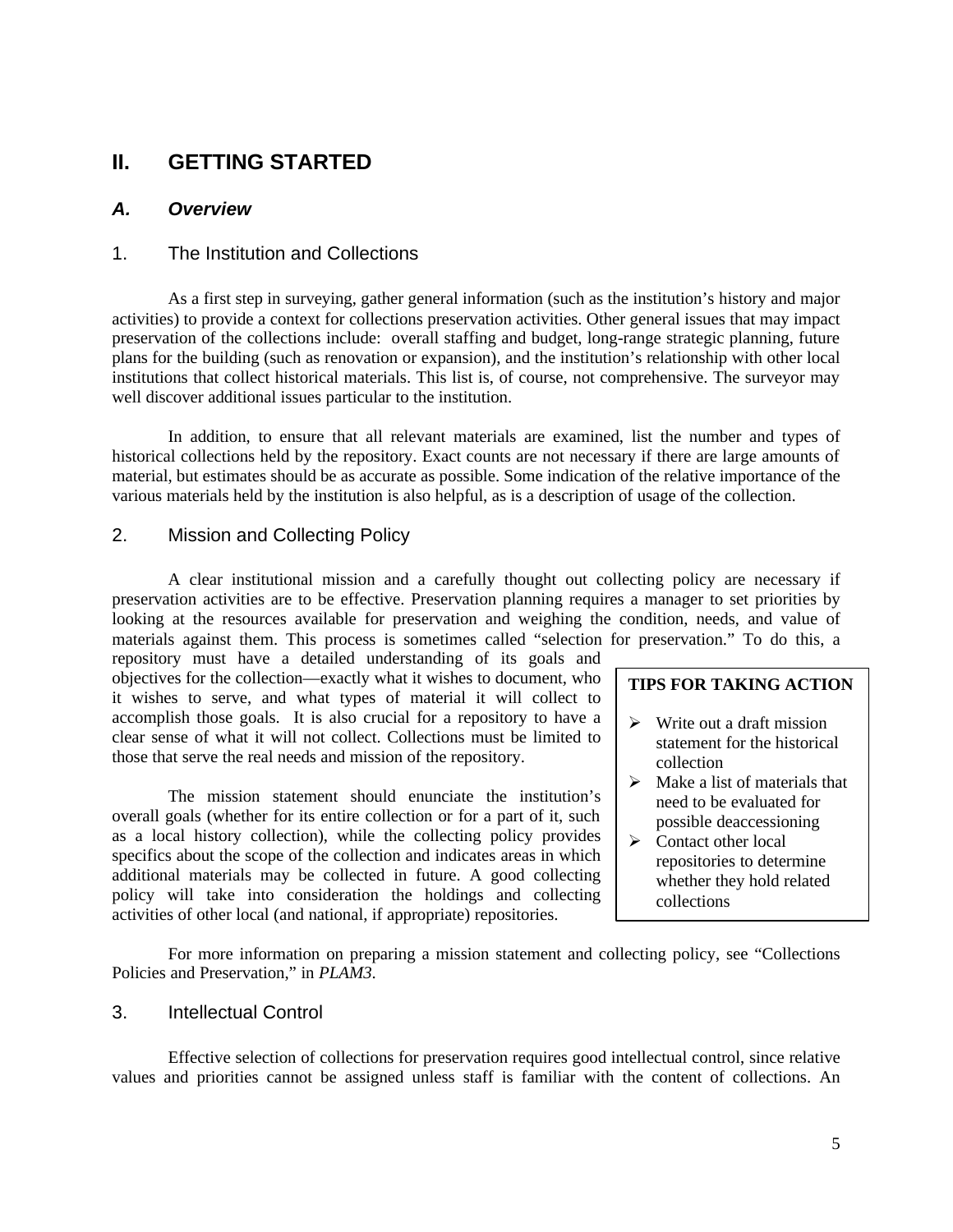# II. GETTING STARTED

## A. Overview

### 1. The Institution and Collections

As a first step in surveying, gather general information (such as the institution's history and major activities) to provide a context for collections preservation activities. Other general issues that may impact preservation of the collections include: overall staffing and budget, long-range strategic planning, future plans for the building (such as renovation or expansion), and the institution's relationship with other local institutions that collect historical materials. This list is, of course, not comprehensive. The surveyor may well discover additional issues particular to the institution.

In addition, to ensure that all relevant materials are examined, list the number and types of historical collections held by the repository. Exact counts are not necessary if there are large amounts of material, but estimates should be as accurate as possible. Some indication of the relative importance of the various materials held by the institution is also helpful, as is a description of usage of the collection.

### 2. Mission and Collecting Policy

A clear institutional mission and a carefully thought out collecting policy are necessary if preservation activities are to be effective. Preservation planning requires a manager to set priorities by looking at the resources available for preservation and weighing the condition, needs, and value of materials against them. This process is sometimes called "selection for preservation." To do this, a repository must have a detailed understanding of its goals and objectives for the collection—exactly what it wishes to document, who it wishes to serve, and what types of material it will collect to accomplish those goals. It is also crucial for a repository to have a clear sense of what it will not collect. Collections must be limited to those that serve the real needs and mission of the repository.

The mission statement should enunciate the institution's overall goals (whether for its entire collection or for a part of it, such as a local history collection), while the collecting policy provides specifics about the scope of the collection and indicates areas in which additional materials may be collected in future. A good collecting policy will take into consideration the holdings and collecting activities of other local (and national, if appropriate) repositories.

**TIPS FOR TAKING ACTION**

- Write out a draft mission statement for the historical collection
- Make a list of materials that need to be evaluated for possible deaccessioning
- Contact other local repositories to determine whether they hold related collections

For more information on preparing a mission statement and collecting policy, see "Collections Policies and Preservation," in *PLAM3*.

### 3. Intellectual Control

Effective selection of collections for preservation requires good intellectual control, since relative values and priorities cannot be assigned unless staff is familiar with the content of collections. An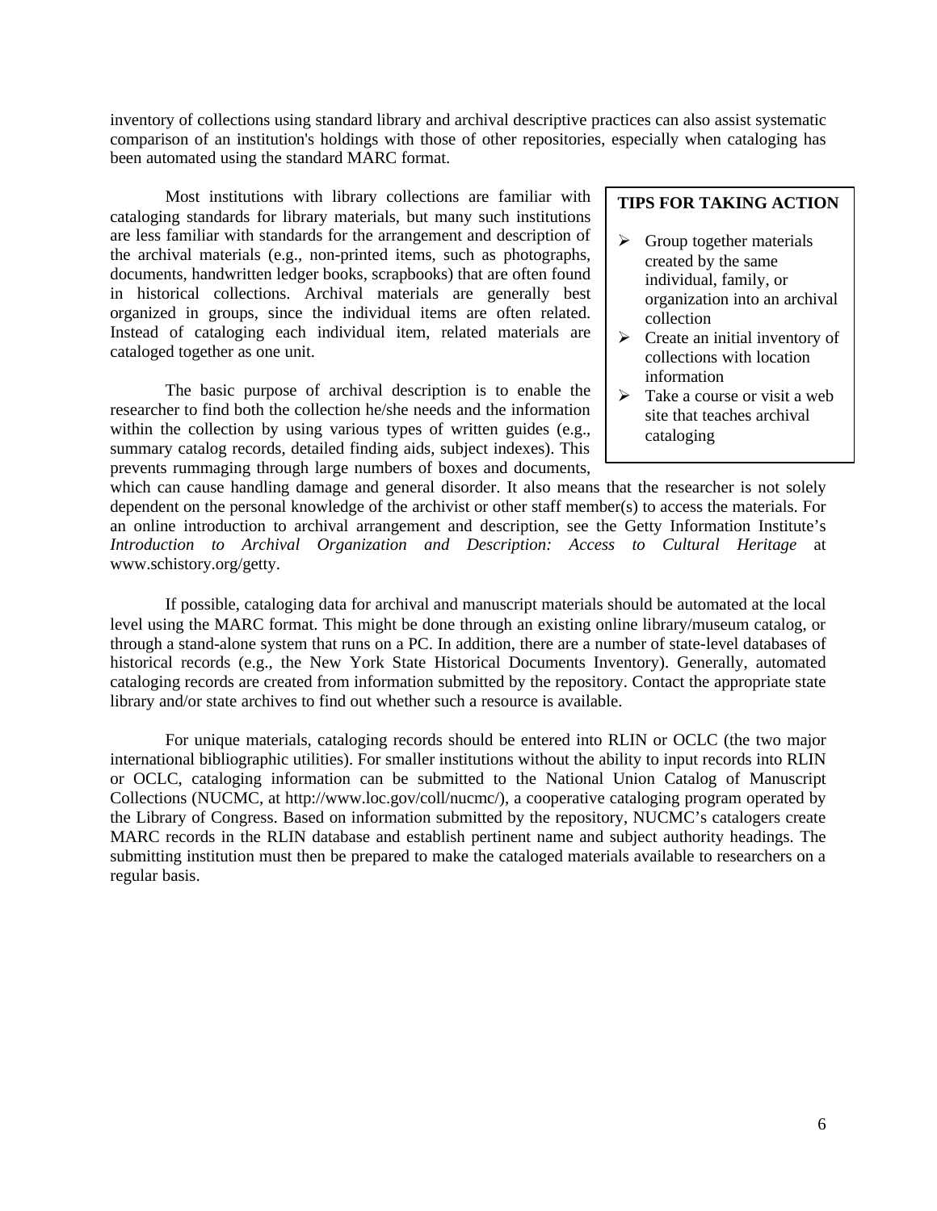inventory of collections using standard library and archival descriptive practices can also assist systematic comparison of an institution's holdings with those of other repositories, especially when cataloging has been automated using the standard MARC format.

Most institutions with library collections are familiar with cataloging standards for library materials, but many such institutions are less familiar with standards for the arrangement and description of the archival materials (e.g., non-printed items, such as photographs, documents, handwritten ledger books, scrapbooks) that are often found in historical collections. Archival materials are generally best organized in groups, since the individual items are often related. Instead of cataloging each individual item, related materials are cataloged together as one unit.

**TIPS FOR TAKING ACTION**

- Group together materials created by the same individual, family, or organization into an archival collection
- Create an initial inventory of collections with location information
- Take a course or visit a web site that teaches archival cataloging

The basic purpose of archival description is to enable the researcher to find both the collection he/she needs and the information within the collection by using various types of written guides (e.g., summary catalog records, detailed finding aids, subject indexes). This prevents rummaging through large numbers of boxes and documents, which can cause handling damage and general disorder. It also means that the researcher is not solely dependent on the personal knowledge of the archivist or other staff member(s) to access the materials. For an online introduction to archival arrangement and description, see the Getty Information Institute's *Introduction to Archival Organization and Description: Access to Cultural Heritage* at www.schistory.org/getty.

If possible, cataloging data for archival and manuscript materials should be automated at the local level using the MARC format. This might be done through an existing online library/museum catalog, or through a stand-alone system that runs on a PC. In addition, there are a number of state-level databases of historical records (e.g., the New York State Historical Documents Inventory). Generally, automated cataloging records are created from information submitted by the repository. Contact the appropriate state library and/or state archives to find out whether such a resource is available.

For unique materials, cataloging records should be entered into RLIN or OCLC (the two major international bibliographic utilities). For smaller institutions without the ability to input records into RLIN or OCLC, cataloging information can be submitted to the National Union Catalog of Manuscript Collections (NUCMC, at http://www.loc.gov/coll/nucmc/), a cooperative cataloging program operated by the Library of Congress. Based on information submitted by the repository, NUCMC's catalogers create MARC records in the RLIN database and establish pertinent name and subject authority headings. The submitting institution must then be prepared to make the cataloged materials available to researchers on a regular basis.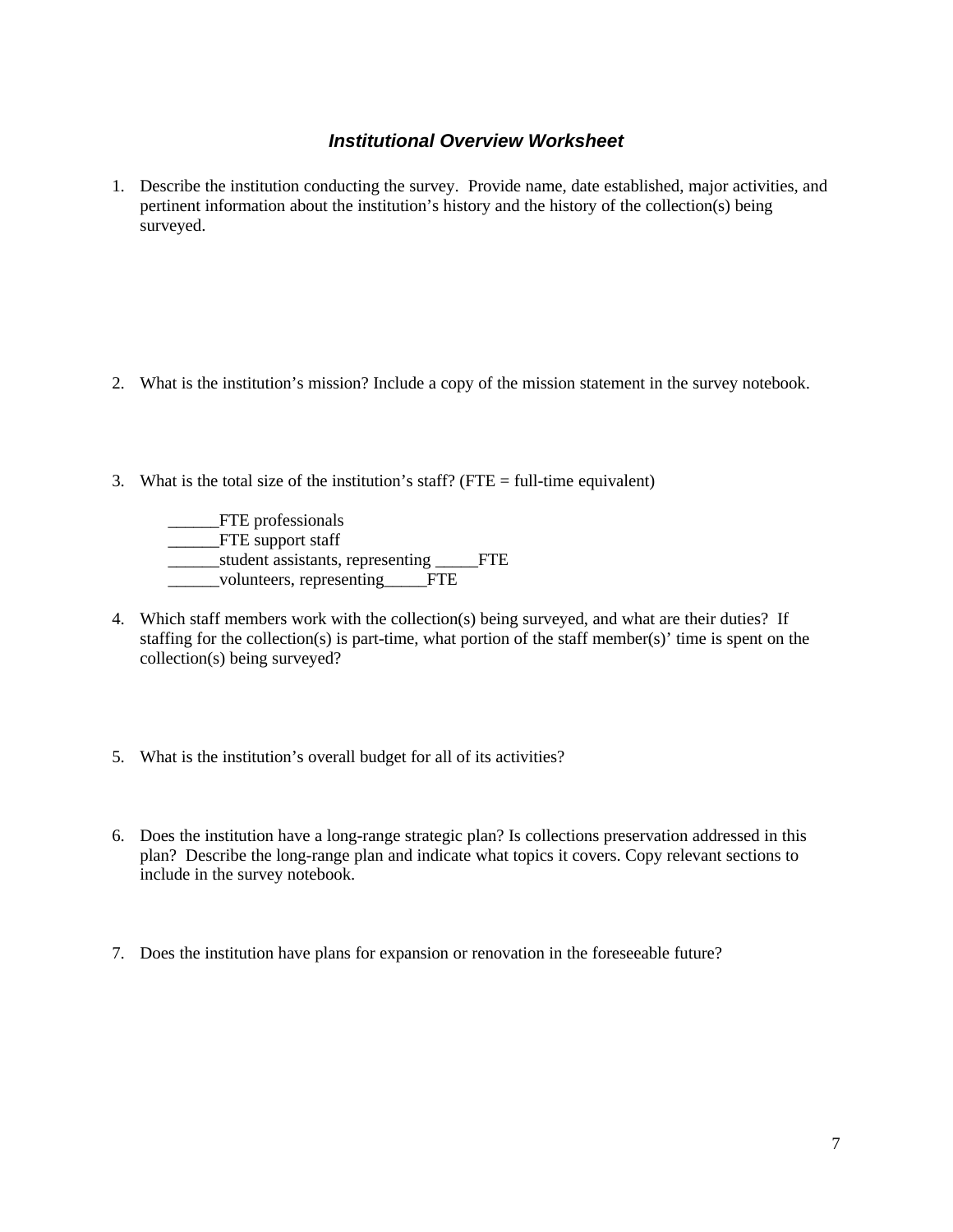## *Institutional Overview Worksheet*

1. Describe the institution conducting the survey. Provide name, date established, major activities, and pertinent information about the institution's history and the history of the collection(s) being surveyed.

2. What is the institution's mission? Include a copy of the mission statement in the survey notebook.

3. What is the total size of the institution's staff? (FTE = full-time equivalent)

   ______FTE professionals
   ______FTE support staff
   ______student assistants, representing _____FTE
   ______volunteers, representing_____FTE

4. Which staff members work with the collection(s) being surveyed, and what are their duties? If staffing for the collection(s) is part-time, what portion of the staff member(s)' time is spent on the collection(s) being surveyed?

5. What is the institution's overall budget for all of its activities?

6. Does the institution have a long-range strategic plan? Is collections preservation addressed in this plan? Describe the long-range plan and indicate what topics it covers. Copy relevant sections to include in the survey notebook.

7. Does the institution have plans for expansion or renovation in the foreseeable future?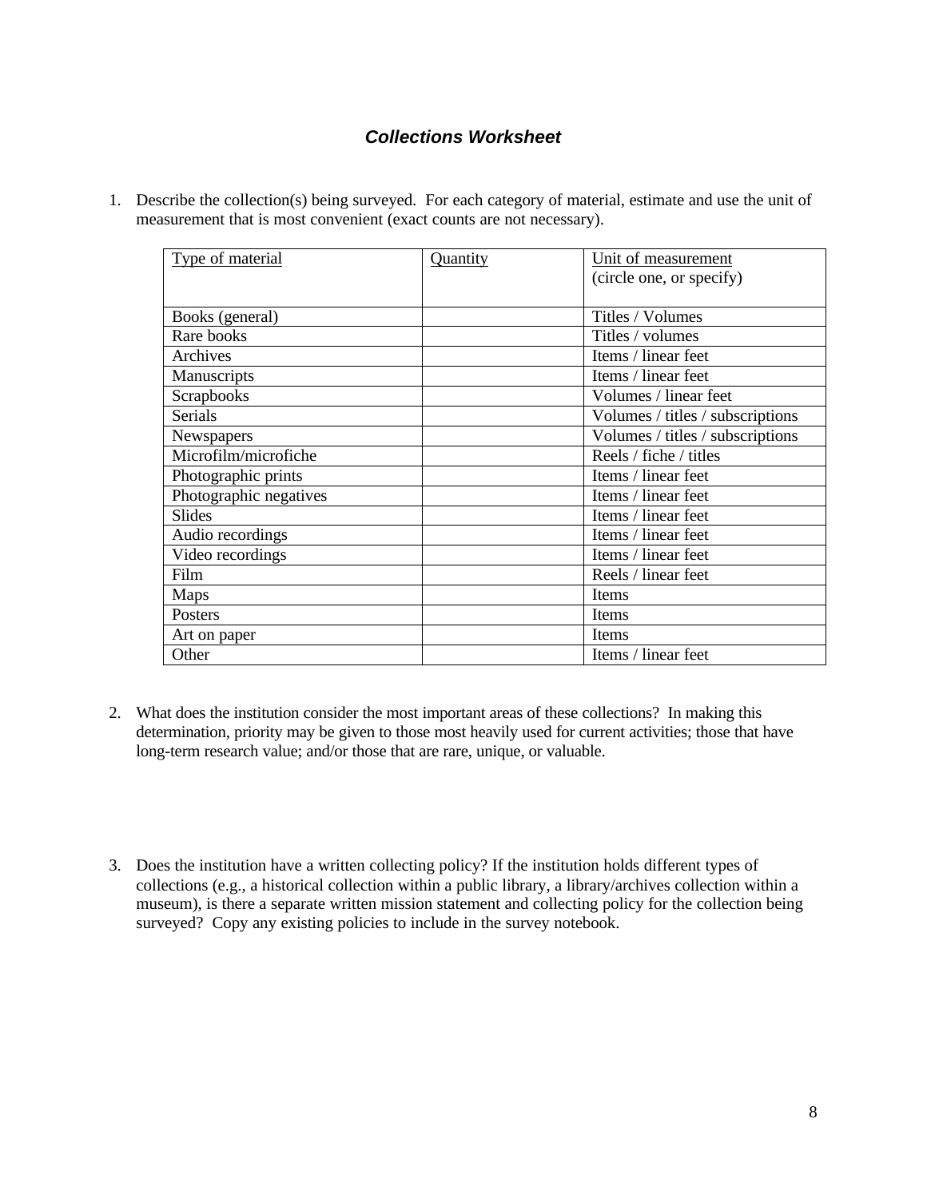## ***Collections Worksheet***

1. Describe the collection(s) being surveyed. For each category of material, estimate and use the unit of measurement that is most convenient (exact counts are not necessary).

| Type of material | Quantity | Unit of measurement (circle one, or specify) |
|---|---|---|
| Books (general) | | Titles / Volumes |
| Rare books | | Titles / volumes |
| Archives | | Items / linear feet |
| Manuscripts | | Items / linear feet |
| Scrapbooks | | Volumes / linear feet |
| Serials | | Volumes / titles / subscriptions |
| Newspapers | | Volumes / titles / subscriptions |
| Microfilm/microfiche | | Reels / fiche / titles |
| Photographic prints | | Items / linear feet |
| Photographic negatives | | Items / linear feet |
| Slides | | Items / linear feet |
| Audio recordings | | Items / linear feet |
| Video recordings | | Items / linear feet |
| Film | | Reels / linear feet |
| Maps | | Items |
| Posters | | Items |
| Art on paper | | Items |
| Other | | Items / linear feet |

2. What does the institution consider the most important areas of these collections? In making this determination, priority may be given to those most heavily used for current activities; those that have long-term research value; and/or those that are rare, unique, or valuable.

3. Does the institution have a written collecting policy? If the institution holds different types of collections (e.g., a historical collection within a public library, a library/archives collection within a museum), is there a separate written mission statement and collecting policy for the collection being surveyed? Copy any existing policies to include in the survey notebook.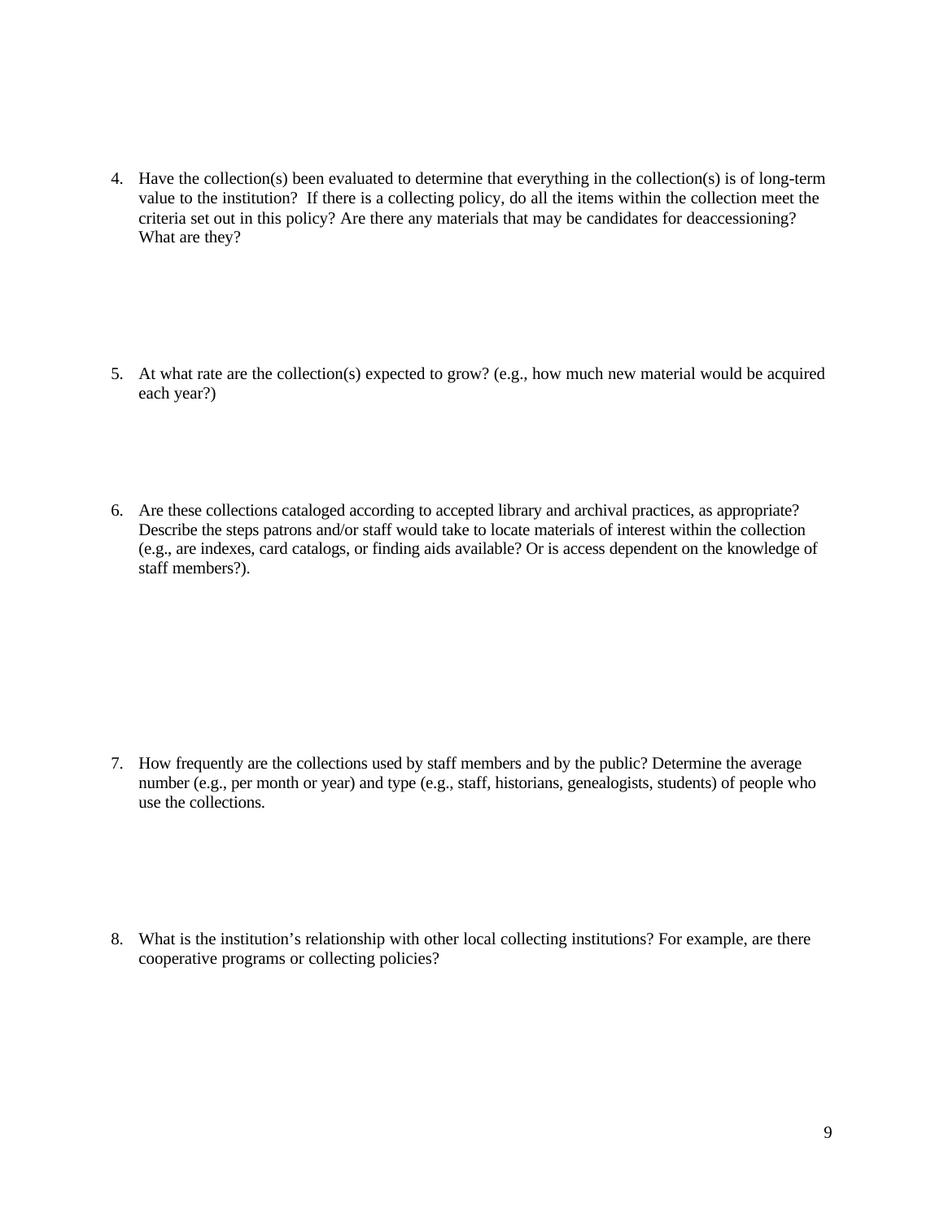4. Have the collection(s) been evaluated to determine that everything in the collection(s) is of long-term value to the institution? If there is a collecting policy, do all the items within the collection meet the criteria set out in this policy? Are there any materials that may be candidates for deaccessioning? What are they?

5. At what rate are the collection(s) expected to grow? (e.g., how much new material would be acquired each year?)

6. Are these collections cataloged according to accepted library and archival practices, as appropriate? Describe the steps patrons and/or staff would take to locate materials of interest within the collection (e.g., are indexes, card catalogs, or finding aids available? Or is access dependent on the knowledge of staff members?).

7. How frequently are the collections used by staff members and by the public? Determine the average number (e.g., per month or year) and type (e.g., staff, historians, genealogists, students) of people who use the collections.

8. What is the institution's relationship with other local collecting institutions? For example, are there cooperative programs or collecting policies?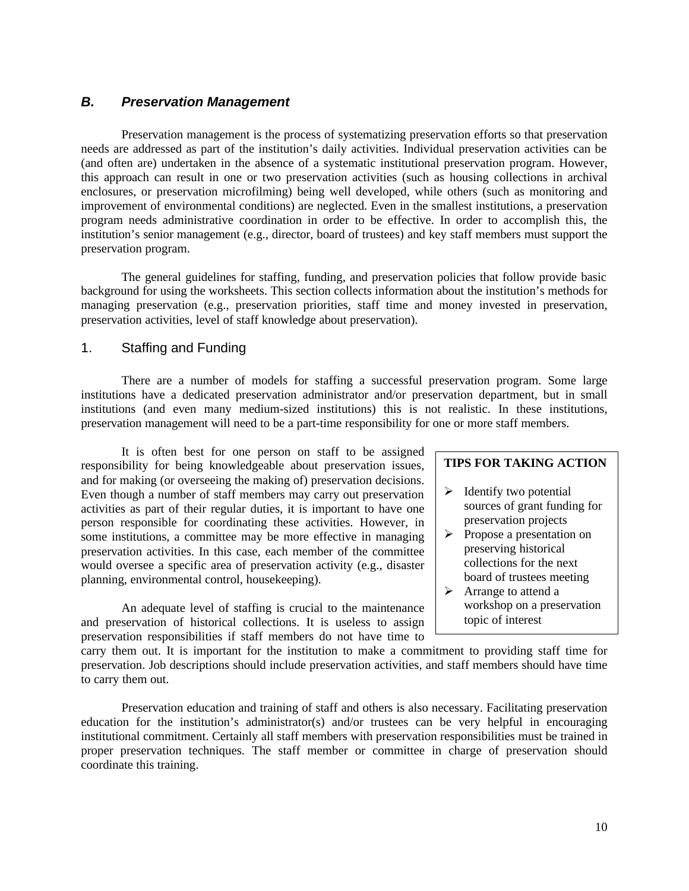## *B. Preservation Management*

Preservation management is the process of systematizing preservation efforts so that preservation needs are addressed as part of the institution's daily activities. Individual preservation activities can be (and often are) undertaken in the absence of a systematic institutional preservation program. However, this approach can result in one or two preservation activities (such as housing collections in archival enclosures, or preservation microfilming) being well developed, while others (such as monitoring and improvement of environmental conditions) are neglected. Even in the smallest institutions, a preservation program needs administrative coordination in order to be effective. In order to accomplish this, the institution's senior management (e.g., director, board of trustees) and key staff members must support the preservation program.

The general guidelines for staffing, funding, and preservation policies that follow provide basic background for using the worksheets. This section collects information about the institution's methods for managing preservation (e.g., preservation priorities, staff time and money invested in preservation, preservation activities, level of staff knowledge about preservation).

### 1. Staffing and Funding

There are a number of models for staffing a successful preservation program. Some large institutions have a dedicated preservation administrator and/or preservation department, but in small institutions (and even many medium-sized institutions) this is not realistic. In these institutions, preservation management will need to be a part-time responsibility for one or more staff members.

It is often best for one person on staff to be assigned responsibility for being knowledgeable about preservation issues, and for making (or overseeing the making of) preservation decisions. Even though a number of staff members may carry out preservation activities as part of their regular duties, it is important to have one person responsible for coordinating these activities. However, in some institutions, a committee may be more effective in managing preservation activities. In this case, each member of the committee would oversee a specific area of preservation activity (e.g., disaster planning, environmental control, housekeeping).

**TIPS FOR TAKING ACTION**

- Identify two potential sources of grant funding for preservation projects
- Propose a presentation on preserving historical collections for the next board of trustees meeting
- Arrange to attend a workshop on a preservation topic of interest

An adequate level of staffing is crucial to the maintenance and preservation of historical collections. It is useless to assign preservation responsibilities if staff members do not have time to carry them out. It is important for the institution to make a commitment to providing staff time for preservation. Job descriptions should include preservation activities, and staff members should have time to carry them out.

Preservation education and training of staff and others is also necessary. Facilitating preservation education for the institution's administrator(s) and/or trustees can be very helpful in encouraging institutional commitment. Certainly all staff members with preservation responsibilities must be trained in proper preservation techniques. The staff member or committee in charge of preservation should coordinate this training.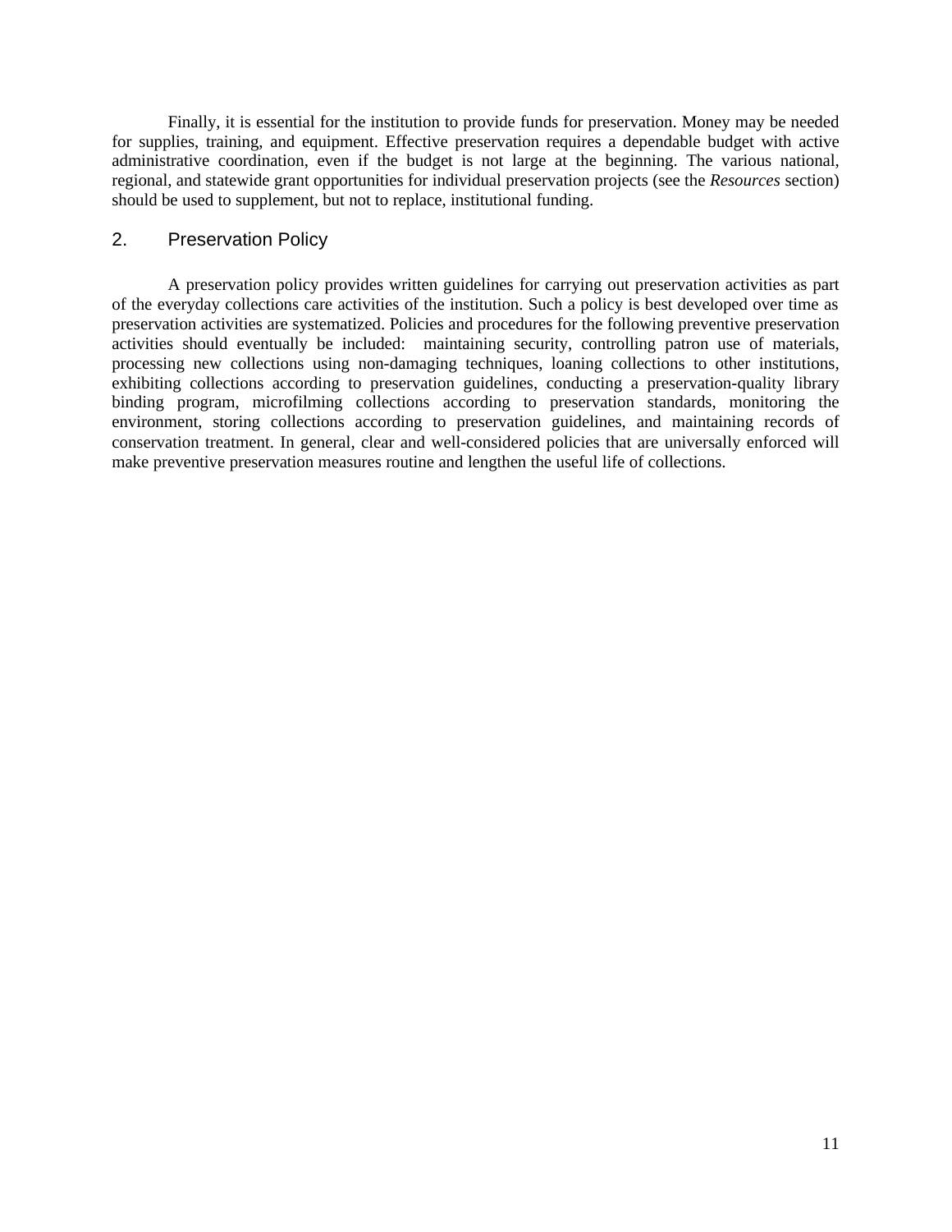Finally, it is essential for the institution to provide funds for preservation. Money may be needed for supplies, training, and equipment. Effective preservation requires a dependable budget with active administrative coordination, even if the budget is not large at the beginning. The various national, regional, and statewide grant opportunities for individual preservation projects (see the *Resources* section) should be used to supplement, but not to replace, institutional funding.

## 2. Preservation Policy

A preservation policy provides written guidelines for carrying out preservation activities as part of the everyday collections care activities of the institution. Such a policy is best developed over time as preservation activities are systematized. Policies and procedures for the following preventive preservation activities should eventually be included: maintaining security, controlling patron use of materials, processing new collections using non-damaging techniques, loaning collections to other institutions, exhibiting collections according to preservation guidelines, conducting a preservation-quality library binding program, microfilming collections according to preservation standards, monitoring the environment, storing collections according to preservation guidelines, and maintaining records of conservation treatment. In general, clear and well-considered policies that are universally enforced will make preventive preservation measures routine and lengthen the useful life of collections.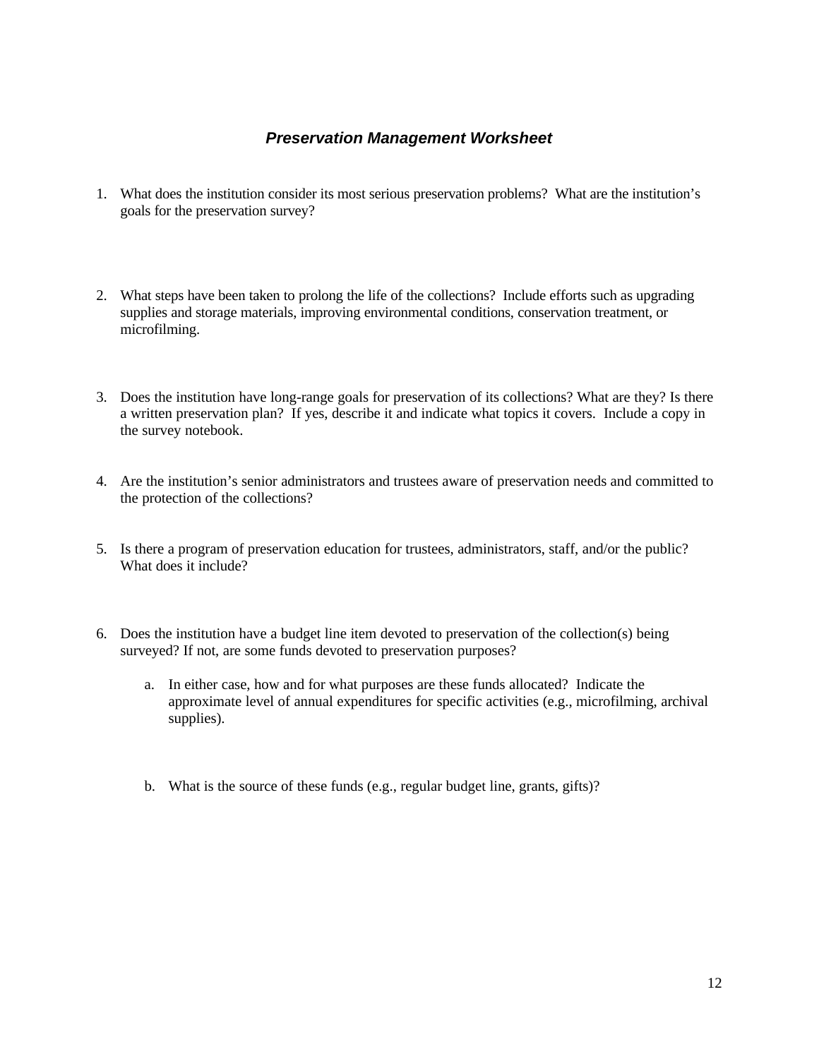## ***Preservation Management Worksheet***

1. What does the institution consider its most serious preservation problems? What are the institution's goals for the preservation survey?

2. What steps have been taken to prolong the life of the collections? Include efforts such as upgrading supplies and storage materials, improving environmental conditions, conservation treatment, or microfilming.

3. Does the institution have long-range goals for preservation of its collections? What are they? Is there a written preservation plan? If yes, describe it and indicate what topics it covers. Include a copy in the survey notebook.

4. Are the institution's senior administrators and trustees aware of preservation needs and committed to the protection of the collections?

5. Is there a program of preservation education for trustees, administrators, staff, and/or the public? What does it include?

6. Does the institution have a budget line item devoted to preservation of the collection(s) being surveyed? If not, are some funds devoted to preservation purposes?

    a. In either case, how and for what purposes are these funds allocated? Indicate the approximate level of annual expenditures for specific activities (e.g., microfilming, archival supplies).

    b. What is the source of these funds (e.g., regular budget line, grants, gifts)?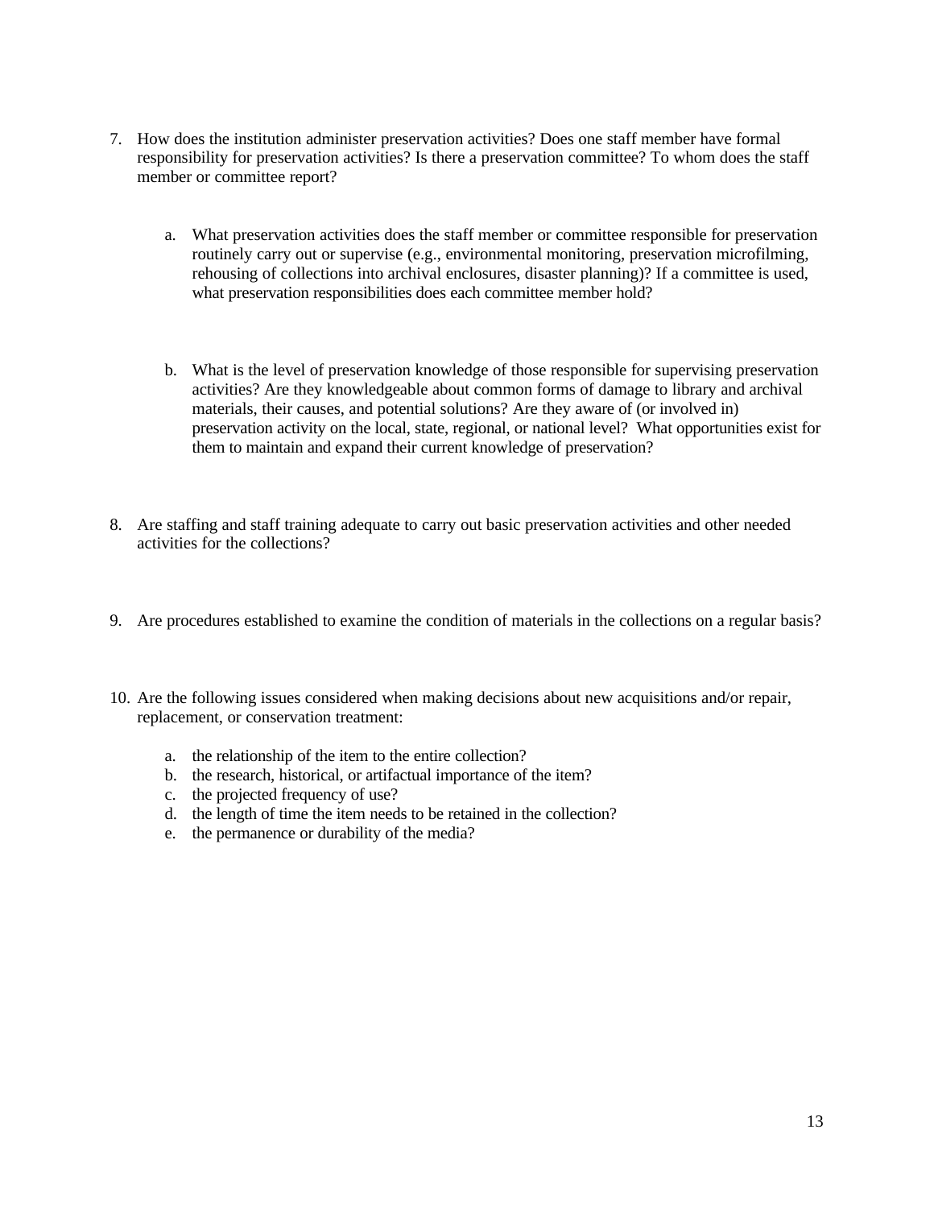7. How does the institution administer preservation activities? Does one staff member have formal responsibility for preservation activities? Is there a preservation committee? To whom does the staff member or committee report?

   a. What preservation activities does the staff member or committee responsible for preservation routinely carry out or supervise (e.g., environmental monitoring, preservation microfilming, rehousing of collections into archival enclosures, disaster planning)? If a committee is used, what preservation responsibilities does each committee member hold?

   b. What is the level of preservation knowledge of those responsible for supervising preservation activities? Are they knowledgeable about common forms of damage to library and archival materials, their causes, and potential solutions? Are they aware of (or involved in) preservation activity on the local, state, regional, or national level? What opportunities exist for them to maintain and expand their current knowledge of preservation?

8. Are staffing and staff training adequate to carry out basic preservation activities and other needed activities for the collections?

9. Are procedures established to examine the condition of materials in the collections on a regular basis?

10. Are the following issues considered when making decisions about new acquisitions and/or repair, replacement, or conservation treatment:

    a. the relationship of the item to the entire collection?
    b. the research, historical, or artifactual importance of the item?
    c. the projected frequency of use?
    d. the length of time the item needs to be retained in the collection?
    e. the permanence or durability of the media?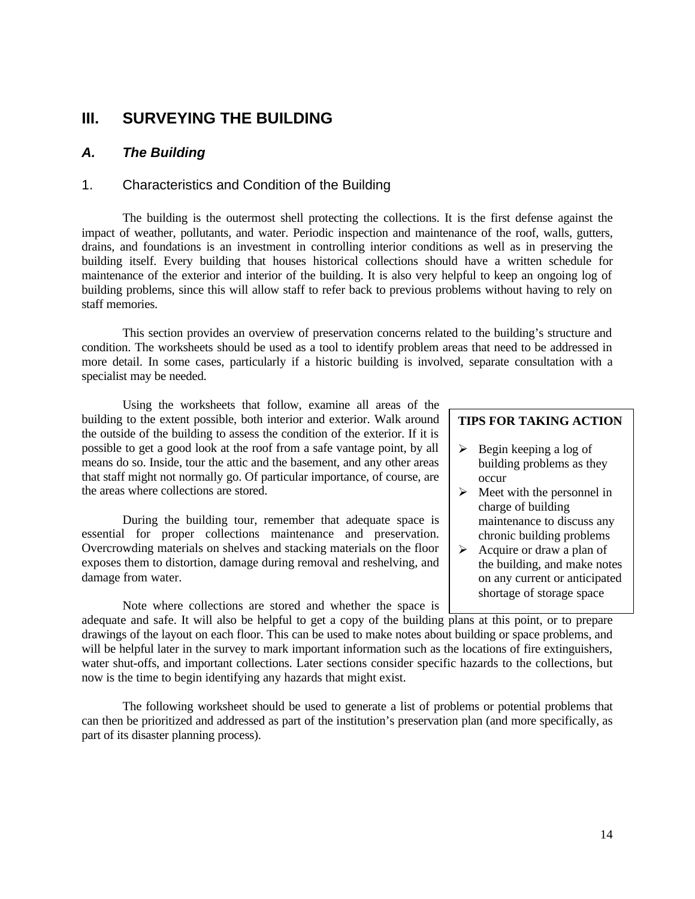# III. SURVEYING THE BUILDING

## *A. The Building*

### 1. Characteristics and Condition of the Building

The building is the outermost shell protecting the collections. It is the first defense against the impact of weather, pollutants, and water. Periodic inspection and maintenance of the roof, walls, gutters, drains, and foundations is an investment in controlling interior conditions as well as in preserving the building itself. Every building that houses historical collections should have a written schedule for maintenance of the exterior and interior of the building. It is also very helpful to keep an ongoing log of building problems, since this will allow staff to refer back to previous problems without having to rely on staff memories.

This section provides an overview of preservation concerns related to the building's structure and condition. The worksheets should be used as a tool to identify problem areas that need to be addressed in more detail. In some cases, particularly if a historic building is involved, separate consultation with a specialist may be needed.

Using the worksheets that follow, examine all areas of the building to the extent possible, both interior and exterior. Walk around the outside of the building to assess the condition of the exterior. If it is possible to get a good look at the roof from a safe vantage point, by all means do so. Inside, tour the attic and the basement, and any other areas that staff might not normally go. Of particular importance, of course, are the areas where collections are stored.

During the building tour, remember that adequate space is essential for proper collections maintenance and preservation. Overcrowding materials on shelves and stacking materials on the floor exposes them to distortion, damage during removal and reshelving, and damage from water.

Note where collections are stored and whether the space is adequate and safe. It will also be helpful to get a copy of the building plans at this point, or to prepare drawings of the layout on each floor. This can be used to make notes about building or space problems, and will be helpful later in the survey to mark important information such as the locations of fire extinguishers, water shut-offs, and important collections. Later sections consider specific hazards to the collections, but now is the time to begin identifying any hazards that might exist.

The following worksheet should be used to generate a list of problems or potential problems that can then be prioritized and addressed as part of the institution's preservation plan (and more specifically, as part of its disaster planning process).

**TIPS FOR TAKING ACTION**

- Begin keeping a log of building problems as they occur
- Meet with the personnel in charge of building maintenance to discuss any chronic building problems
- Acquire or draw a plan of the building, and make notes on any current or anticipated shortage of storage space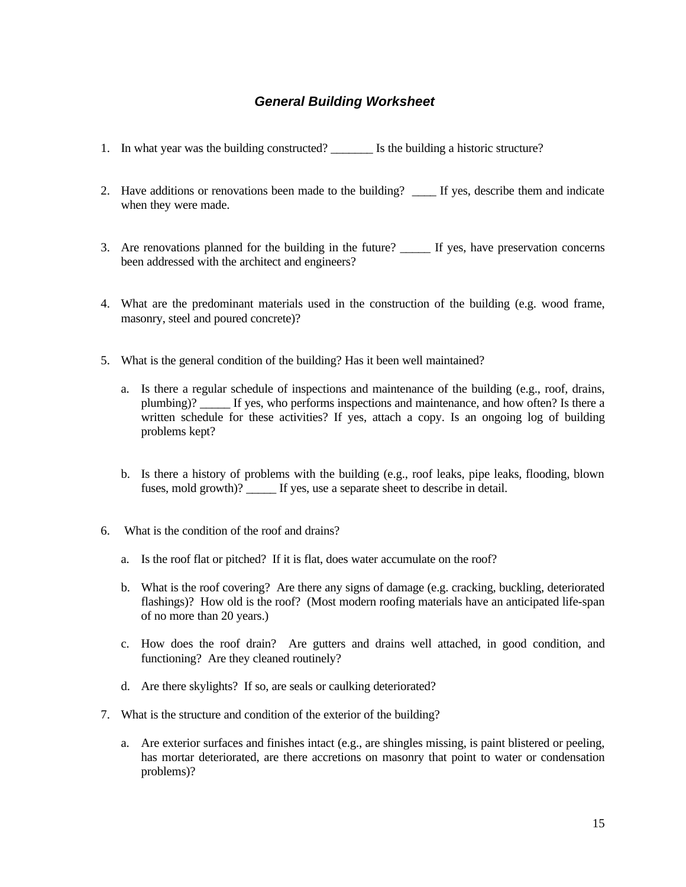## *General Building Worksheet*

1. In what year was the building constructed? _______ Is the building a historic structure?

2. Have additions or renovations been made to the building? ____ If yes, describe them and indicate when they were made.

3. Are renovations planned for the building in the future? _____ If yes, have preservation concerns been addressed with the architect and engineers?

4. What are the predominant materials used in the construction of the building (e.g. wood frame, masonry, steel and poured concrete)?

5. What is the general condition of the building? Has it been well maintained?

   a. Is there a regular schedule of inspections and maintenance of the building (e.g., roof, drains, plumbing)? _____ If yes, who performs inspections and maintenance, and how often? Is there a written schedule for these activities? If yes, attach a copy. Is an ongoing log of building problems kept?

   b. Is there a history of problems with the building (e.g., roof leaks, pipe leaks, flooding, blown fuses, mold growth)? _____ If yes, use a separate sheet to describe in detail.

6. What is the condition of the roof and drains?

   a. Is the roof flat or pitched? If it is flat, does water accumulate on the roof?

   b. What is the roof covering? Are there any signs of damage (e.g. cracking, buckling, deteriorated flashings)? How old is the roof? (Most modern roofing materials have an anticipated life-span of no more than 20 years.)

   c. How does the roof drain? Are gutters and drains well attached, in good condition, and functioning? Are they cleaned routinely?

   d. Are there skylights? If so, are seals or caulking deteriorated?

7. What is the structure and condition of the exterior of the building?

   a. Are exterior surfaces and finishes intact (e.g., are shingles missing, is paint blistered or peeling, has mortar deteriorated, are there accretions on masonry that point to water or condensation problems)?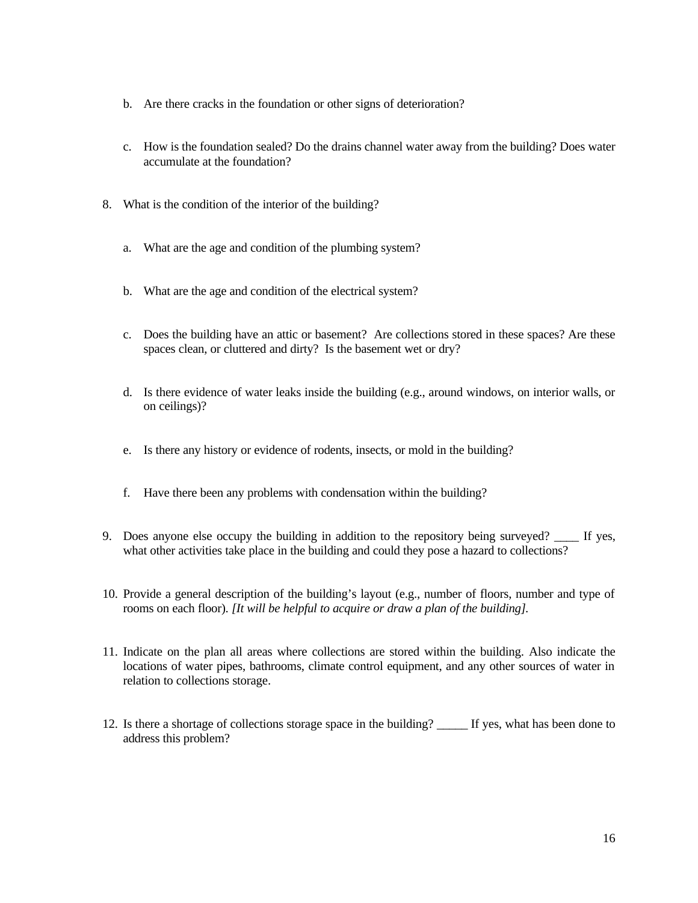b. Are there cracks in the foundation or other signs of deterioration?

   c. How is the foundation sealed? Do the drains channel water away from the building? Does water accumulate at the foundation?

8. What is the condition of the interior of the building?

   a. What are the age and condition of the plumbing system?

   b. What are the age and condition of the electrical system?

   c. Does the building have an attic or basement? Are collections stored in these spaces? Are these spaces clean, or cluttered and dirty? Is the basement wet or dry?

   d. Is there evidence of water leaks inside the building (e.g., around windows, on interior walls, or on ceilings)?

   e. Is there any history or evidence of rodents, insects, or mold in the building?

   f. Have there been any problems with condensation within the building?

9. Does anyone else occupy the building in addition to the repository being surveyed? ____ If yes, what other activities take place in the building and could they pose a hazard to collections?

10. Provide a general description of the building's layout (e.g., number of floors, number and type of rooms on each floor). *[It will be helpful to acquire or draw a plan of the building].*

11. Indicate on the plan all areas where collections are stored within the building. Also indicate the locations of water pipes, bathrooms, climate control equipment, and any other sources of water in relation to collections storage.

12. Is there a shortage of collections storage space in the building? _____ If yes, what has been done to address this problem?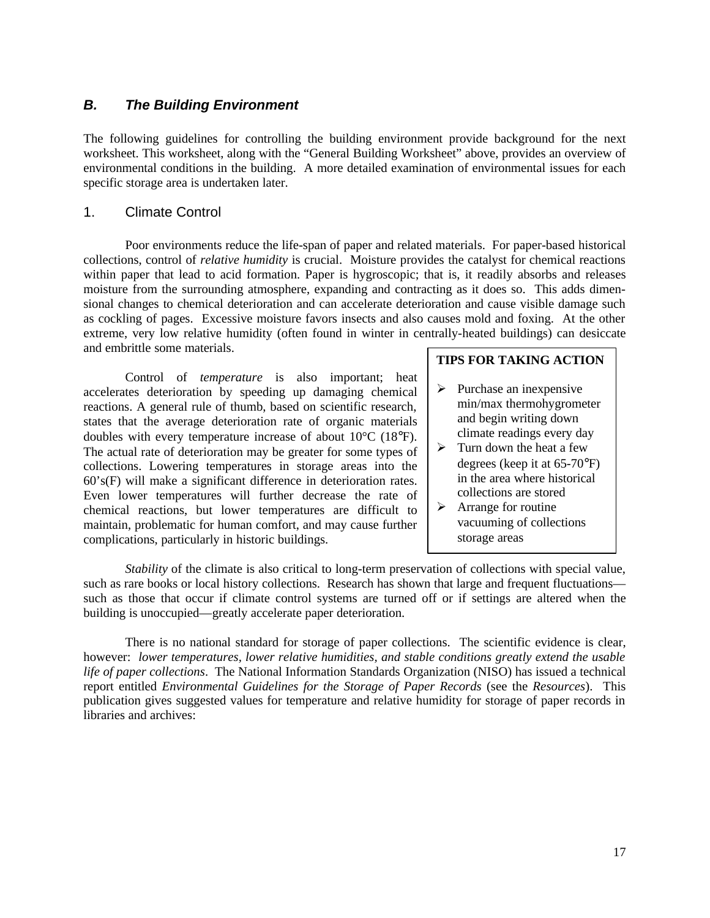## *B. The Building Environment*

The following guidelines for controlling the building environment provide background for the next worksheet. This worksheet, along with the "General Building Worksheet" above, provides an overview of environmental conditions in the building. A more detailed examination of environmental issues for each specific storage area is undertaken later.

### 1. Climate Control

Poor environments reduce the life-span of paper and related materials. For paper-based historical collections, control of *relative humidity* is crucial. Moisture provides the catalyst for chemical reactions within paper that lead to acid formation. Paper is hygroscopic; that is, it readily absorbs and releases moisture from the surrounding atmosphere, expanding and contracting as it does so. This adds dimensional changes to chemical deterioration and can accelerate deterioration and cause visible damage such as cockling of pages. Excessive moisture favors insects and also causes mold and foxing. At the other extreme, very low relative humidity (often found in winter in centrally-heated buildings) can desiccate and embrittle some materials.

Control of *temperature* is also important; heat accelerates deterioration by speeding up damaging chemical reactions. A general rule of thumb, based on scientific research, states that the average deterioration rate of organic materials doubles with every temperature increase of about 10°C (18°F). The actual rate of deterioration may be greater for some types of collections. Lowering temperatures in storage areas into the 60's(F) will make a significant difference in deterioration rates. Even lower temperatures will further decrease the rate of chemical reactions, but lower temperatures are difficult to maintain, problematic for human comfort, and may cause further complications, particularly in historic buildings.

> **TIPS FOR TAKING ACTION**
>
> - Purchase an inexpensive min/max thermohygrometer and begin writing down climate readings every day
> - Turn down the heat a few degrees (keep it at 65-70°F) in the area where historical collections are stored
> - Arrange for routine vacuuming of collections storage areas

*Stability* of the climate is also critical to long-term preservation of collections with special value, such as rare books or local history collections. Research has shown that large and frequent fluctuations—such as those that occur if climate control systems are turned off or if settings are altered when the building is unoccupied—greatly accelerate paper deterioration.

There is no national standard for storage of paper collections. The scientific evidence is clear, however: *lower temperatures, lower relative humidities, and stable conditions greatly extend the usable life of paper collections*. The National Information Standards Organization (NISO) has issued a technical report entitled *Environmental Guidelines for the Storage of Paper Records* (see the *Resources*). This publication gives suggested values for temperature and relative humidity for storage of paper records in libraries and archives: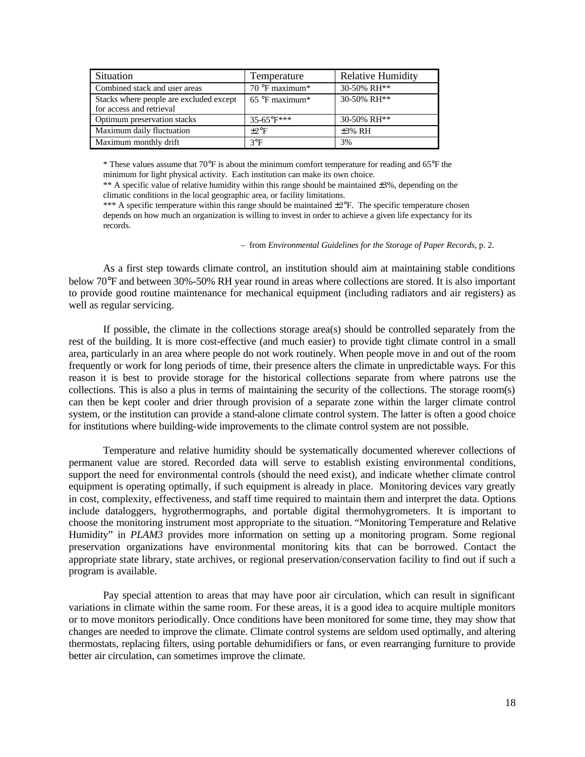| Situation | Temperature | Relative Humidity |
| --- | --- | --- |
| Combined stack and user areas | 70 °F maximum* | 30-50% RH** |
| Stacks where people are excluded except for access and retrieval | 65 °F maximum* | 30-50% RH** |
| Optimum preservation stacks | 35-65°F*** | 30-50% RH** |
| Maximum daily fluctuation | ±2°F | ±3% RH |
| Maximum monthly drift | 3°F | 3% |

* These values assume that 70°F is about the minimum comfort temperature for reading and 65°F the minimum for light physical activity. Each institution can make its own choice.

** A specific value of relative humidity within this range should be maintained ±3%, depending on the climatic conditions in the local geographic area, or facility limitations.

*** A specific temperature within this range should be maintained ±2°F. The specific temperature chosen depends on how much an organization is willing to invest in order to achieve a given life expectancy for its records.

– from *Environmental Guidelines for the Storage of Paper Records*, p. 2.

As a first step towards climate control, an institution should aim at maintaining stable conditions below 70°F and between 30%-50% RH year round in areas where collections are stored. It is also important to provide good routine maintenance for mechanical equipment (including radiators and air registers) as well as regular servicing.

If possible, the climate in the collections storage area(s) should be controlled separately from the rest of the building. It is more cost-effective (and much easier) to provide tight climate control in a small area, particularly in an area where people do not work routinely. When people move in and out of the room frequently or work for long periods of time, their presence alters the climate in unpredictable ways. For this reason it is best to provide storage for the historical collections separate from where patrons use the collections. This is also a plus in terms of maintaining the security of the collections. The storage room(s) can then be kept cooler and drier through provision of a separate zone within the larger climate control system, or the institution can provide a stand-alone climate control system. The latter is often a good choice for institutions where building-wide improvements to the climate control system are not possible.

Temperature and relative humidity should be systematically documented wherever collections of permanent value are stored. Recorded data will serve to establish existing environmental conditions, support the need for environmental controls (should the need exist), and indicate whether climate control equipment is operating optimally, if such equipment is already in place. Monitoring devices vary greatly in cost, complexity, effectiveness, and staff time required to maintain them and interpret the data. Options include dataloggers, hygrothermographs, and portable digital thermohygrometers. It is important to choose the monitoring instrument most appropriate to the situation. "Monitoring Temperature and Relative Humidity" in *PLAM3* provides more information on setting up a monitoring program. Some regional preservation organizations have environmental monitoring kits that can be borrowed. Contact the appropriate state library, state archives, or regional preservation/conservation facility to find out if such a program is available.

Pay special attention to areas that may have poor air circulation, which can result in significant variations in climate within the same room. For these areas, it is a good idea to acquire multiple monitors or to move monitors periodically. Once conditions have been monitored for some time, they may show that changes are needed to improve the climate. Climate control systems are seldom used optimally, and altering thermostats, replacing filters, using portable dehumidifiers or fans, or even rearranging furniture to provide better air circulation, can sometimes improve the climate.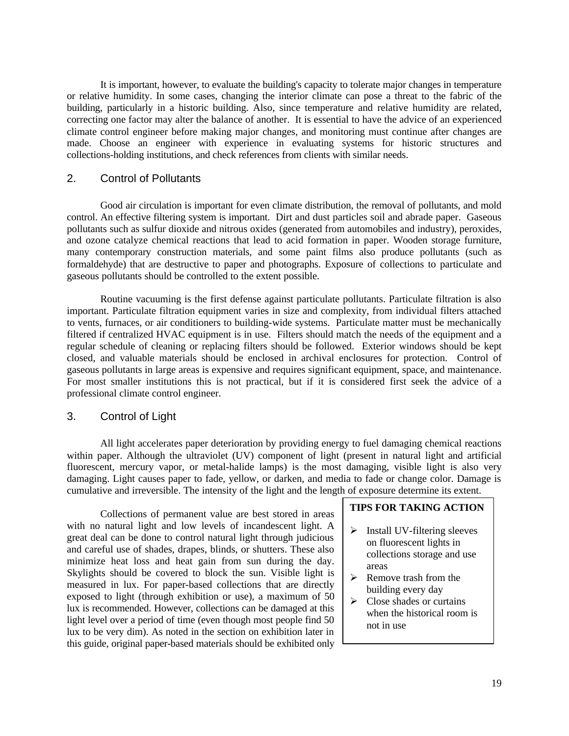It is important, however, to evaluate the building's capacity to tolerate major changes in temperature or relative humidity. In some cases, changing the interior climate can pose a threat to the fabric of the building, particularly in a historic building. Also, since temperature and relative humidity are related, correcting one factor may alter the balance of another. It is essential to have the advice of an experienced climate control engineer before making major changes, and monitoring must continue after changes are made. Choose an engineer with experience in evaluating systems for historic structures and collections-holding institutions, and check references from clients with similar needs.

## 2. Control of Pollutants

Good air circulation is important for even climate distribution, the removal of pollutants, and mold control. An effective filtering system is important. Dirt and dust particles soil and abrade paper. Gaseous pollutants such as sulfur dioxide and nitrous oxides (generated from automobiles and industry), peroxides, and ozone catalyze chemical reactions that lead to acid formation in paper. Wooden storage furniture, many contemporary construction materials, and some paint films also produce pollutants (such as formaldehyde) that are destructive to paper and photographs. Exposure of collections to particulate and gaseous pollutants should be controlled to the extent possible.

Routine vacuuming is the first defense against particulate pollutants. Particulate filtration is also important. Particulate filtration equipment varies in size and complexity, from individual filters attached to vents, furnaces, or air conditioners to building-wide systems. Particulate matter must be mechanically filtered if centralized HVAC equipment is in use. Filters should match the needs of the equipment and a regular schedule of cleaning or replacing filters should be followed. Exterior windows should be kept closed, and valuable materials should be enclosed in archival enclosures for protection. Control of gaseous pollutants in large areas is expensive and requires significant equipment, space, and maintenance. For most smaller institutions this is not practical, but if it is considered first seek the advice of a professional climate control engineer.

## 3. Control of Light

All light accelerates paper deterioration by providing energy to fuel damaging chemical reactions within paper. Although the ultraviolet (UV) component of light (present in natural light and artificial fluorescent, mercury vapor, or metal-halide lamps) is the most damaging, visible light is also very damaging. Light causes paper to fade, yellow, or darken, and media to fade or change color. Damage is cumulative and irreversible. The intensity of the light and the length of exposure determine its extent.

Collections of permanent value are best stored in areas with no natural light and low levels of incandescent light. A great deal can be done to control natural light through judicious and careful use of shades, drapes, blinds, or shutters. These also minimize heat loss and heat gain from sun during the day. Skylights should be covered to block the sun. Visible light is measured in lux. For paper-based collections that are directly exposed to light (through exhibition or use), a maximum of 50 lux is recommended. However, collections can be damaged at this light level over a period of time (even though most people find 50 lux to be very dim). As noted in the section on exhibition later in this guide, original paper-based materials should be exhibited only

**TIPS FOR TAKING ACTION**

- Install UV-filtering sleeves on fluorescent lights in collections storage and use areas
- Remove trash from the building every day
- Close shades or curtains when the historical room is not in use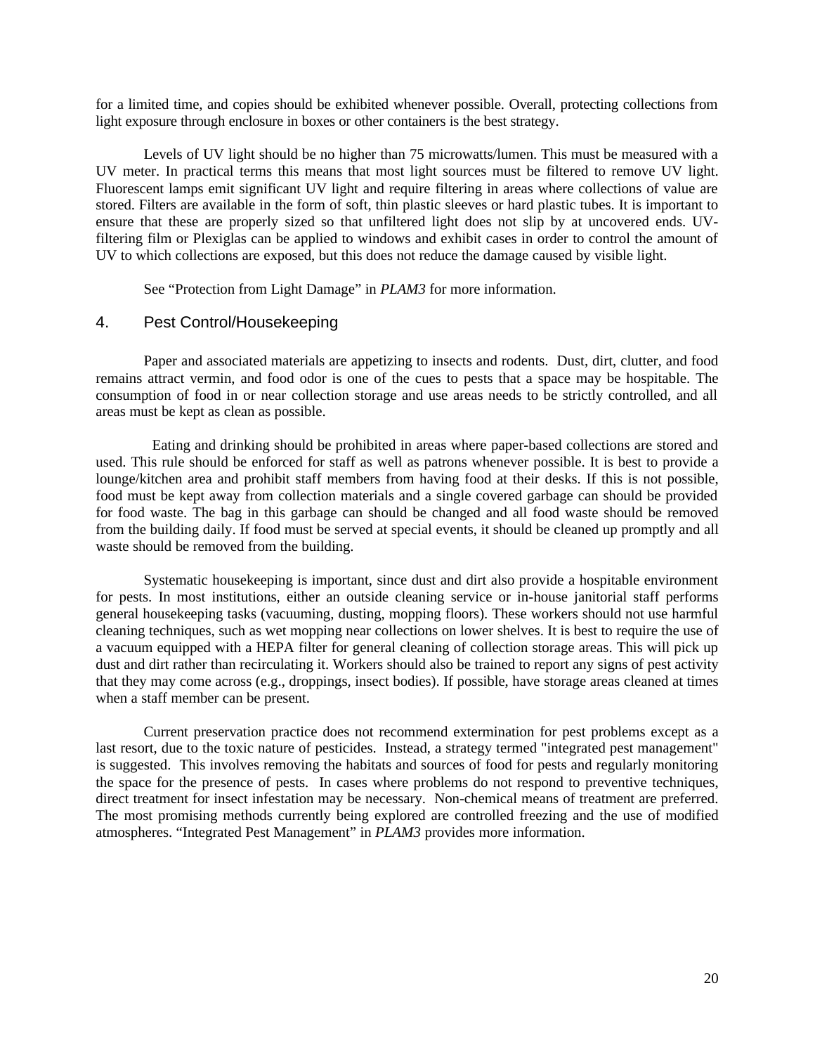for a limited time, and copies should be exhibited whenever possible. Overall, protecting collections from light exposure through enclosure in boxes or other containers is the best strategy.

Levels of UV light should be no higher than 75 microwatts/lumen. This must be measured with a UV meter. In practical terms this means that most light sources must be filtered to remove UV light. Fluorescent lamps emit significant UV light and require filtering in areas where collections of value are stored. Filters are available in the form of soft, thin plastic sleeves or hard plastic tubes. It is important to ensure that these are properly sized so that unfiltered light does not slip by at uncovered ends. UV-filtering film or Plexiglas can be applied to windows and exhibit cases in order to control the amount of UV to which collections are exposed, but this does not reduce the damage caused by visible light.

See "Protection from Light Damage" in *PLAM3* for more information.

## 4. Pest Control/Housekeeping

Paper and associated materials are appetizing to insects and rodents. Dust, dirt, clutter, and food remains attract vermin, and food odor is one of the cues to pests that a space may be hospitable. The consumption of food in or near collection storage and use areas needs to be strictly controlled, and all areas must be kept as clean as possible.

Eating and drinking should be prohibited in areas where paper-based collections are stored and used. This rule should be enforced for staff as well as patrons whenever possible. It is best to provide a lounge/kitchen area and prohibit staff members from having food at their desks. If this is not possible, food must be kept away from collection materials and a single covered garbage can should be provided for food waste. The bag in this garbage can should be changed and all food waste should be removed from the building daily. If food must be served at special events, it should be cleaned up promptly and all waste should be removed from the building.

Systematic housekeeping is important, since dust and dirt also provide a hospitable environment for pests. In most institutions, either an outside cleaning service or in-house janitorial staff performs general housekeeping tasks (vacuuming, dusting, mopping floors). These workers should not use harmful cleaning techniques, such as wet mopping near collections on lower shelves. It is best to require the use of a vacuum equipped with a HEPA filter for general cleaning of collection storage areas. This will pick up dust and dirt rather than recirculating it. Workers should also be trained to report any signs of pest activity that they may come across (e.g., droppings, insect bodies). If possible, have storage areas cleaned at times when a staff member can be present.

Current preservation practice does not recommend extermination for pest problems except as a last resort, due to the toxic nature of pesticides. Instead, a strategy termed "integrated pest management" is suggested. This involves removing the habitats and sources of food for pests and regularly monitoring the space for the presence of pests. In cases where problems do not respond to preventive techniques, direct treatment for insect infestation may be necessary. Non-chemical means of treatment are preferred. The most promising methods currently being explored are controlled freezing and the use of modified atmospheres. "Integrated Pest Management" in *PLAM3* provides more information.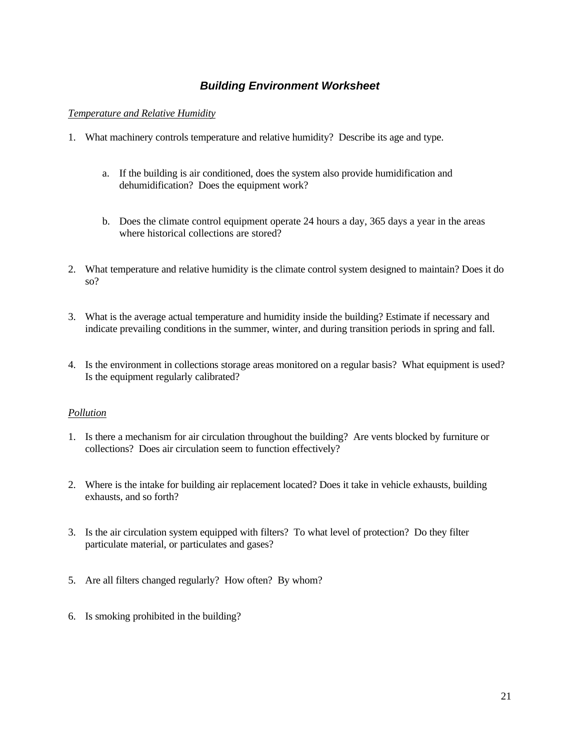## *Building Environment Worksheet*

*Temperature and Relative Humidity*

1. What machinery controls temperature and relative humidity? Describe its age and type.

   a. If the building is air conditioned, does the system also provide humidification and dehumidification? Does the equipment work?

   b. Does the climate control equipment operate 24 hours a day, 365 days a year in the areas where historical collections are stored?

2. What temperature and relative humidity is the climate control system designed to maintain? Does it do so?

3. What is the average actual temperature and humidity inside the building? Estimate if necessary and indicate prevailing conditions in the summer, winter, and during transition periods in spring and fall.

4. Is the environment in collections storage areas monitored on a regular basis? What equipment is used? Is the equipment regularly calibrated?

*Pollution*

1. Is there a mechanism for air circulation throughout the building? Are vents blocked by furniture or collections? Does air circulation seem to function effectively?

2. Where is the intake for building air replacement located? Does it take in vehicle exhausts, building exhausts, and so forth?

3. Is the air circulation system equipped with filters? To what level of protection? Do they filter particulate material, or particulates and gases?

5. Are all filters changed regularly? How often? By whom?

6. Is smoking prohibited in the building?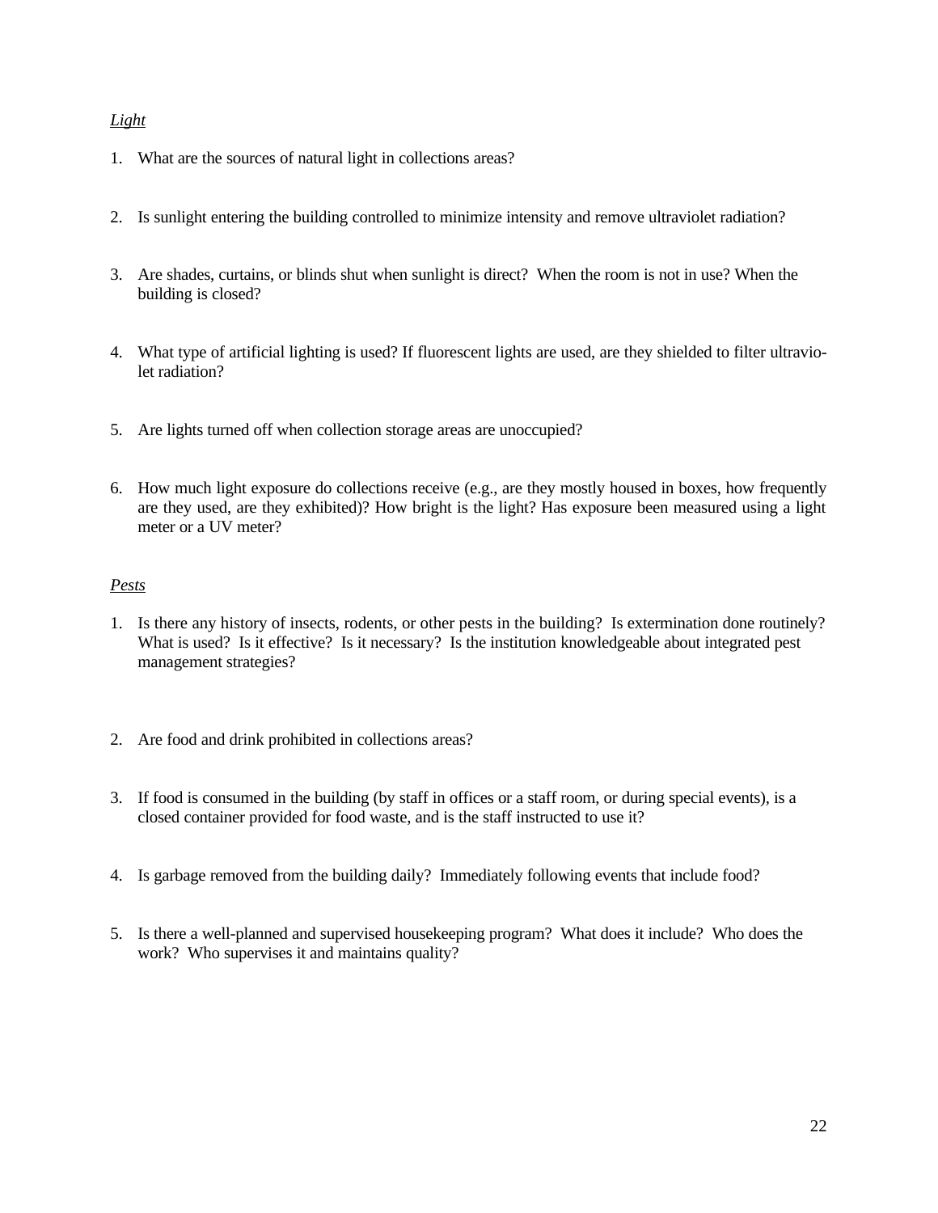*Light*

1. What are the sources of natural light in collections areas?

2. Is sunlight entering the building controlled to minimize intensity and remove ultraviolet radiation?

3. Are shades, curtains, or blinds shut when sunlight is direct? When the room is not in use? When the building is closed?

4. What type of artificial lighting is used? If fluorescent lights are used, are they shielded to filter ultraviolet radiation?

5. Are lights turned off when collection storage areas are unoccupied?

6. How much light exposure do collections receive (e.g., are they mostly housed in boxes, how frequently are they used, are they exhibited)? How bright is the light? Has exposure been measured using a light meter or a UV meter?

*Pests*

1. Is there any history of insects, rodents, or other pests in the building? Is extermination done routinely? What is used? Is it effective? Is it necessary? Is the institution knowledgeable about integrated pest management strategies?

2. Are food and drink prohibited in collections areas?

3. If food is consumed in the building (by staff in offices or a staff room, or during special events), is a closed container provided for food waste, and is the staff instructed to use it?

4. Is garbage removed from the building daily? Immediately following events that include food?

5. Is there a well-planned and supervised housekeeping program? What does it include? Who does the work? Who supervises it and maintains quality?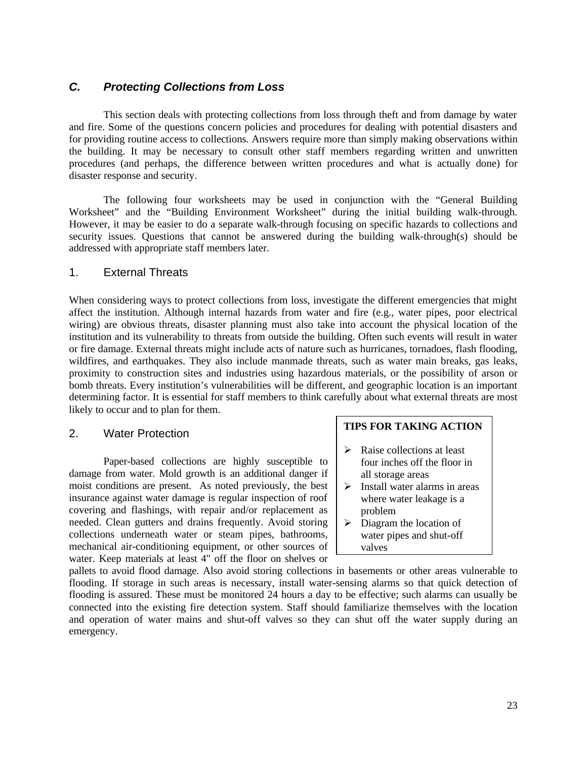## *C. Protecting Collections from Loss*

This section deals with protecting collections from loss through theft and from damage by water and fire. Some of the questions concern policies and procedures for dealing with potential disasters and for providing routine access to collections. Answers require more than simply making observations within the building. It may be necessary to consult other staff members regarding written and unwritten procedures (and perhaps, the difference between written procedures and what is actually done) for disaster response and security.

The following four worksheets may be used in conjunction with the "General Building Worksheet" and the "Building Environment Worksheet" during the initial building walk-through. However, it may be easier to do a separate walk-through focusing on specific hazards to collections and security issues. Questions that cannot be answered during the building walk-through(s) should be addressed with appropriate staff members later.

### 1. External Threats

When considering ways to protect collections from loss, investigate the different emergencies that might affect the institution. Although internal hazards from water and fire (e.g., water pipes, poor electrical wiring) are obvious threats, disaster planning must also take into account the physical location of the institution and its vulnerability to threats from outside the building. Often such events will result in water or fire damage. External threats might include acts of nature such as hurricanes, tornadoes, flash flooding, wildfires, and earthquakes. They also include manmade threats, such as water main breaks, gas leaks, proximity to construction sites and industries using hazardous materials, or the possibility of arson or bomb threats. Every institution's vulnerabilities will be different, and geographic location is an important determining factor. It is essential for staff members to think carefully about what external threats are most likely to occur and to plan for them.

### 2. Water Protection

Paper-based collections are highly susceptible to damage from water. Mold growth is an additional danger if moist conditions are present. As noted previously, the best insurance against water damage is regular inspection of roof covering and flashings, with repair and/or replacement as needed. Clean gutters and drains frequently. Avoid storing collections underneath water or steam pipes, bathrooms, mechanical air-conditioning equipment, or other sources of water. Keep materials at least 4" off the floor on shelves or pallets to avoid flood damage. Also avoid storing collections in basements or other areas vulnerable to flooding. If storage in such areas is necessary, install water-sensing alarms so that quick detection of flooding is assured. These must be monitored 24 hours a day to be effective; such alarms can usually be connected into the existing fire detection system. Staff should familiarize themselves with the location and operation of water mains and shut-off valves so they can shut off the water supply during an emergency.

**TIPS FOR TAKING ACTION**

- Raise collections at least four inches off the floor in all storage areas
- Install water alarms in areas where water leakage is a problem
- Diagram the location of water pipes and shut-off valves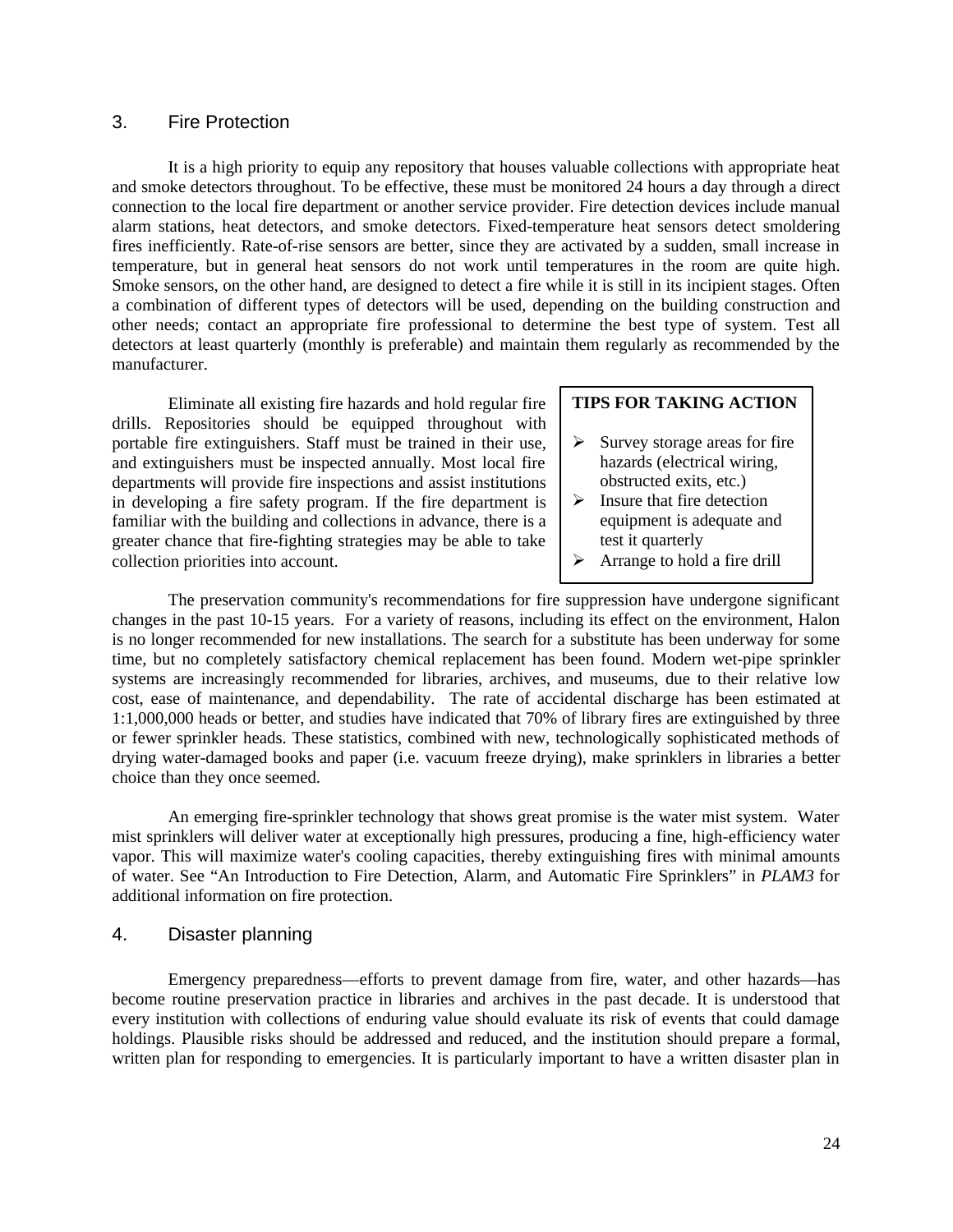## 3. Fire Protection

It is a high priority to equip any repository that houses valuable collections with appropriate heat and smoke detectors throughout. To be effective, these must be monitored 24 hours a day through a direct connection to the local fire department or another service provider. Fire detection devices include manual alarm stations, heat detectors, and smoke detectors. Fixed-temperature heat sensors detect smoldering fires inefficiently. Rate-of-rise sensors are better, since they are activated by a sudden, small increase in temperature, but in general heat sensors do not work until temperatures in the room are quite high. Smoke sensors, on the other hand, are designed to detect a fire while it is still in its incipient stages. Often a combination of different types of detectors will be used, depending on the building construction and other needs; contact an appropriate fire professional to determine the best type of system. Test all detectors at least quarterly (monthly is preferable) and maintain them regularly as recommended by the manufacturer.

Eliminate all existing fire hazards and hold regular fire drills. Repositories should be equipped throughout with portable fire extinguishers. Staff must be trained in their use, and extinguishers must be inspected annually. Most local fire departments will provide fire inspections and assist institutions in developing a fire safety program. If the fire department is familiar with the building and collections in advance, there is a greater chance that fire-fighting strategies may be able to take collection priorities into account.

> **TIPS FOR TAKING ACTION**
>
> - Survey storage areas for fire hazards (electrical wiring, obstructed exits, etc.)
> - Insure that fire detection equipment is adequate and test it quarterly
> - Arrange to hold a fire drill

The preservation community's recommendations for fire suppression have undergone significant changes in the past 10-15 years. For a variety of reasons, including its effect on the environment, Halon is no longer recommended for new installations. The search for a substitute has been underway for some time, but no completely satisfactory chemical replacement has been found. Modern wet-pipe sprinkler systems are increasingly recommended for libraries, archives, and museums, due to their relative low cost, ease of maintenance, and dependability. The rate of accidental discharge has been estimated at 1:1,000,000 heads or better, and studies have indicated that 70% of library fires are extinguished by three or fewer sprinkler heads. These statistics, combined with new, technologically sophisticated methods of drying water-damaged books and paper (i.e. vacuum freeze drying), make sprinklers in libraries a better choice than they once seemed.

An emerging fire-sprinkler technology that shows great promise is the water mist system. Water mist sprinklers will deliver water at exceptionally high pressures, producing a fine, high-efficiency water vapor. This will maximize water's cooling capacities, thereby extinguishing fires with minimal amounts of water. See "An Introduction to Fire Detection, Alarm, and Automatic Fire Sprinklers" in *PLAM3* for additional information on fire protection.

## 4. Disaster planning

Emergency preparedness—efforts to prevent damage from fire, water, and other hazards—has become routine preservation practice in libraries and archives in the past decade. It is understood that every institution with collections of enduring value should evaluate its risk of events that could damage holdings. Plausible risks should be addressed and reduced, and the institution should prepare a formal, written plan for responding to emergencies. It is particularly important to have a written disaster plan in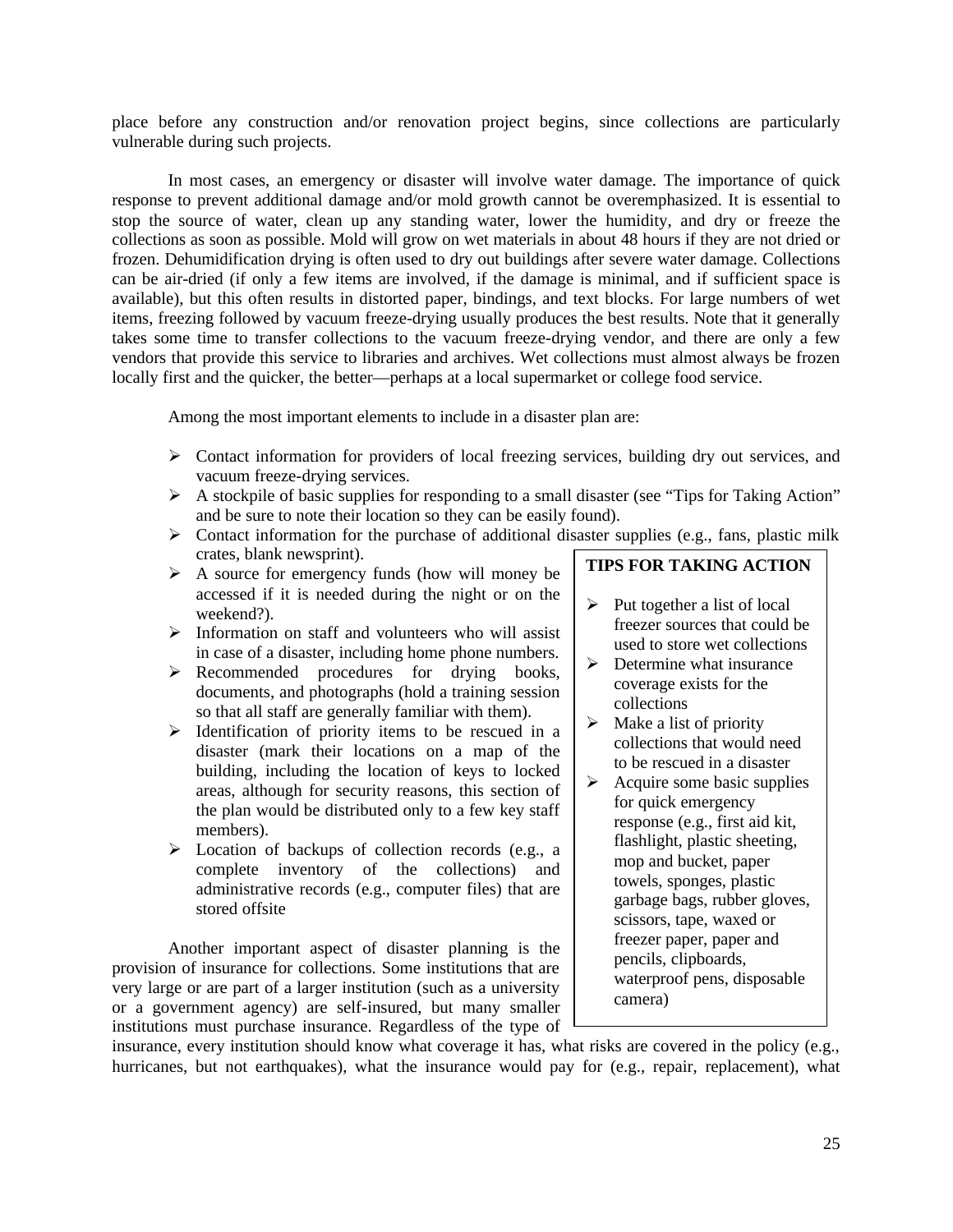place before any construction and/or renovation project begins, since collections are particularly vulnerable during such projects.

In most cases, an emergency or disaster will involve water damage. The importance of quick response to prevent additional damage and/or mold growth cannot be overemphasized. It is essential to stop the source of water, clean up any standing water, lower the humidity, and dry or freeze the collections as soon as possible. Mold will grow on wet materials in about 48 hours if they are not dried or frozen. Dehumidification drying is often used to dry out buildings after severe water damage. Collections can be air-dried (if only a few items are involved, if the damage is minimal, and if sufficient space is available), but this often results in distorted paper, bindings, and text blocks. For large numbers of wet items, freezing followed by vacuum freeze-drying usually produces the best results. Note that it generally takes some time to transfer collections to the vacuum freeze-drying vendor, and there are only a few vendors that provide this service to libraries and archives. Wet collections must almost always be frozen locally first and the quicker, the better—perhaps at a local supermarket or college food service.

Among the most important elements to include in a disaster plan are:

- Contact information for providers of local freezing services, building dry out services, and vacuum freeze-drying services.
- A stockpile of basic supplies for responding to a small disaster (see "Tips for Taking Action" and be sure to note their location so they can be easily found).
- Contact information for the purchase of additional disaster supplies (e.g., fans, plastic milk crates, blank newsprint).
- A source for emergency funds (how will money be accessed if it is needed during the night or on the weekend?).
- Information on staff and volunteers who will assist in case of a disaster, including home phone numbers.
- Recommended procedures for drying books, documents, and photographs (hold a training session so that all staff are generally familiar with them).
- Identification of priority items to be rescued in a disaster (mark their locations on a map of the building, including the location of keys to locked areas, although for security reasons, this section of the plan would be distributed only to a few key staff members).
- Location of backups of collection records (e.g., a complete inventory of the collections) and administrative records (e.g., computer files) that are stored offsite

Another important aspect of disaster planning is the provision of insurance for collections. Some institutions that are very large or are part of a larger institution (such as a university or a government agency) are self-insured, but many smaller institutions must purchase insurance. Regardless of the type of insurance, every institution should know what coverage it has, what risks are covered in the policy (e.g., hurricanes, but not earthquakes), what the insurance would pay for (e.g., repair, replacement), what

**TIPS FOR TAKING ACTION**

- Put together a list of local freezer sources that could be used to store wet collections
- Determine what insurance coverage exists for the collections
- Make a list of priority collections that would need to be rescued in a disaster
- Acquire some basic supplies for quick emergency response (e.g., first aid kit, flashlight, plastic sheeting, mop and bucket, paper towels, sponges, plastic garbage bags, rubber gloves, scissors, tape, waxed or freezer paper, paper and pencils, clipboards, waterproof pens, disposable camera)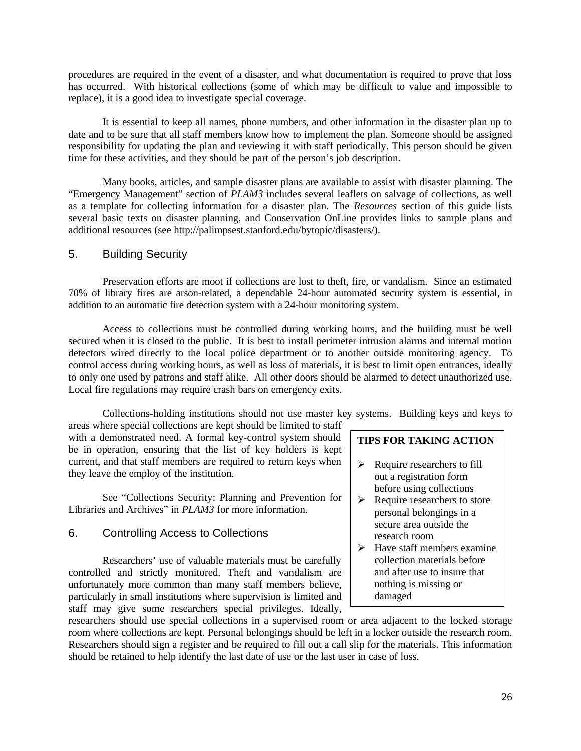procedures are required in the event of a disaster, and what documentation is required to prove that loss has occurred. With historical collections (some of which may be difficult to value and impossible to replace), it is a good idea to investigate special coverage.

It is essential to keep all names, phone numbers, and other information in the disaster plan up to date and to be sure that all staff members know how to implement the plan. Someone should be assigned responsibility for updating the plan and reviewing it with staff periodically. This person should be given time for these activities, and they should be part of the person's job description.

Many books, articles, and sample disaster plans are available to assist with disaster planning. The "Emergency Management" section of *PLAM3* includes several leaflets on salvage of collections, as well as a template for collecting information for a disaster plan. The *Resources* section of this guide lists several basic texts on disaster planning, and Conservation OnLine provides links to sample plans and additional resources (see http://palimpsest.stanford.edu/bytopic/disasters/).

## 5. Building Security

Preservation efforts are moot if collections are lost to theft, fire, or vandalism. Since an estimated 70% of library fires are arson-related, a dependable 24-hour automated security system is essential, in addition to an automatic fire detection system with a 24-hour monitoring system.

Access to collections must be controlled during working hours, and the building must be well secured when it is closed to the public. It is best to install perimeter intrusion alarms and internal motion detectors wired directly to the local police department or to another outside monitoring agency. To control access during working hours, as well as loss of materials, it is best to limit open entrances, ideally to only one used by patrons and staff alike. All other doors should be alarmed to detect unauthorized use. Local fire regulations may require crash bars on emergency exits.

Collections-holding institutions should not use master key systems. Building keys and keys to areas where special collections are kept should be limited to staff with a demonstrated need. A formal key-control system should be in operation, ensuring that the list of key holders is kept current, and that staff members are required to return keys when they leave the employ of the institution.

See "Collections Security: Planning and Prevention for Libraries and Archives" in *PLAM3* for more information.

## 6. Controlling Access to Collections

Researchers' use of valuable materials must be carefully controlled and strictly monitored. Theft and vandalism are unfortunately more common than many staff members believe, particularly in small institutions where supervision is limited and staff may give some researchers special privileges. Ideally, researchers should use special collections in a supervised room or area adjacent to the locked storage room where collections are kept. Personal belongings should be left in a locker outside the research room. Researchers should sign a register and be required to fill out a call slip for the materials. This information should be retained to help identify the last date of use or the last user in case of loss.

**TIPS FOR TAKING ACTION**

- Require researchers to fill out a registration form before using collections
- Require researchers to store personal belongings in a secure area outside the research room
- Have staff members examine collection materials before and after use to insure that nothing is missing or damaged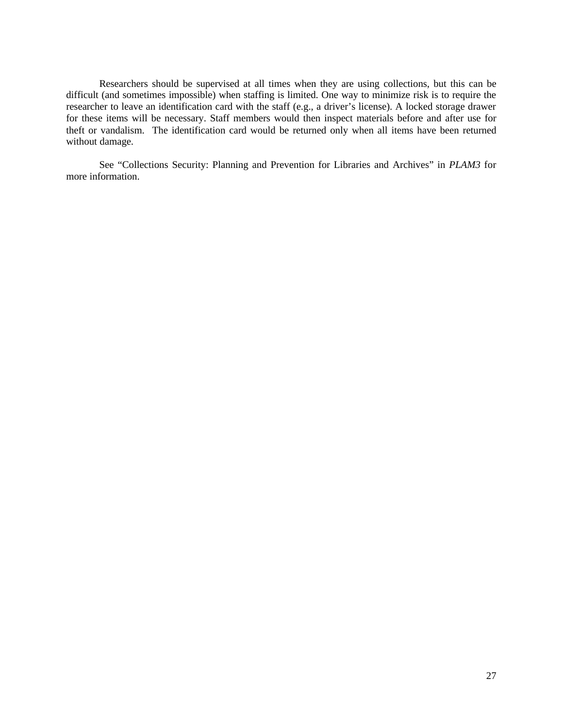Researchers should be supervised at all times when they are using collections, but this can be difficult (and sometimes impossible) when staffing is limited. One way to minimize risk is to require the researcher to leave an identification card with the staff (e.g., a driver's license). A locked storage drawer for these items will be necessary. Staff members would then inspect materials before and after use for theft or vandalism.  The identification card would be returned only when all items have been returned without damage.

See "Collections Security: Planning and Prevention for Libraries and Archives" in *PLAM3* for more information.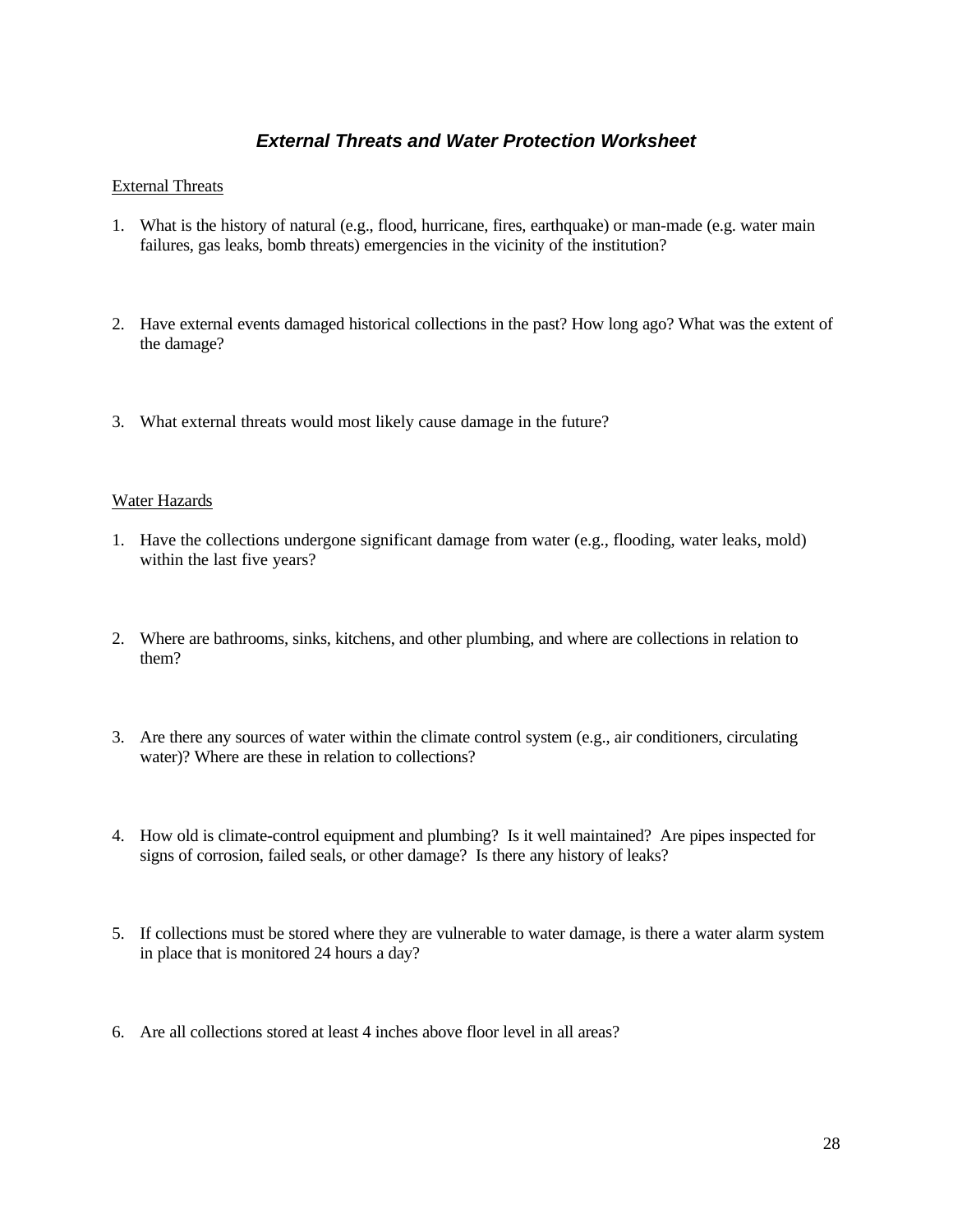# *External Threats and Water Protection Worksheet*

External Threats

1. What is the history of natural (e.g., flood, hurricane, fires, earthquake) or man-made (e.g. water main failures, gas leaks, bomb threats) emergencies in the vicinity of the institution?

2. Have external events damaged historical collections in the past? How long ago? What was the extent of the damage?

3. What external threats would most likely cause damage in the future?

Water Hazards

1. Have the collections undergone significant damage from water (e.g., flooding, water leaks, mold) within the last five years?

2. Where are bathrooms, sinks, kitchens, and other plumbing, and where are collections in relation to them?

3. Are there any sources of water within the climate control system (e.g., air conditioners, circulating water)? Where are these in relation to collections?

4. How old is climate-control equipment and plumbing? Is it well maintained? Are pipes inspected for signs of corrosion, failed seals, or other damage? Is there any history of leaks?

5. If collections must be stored where they are vulnerable to water damage, is there a water alarm system in place that is monitored 24 hours a day?

6. Are all collections stored at least 4 inches above floor level in all areas?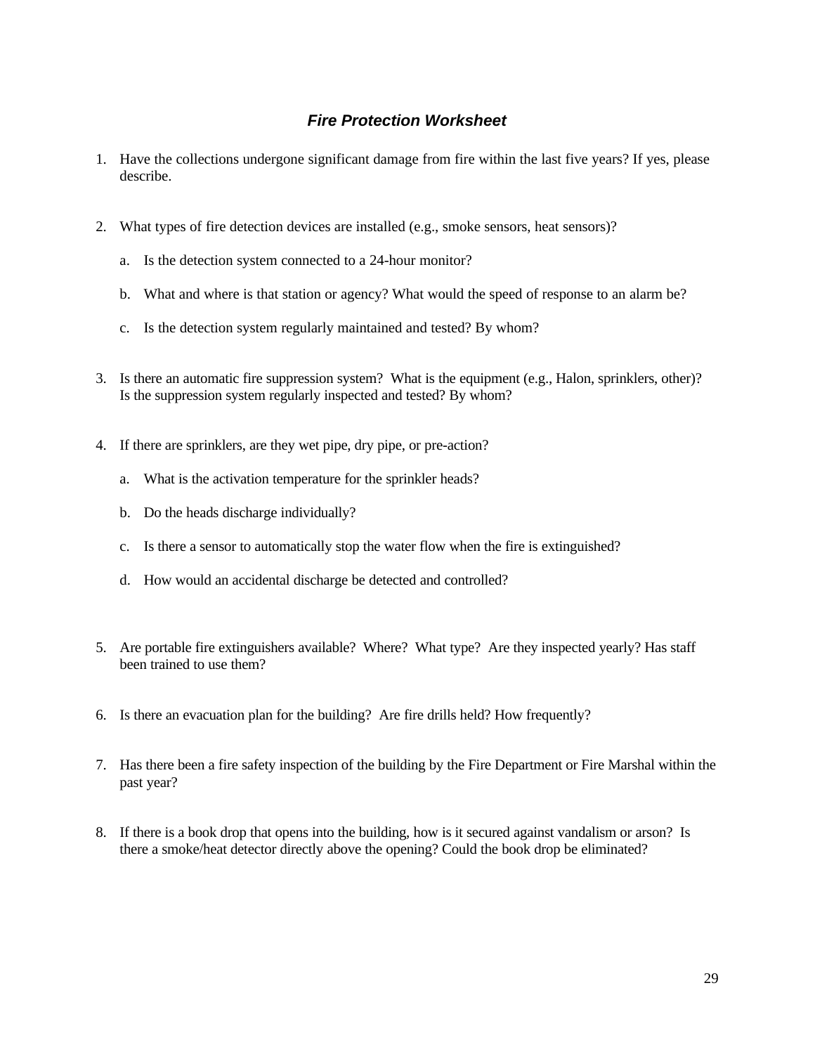## *Fire Protection Worksheet*

1. Have the collections undergone significant damage from fire within the last five years? If yes, please describe.

2. What types of fire detection devices are installed (e.g., smoke sensors, heat sensors)?

   a. Is the detection system connected to a 24-hour monitor?

   b. What and where is that station or agency? What would the speed of response to an alarm be?

   c. Is the detection system regularly maintained and tested? By whom?

3. Is there an automatic fire suppression system? What is the equipment (e.g., Halon, sprinklers, other)? Is the suppression system regularly inspected and tested? By whom?

4. If there are sprinklers, are they wet pipe, dry pipe, or pre-action?

   a. What is the activation temperature for the sprinkler heads?

   b. Do the heads discharge individually?

   c. Is there a sensor to automatically stop the water flow when the fire is extinguished?

   d. How would an accidental discharge be detected and controlled?

5. Are portable fire extinguishers available? Where? What type? Are they inspected yearly? Has staff been trained to use them?

6. Is there an evacuation plan for the building? Are fire drills held? How frequently?

7. Has there been a fire safety inspection of the building by the Fire Department or Fire Marshal within the past year?

8. If there is a book drop that opens into the building, how is it secured against vandalism or arson? Is there a smoke/heat detector directly above the opening? Could the book drop be eliminated?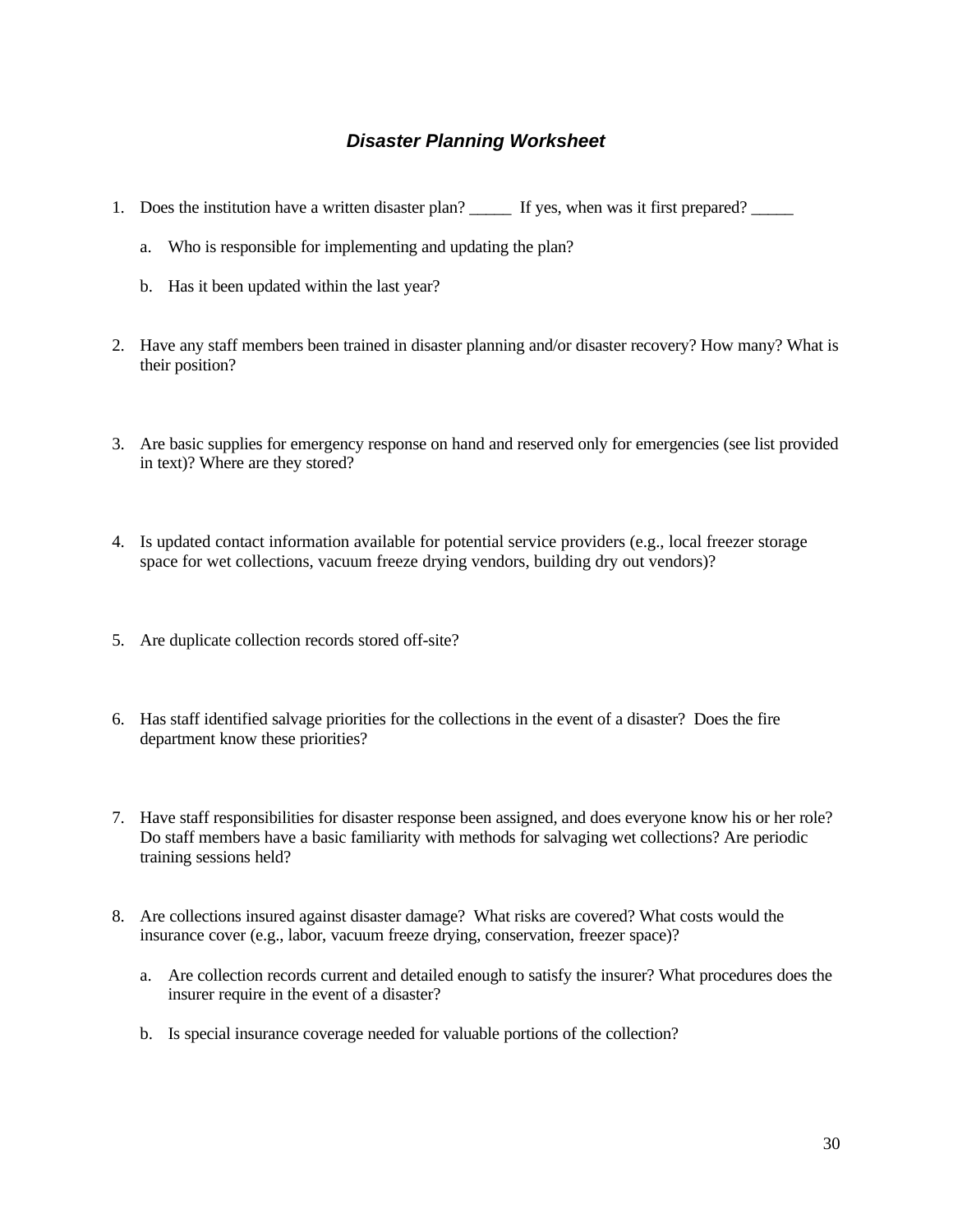## ***Disaster Planning Worksheet***

1. Does the institution have a written disaster plan? _____ If yes, when was it first prepared? _____

   a. Who is responsible for implementing and updating the plan?

   b. Has it been updated within the last year?

2. Have any staff members been trained in disaster planning and/or disaster recovery? How many? What is their position?

3. Are basic supplies for emergency response on hand and reserved only for emergencies (see list provided in text)? Where are they stored?

4. Is updated contact information available for potential service providers (e.g., local freezer storage space for wet collections, vacuum freeze drying vendors, building dry out vendors)?

5. Are duplicate collection records stored off-site?

6. Has staff identified salvage priorities for the collections in the event of a disaster? Does the fire department know these priorities?

7. Have staff responsibilities for disaster response been assigned, and does everyone know his or her role? Do staff members have a basic familiarity with methods for salvaging wet collections? Are periodic training sessions held?

8. Are collections insured against disaster damage? What risks are covered? What costs would the insurance cover (e.g., labor, vacuum freeze drying, conservation, freezer space)?

   a. Are collection records current and detailed enough to satisfy the insurer? What procedures does the insurer require in the event of a disaster?

   b. Is special insurance coverage needed for valuable portions of the collection?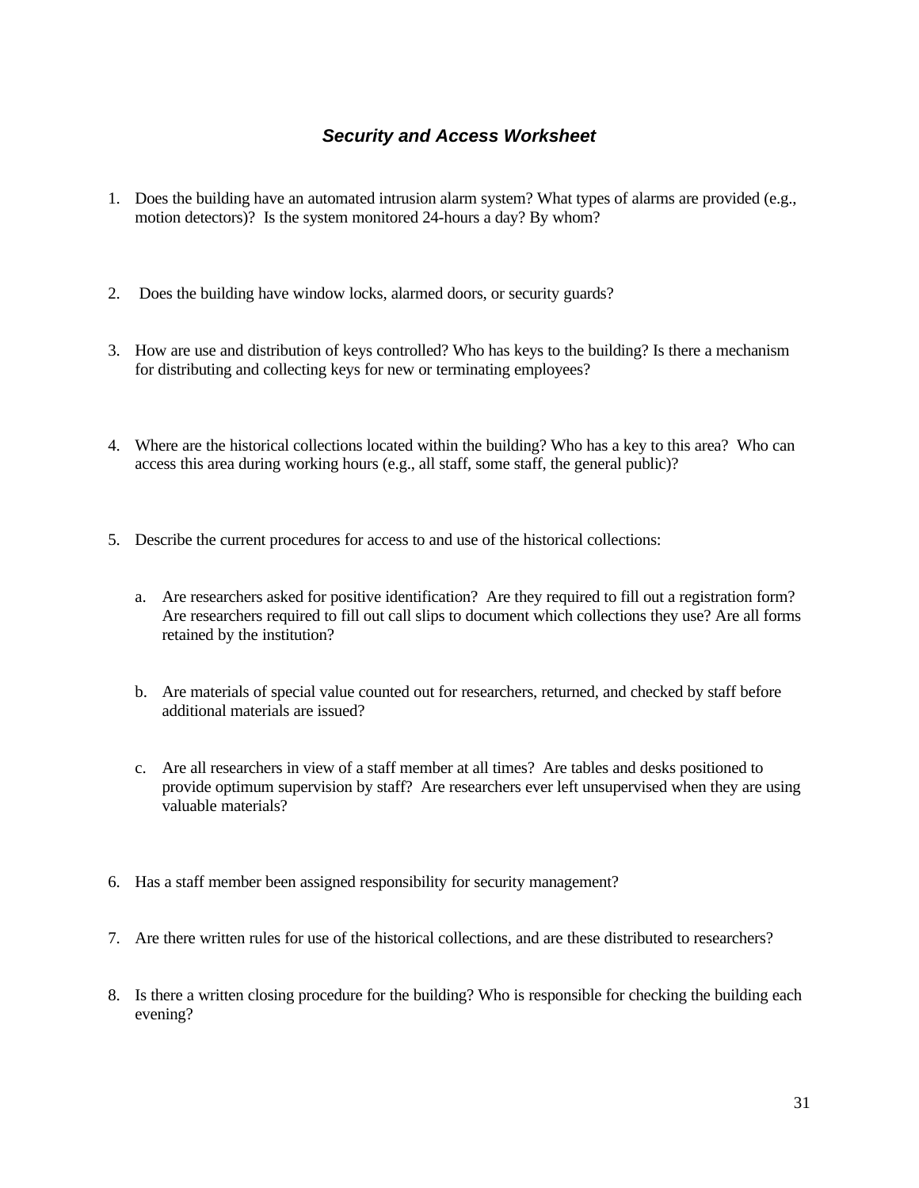## *Security and Access Worksheet*

1. Does the building have an automated intrusion alarm system? What types of alarms are provided (e.g., motion detectors)? Is the system monitored 24-hours a day? By whom?

2. Does the building have window locks, alarmed doors, or security guards?

3. How are use and distribution of keys controlled? Who has keys to the building? Is there a mechanism for distributing and collecting keys for new or terminating employees?

4. Where are the historical collections located within the building? Who has a key to this area? Who can access this area during working hours (e.g., all staff, some staff, the general public)?

5. Describe the current procedures for access to and use of the historical collections:

   a. Are researchers asked for positive identification? Are they required to fill out a registration form? Are researchers required to fill out call slips to document which collections they use? Are all forms retained by the institution?

   b. Are materials of special value counted out for researchers, returned, and checked by staff before additional materials are issued?

   c. Are all researchers in view of a staff member at all times? Are tables and desks positioned to provide optimum supervision by staff? Are researchers ever left unsupervised when they are using valuable materials?

6. Has a staff member been assigned responsibility for security management?

7. Are there written rules for use of the historical collections, and are these distributed to researchers?

8. Is there a written closing procedure for the building? Who is responsible for checking the building each evening?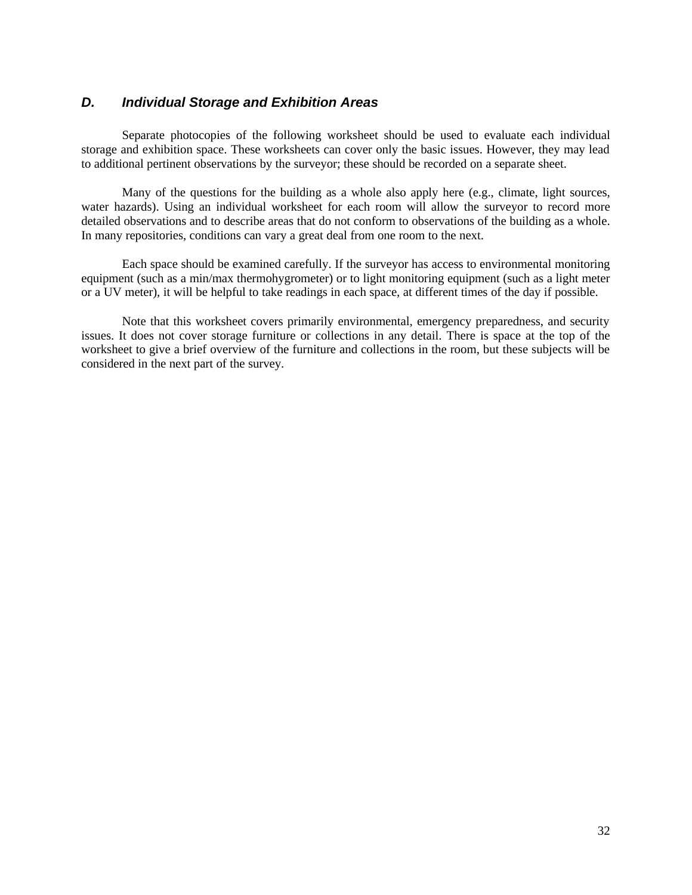## *D. Individual Storage and Exhibition Areas*

Separate photocopies of the following worksheet should be used to evaluate each individual storage and exhibition space. These worksheets can cover only the basic issues. However, they may lead to additional pertinent observations by the surveyor; these should be recorded on a separate sheet.

Many of the questions for the building as a whole also apply here (e.g., climate, light sources, water hazards). Using an individual worksheet for each room will allow the surveyor to record more detailed observations and to describe areas that do not conform to observations of the building as a whole. In many repositories, conditions can vary a great deal from one room to the next.

Each space should be examined carefully. If the surveyor has access to environmental monitoring equipment (such as a min/max thermohygrometer) or to light monitoring equipment (such as a light meter or a UV meter), it will be helpful to take readings in each space, at different times of the day if possible.

Note that this worksheet covers primarily environmental, emergency preparedness, and security issues. It does not cover storage furniture or collections in any detail. There is space at the top of the worksheet to give a brief overview of the furniture and collections in the room, but these subjects will be considered in the next part of the survey.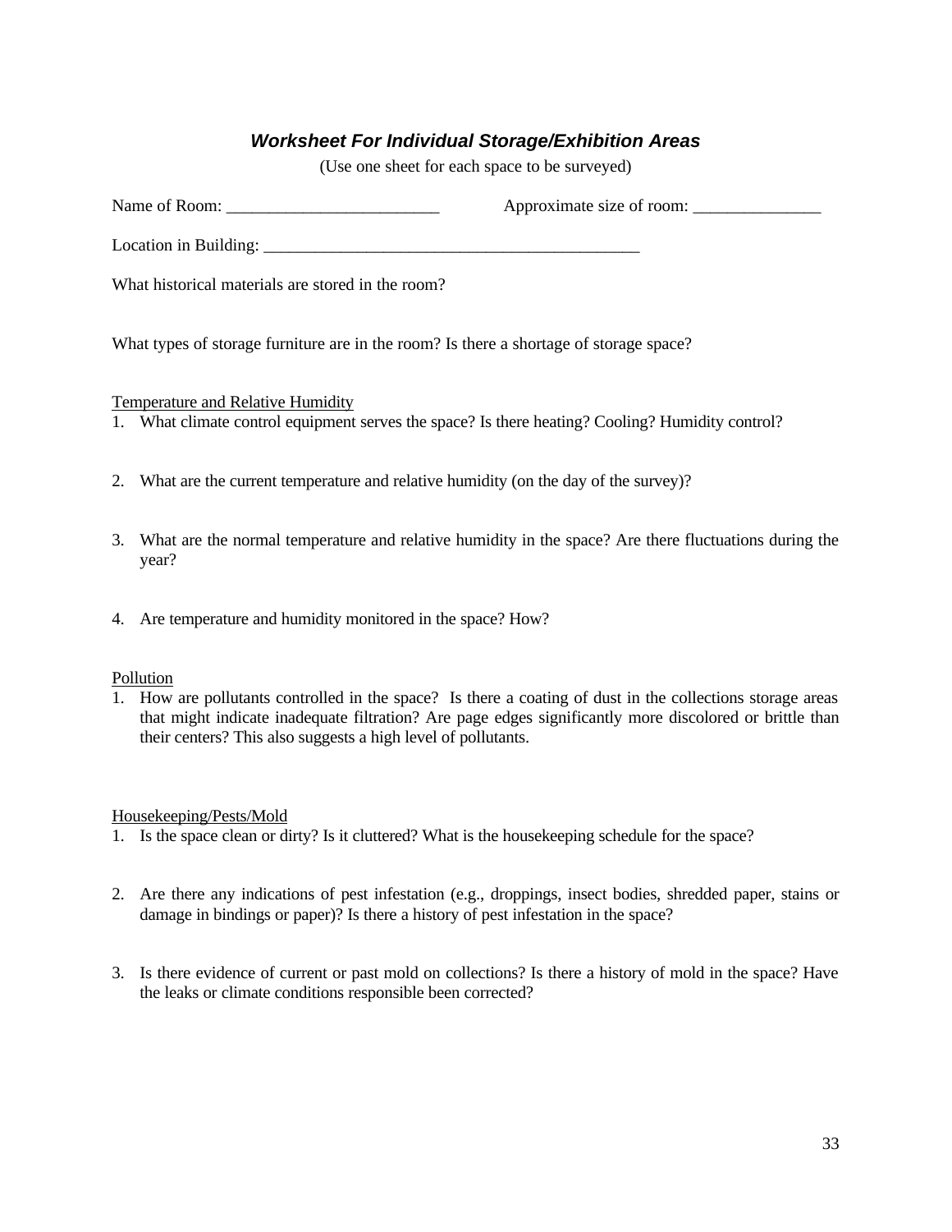## ***Worksheet For Individual Storage/Exhibition Areas***

(Use one sheet for each space to be surveyed)

Name of Room: _________________________ Approximate size of room: _______________

Location in Building: ____________________________________________

What historical materials are stored in the room?

What types of storage furniture are in the room? Is there a shortage of storage space?

<u>Temperature and Relative Humidity</u>

1. What climate control equipment serves the space? Is there heating? Cooling? Humidity control?

2. What are the current temperature and relative humidity (on the day of the survey)?

3. What are the normal temperature and relative humidity in the space? Are there fluctuations during the year?

4. Are temperature and humidity monitored in the space? How?

<u>Pollution</u>

1. How are pollutants controlled in the space? Is there a coating of dust in the collections storage areas that might indicate inadequate filtration? Are page edges significantly more discolored or brittle than their centers? This also suggests a high level of pollutants.

<u>Housekeeping/Pests/Mold</u>

1. Is the space clean or dirty? Is it cluttered? What is the housekeeping schedule for the space?

2. Are there any indications of pest infestation (e.g., droppings, insect bodies, shredded paper, stains or damage in bindings or paper)? Is there a history of pest infestation in the space?

3. Is there evidence of current or past mold on collections? Is there a history of mold in the space? Have the leaks or climate conditions responsible been corrected?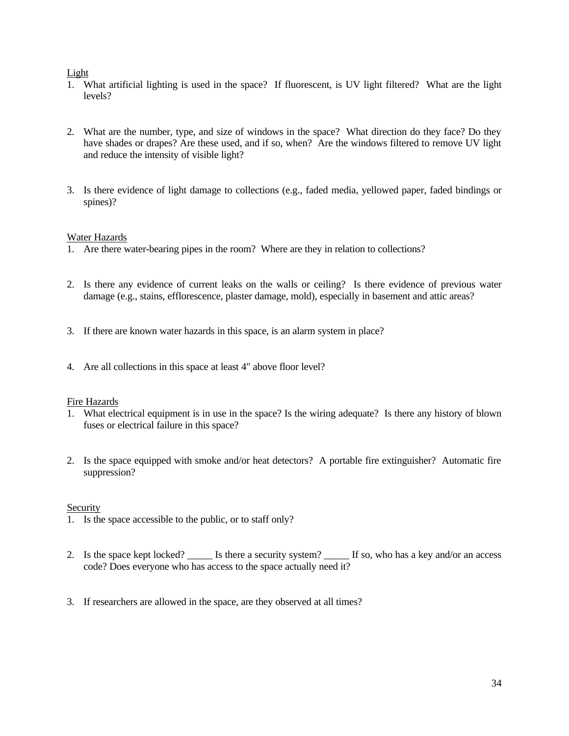Light

1. What artificial lighting is used in the space? If fluorescent, is UV light filtered? What are the light levels?

2. What are the number, type, and size of windows in the space? What direction do they face? Do they have shades or drapes? Are these used, and if so, when? Are the windows filtered to remove UV light and reduce the intensity of visible light?

3. Is there evidence of light damage to collections (e.g., faded media, yellowed paper, faded bindings or spines)?

Water Hazards

1. Are there water-bearing pipes in the room? Where are they in relation to collections?

2. Is there any evidence of current leaks on the walls or ceiling? Is there evidence of previous water damage (e.g., stains, efflorescence, plaster damage, mold), especially in basement and attic areas?

3. If there are known water hazards in this space, is an alarm system in place?

4. Are all collections in this space at least 4" above floor level?

Fire Hazards

1. What electrical equipment is in use in the space? Is the wiring adequate? Is there any history of blown fuses or electrical failure in this space?

2. Is the space equipped with smoke and/or heat detectors? A portable fire extinguisher? Automatic fire suppression?

Security

1. Is the space accessible to the public, or to staff only?

2. Is the space kept locked? _____ Is there a security system? _____ If so, who has a key and/or an access code? Does everyone who has access to the space actually need it?

3. If researchers are allowed in the space, are they observed at all times?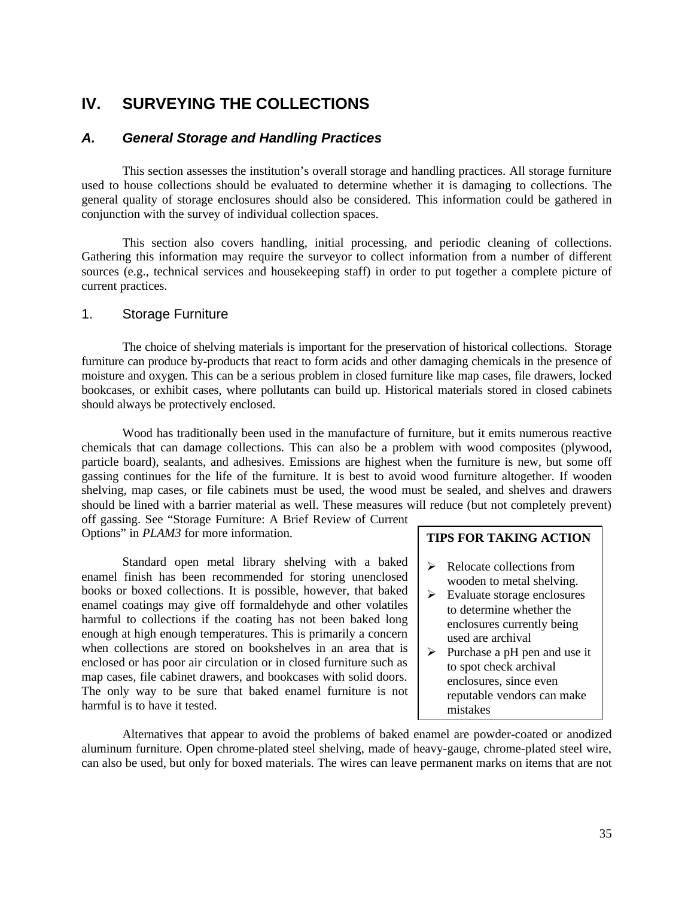# IV. SURVEYING THE COLLECTIONS

## *A. General Storage and Handling Practices*

This section assesses the institution's overall storage and handling practices. All storage furniture used to house collections should be evaluated to determine whether it is damaging to collections. The general quality of storage enclosures should also be considered. This information could be gathered in conjunction with the survey of individual collection spaces.

This section also covers handling, initial processing, and periodic cleaning of collections. Gathering this information may require the surveyor to collect information from a number of different sources (e.g., technical services and housekeeping staff) in order to put together a complete picture of current practices.

### 1. Storage Furniture

The choice of shelving materials is important for the preservation of historical collections. Storage furniture can produce by-products that react to form acids and other damaging chemicals in the presence of moisture and oxygen. This can be a serious problem in closed furniture like map cases, file drawers, locked bookcases, or exhibit cases, where pollutants can build up. Historical materials stored in closed cabinets should always be protectively enclosed.

Wood has traditionally been used in the manufacture of furniture, but it emits numerous reactive chemicals that can damage collections. This can also be a problem with wood composites (plywood, particle board), sealants, and adhesives. Emissions are highest when the furniture is new, but some off gassing continues for the life of the furniture. It is best to avoid wood furniture altogether. If wooden shelving, map cases, or file cabinets must be used, the wood must be sealed, and shelves and drawers should be lined with a barrier material as well. These measures will reduce (but not completely prevent) off gassing. See "Storage Furniture: A Brief Review of Current Options" in *PLAM3* for more information.

**TIPS FOR TAKING ACTION**

- Relocate collections from wooden to metal shelving.
- Evaluate storage enclosures to determine whether the enclosures currently being used are archival
- Purchase a pH pen and use it to spot check archival enclosures, since even reputable vendors can make mistakes

Standard open metal library shelving with a baked enamel finish has been recommended for storing unenclosed books or boxed collections. It is possible, however, that baked enamel coatings may give off formaldehyde and other volatiles harmful to collections if the coating has not been baked long enough at high enough temperatures. This is primarily a concern when collections are stored on bookshelves in an area that is enclosed or has poor air circulation or in closed furniture such as map cases, file cabinet drawers, and bookcases with solid doors. The only way to be sure that baked enamel furniture is not harmful is to have it tested.

Alternatives that appear to avoid the problems of baked enamel are powder-coated or anodized aluminum furniture. Open chrome-plated steel shelving, made of heavy-gauge, chrome-plated steel wire, can also be used, but only for boxed materials. The wires can leave permanent marks on items that are not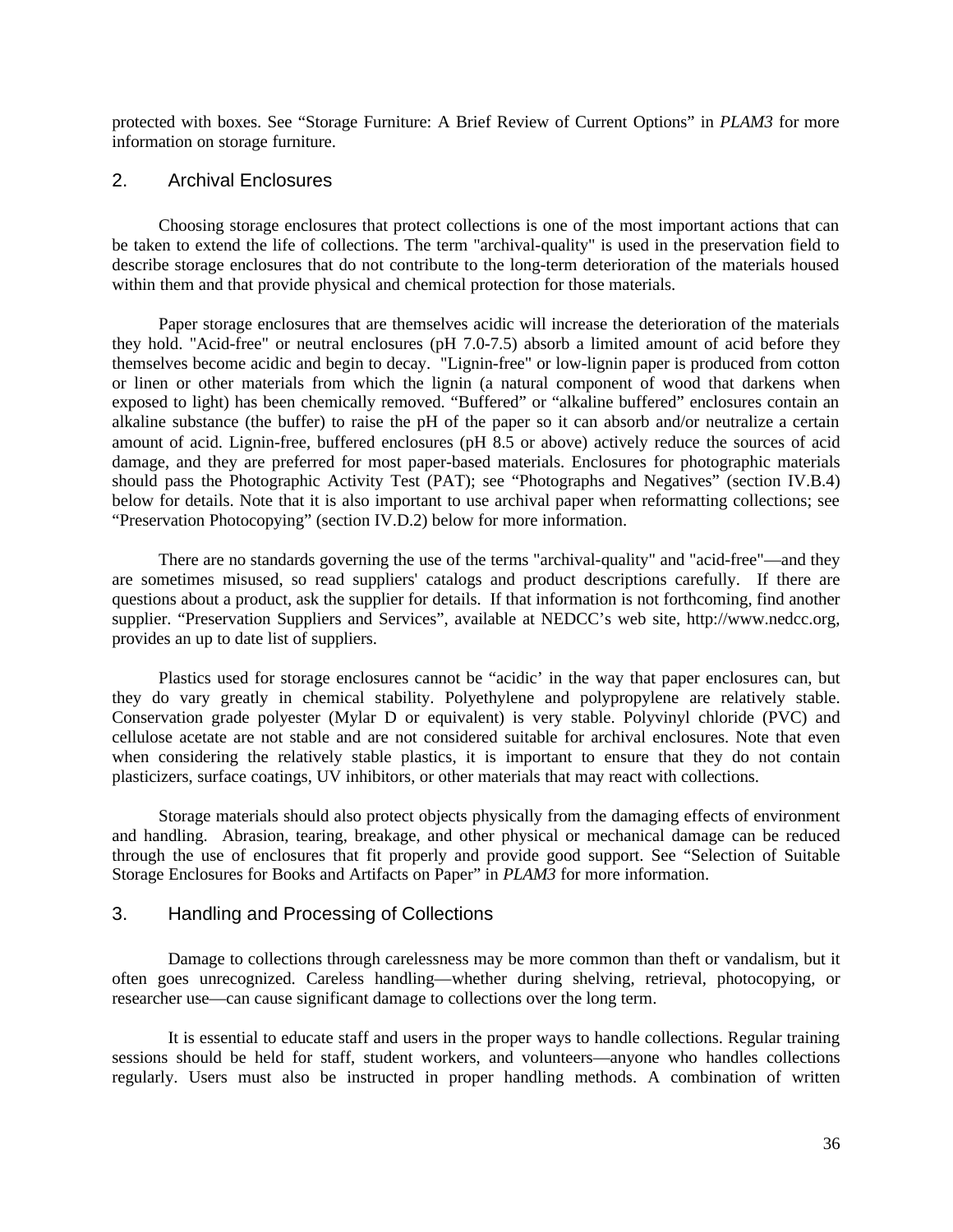protected with boxes. See "Storage Furniture: A Brief Review of Current Options" in *PLAM3* for more information on storage furniture.

## 2. Archival Enclosures

Choosing storage enclosures that protect collections is one of the most important actions that can be taken to extend the life of collections. The term "archival-quality" is used in the preservation field to describe storage enclosures that do not contribute to the long-term deterioration of the materials housed within them and that provide physical and chemical protection for those materials.

Paper storage enclosures that are themselves acidic will increase the deterioration of the materials they hold. "Acid-free" or neutral enclosures (pH 7.0-7.5) absorb a limited amount of acid before they themselves become acidic and begin to decay. "Lignin-free" or low-lignin paper is produced from cotton or linen or other materials from which the lignin (a natural component of wood that darkens when exposed to light) has been chemically removed. "Buffered" or "alkaline buffered" enclosures contain an alkaline substance (the buffer) to raise the pH of the paper so it can absorb and/or neutralize a certain amount of acid. Lignin-free, buffered enclosures (pH 8.5 or above) actively reduce the sources of acid damage, and they are preferred for most paper-based materials. Enclosures for photographic materials should pass the Photographic Activity Test (PAT); see "Photographs and Negatives" (section IV.B.4) below for details. Note that it is also important to use archival paper when reformatting collections; see "Preservation Photocopying" (section IV.D.2) below for more information.

There are no standards governing the use of the terms "archival-quality" and "acid-free"—and they are sometimes misused, so read suppliers' catalogs and product descriptions carefully. If there are questions about a product, ask the supplier for details. If that information is not forthcoming, find another supplier. "Preservation Suppliers and Services", available at NEDCC's web site, http://www.nedcc.org, provides an up to date list of suppliers.

Plastics used for storage enclosures cannot be "acidic' in the way that paper enclosures can, but they do vary greatly in chemical stability. Polyethylene and polypropylene are relatively stable. Conservation grade polyester (Mylar D or equivalent) is very stable. Polyvinyl chloride (PVC) and cellulose acetate are not stable and are not considered suitable for archival enclosures. Note that even when considering the relatively stable plastics, it is important to ensure that they do not contain plasticizers, surface coatings, UV inhibitors, or other materials that may react with collections.

Storage materials should also protect objects physically from the damaging effects of environment and handling. Abrasion, tearing, breakage, and other physical or mechanical damage can be reduced through the use of enclosures that fit properly and provide good support. See "Selection of Suitable Storage Enclosures for Books and Artifacts on Paper" in *PLAM3* for more information.

## 3. Handling and Processing of Collections

Damage to collections through carelessness may be more common than theft or vandalism, but it often goes unrecognized. Careless handling—whether during shelving, retrieval, photocopying, or researcher use—can cause significant damage to collections over the long term.

It is essential to educate staff and users in the proper ways to handle collections. Regular training sessions should be held for staff, student workers, and volunteers—anyone who handles collections regularly. Users must also be instructed in proper handling methods. A combination of written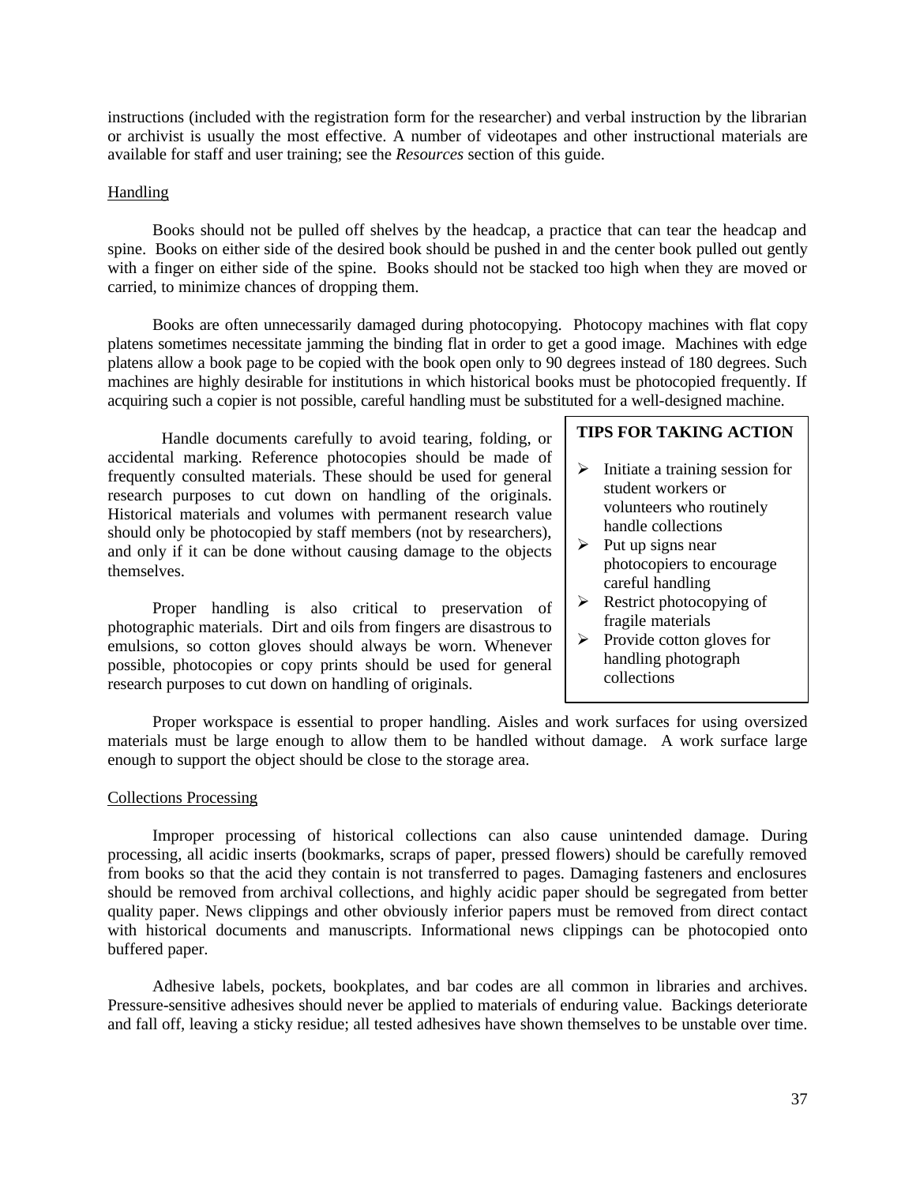instructions (included with the registration form for the researcher) and verbal instruction by the librarian or archivist is usually the most effective. A number of videotapes and other instructional materials are available for staff and user training; see the *Resources* section of this guide.

Handling

Books should not be pulled off shelves by the headcap, a practice that can tear the headcap and spine. Books on either side of the desired book should be pushed in and the center book pulled out gently with a finger on either side of the spine. Books should not be stacked too high when they are moved or carried, to minimize chances of dropping them.

Books are often unnecessarily damaged during photocopying. Photocopy machines with flat copy platens sometimes necessitate jamming the binding flat in order to get a good image. Machines with edge platens allow a book page to be copied with the book open only to 90 degrees instead of 180 degrees. Such machines are highly desirable for institutions in which historical books must be photocopied frequently. If acquiring such a copier is not possible, careful handling must be substituted for a well-designed machine.

Handle documents carefully to avoid tearing, folding, or accidental marking. Reference photocopies should be made of frequently consulted materials. These should be used for general research purposes to cut down on handling of the originals. Historical materials and volumes with permanent research value should only be photocopied by staff members (not by researchers), and only if it can be done without causing damage to the objects themselves.

Proper handling is also critical to preservation of photographic materials. Dirt and oils from fingers are disastrous to emulsions, so cotton gloves should always be worn. Whenever possible, photocopies or copy prints should be used for general research purposes to cut down on handling of originals.

**TIPS FOR TAKING ACTION**

- Initiate a training session for student workers or volunteers who routinely handle collections
- Put up signs near photocopiers to encourage careful handling
- Restrict photocopying of fragile materials
- Provide cotton gloves for handling photograph collections

Proper workspace is essential to proper handling. Aisles and work surfaces for using oversized materials must be large enough to allow them to be handled without damage. A work surface large enough to support the object should be close to the storage area.

Collections Processing

Improper processing of historical collections can also cause unintended damage. During processing, all acidic inserts (bookmarks, scraps of paper, pressed flowers) should be carefully removed from books so that the acid they contain is not transferred to pages. Damaging fasteners and enclosures should be removed from archival collections, and highly acidic paper should be segregated from better quality paper. News clippings and other obviously inferior papers must be removed from direct contact with historical documents and manuscripts. Informational news clippings can be photocopied onto buffered paper.

Adhesive labels, pockets, bookplates, and bar codes are all common in libraries and archives. Pressure-sensitive adhesives should never be applied to materials of enduring value. Backings deteriorate and fall off, leaving a sticky residue; all tested adhesives have shown themselves to be unstable over time.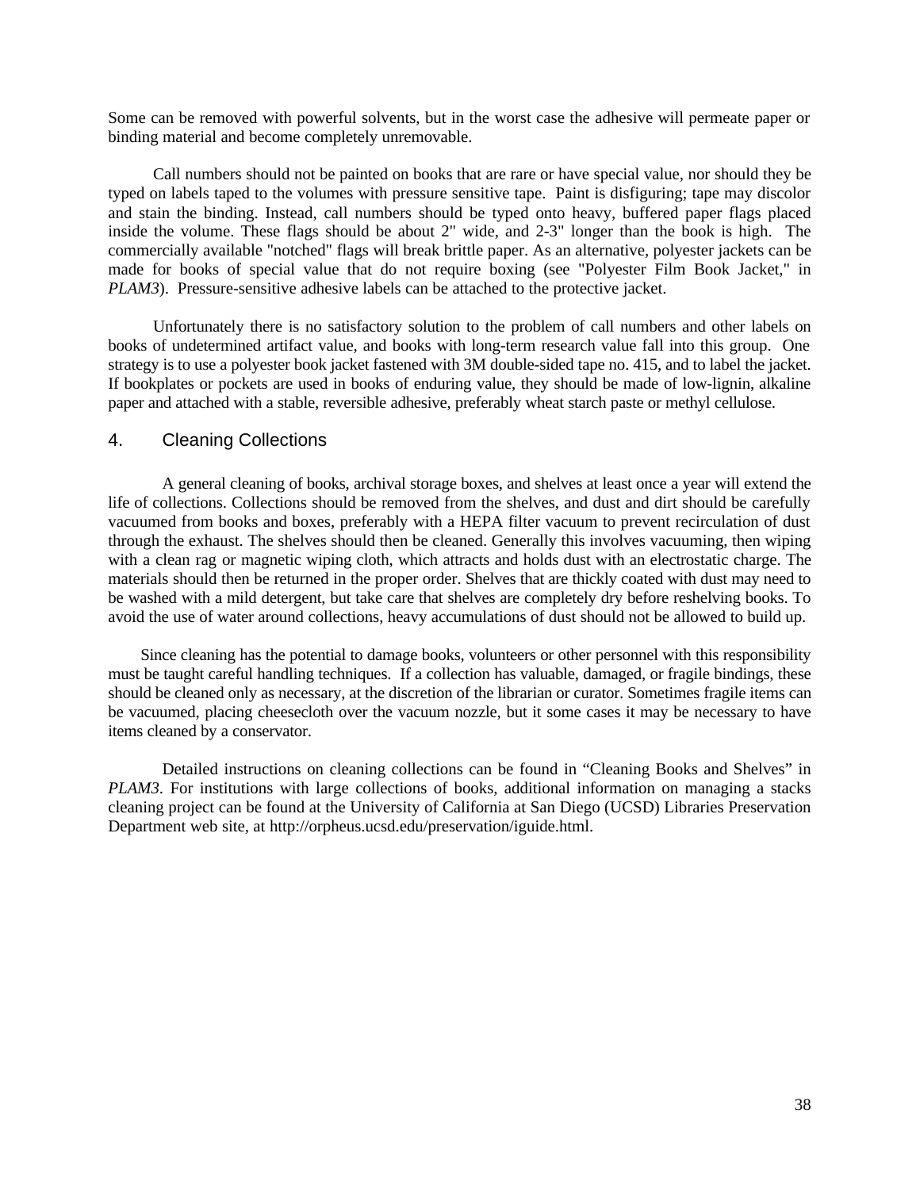Some can be removed with powerful solvents, but in the worst case the adhesive will permeate paper or binding material and become completely unremovable.

Call numbers should not be painted on books that are rare or have special value, nor should they be typed on labels taped to the volumes with pressure sensitive tape. Paint is disfiguring; tape may discolor and stain the binding. Instead, call numbers should be typed onto heavy, buffered paper flags placed inside the volume. These flags should be about 2" wide, and 2-3" longer than the book is high. The commercially available "notched" flags will break brittle paper. As an alternative, polyester jackets can be made for books of special value that do not require boxing (see "Polyester Film Book Jacket," in *PLAM3*). Pressure-sensitive adhesive labels can be attached to the protective jacket.

Unfortunately there is no satisfactory solution to the problem of call numbers and other labels on books of undetermined artifact value, and books with long-term research value fall into this group. One strategy is to use a polyester book jacket fastened with 3M double-sided tape no. 415, and to label the jacket. If bookplates or pockets are used in books of enduring value, they should be made of low-lignin, alkaline paper and attached with a stable, reversible adhesive, preferably wheat starch paste or methyl cellulose.

## 4. Cleaning Collections

A general cleaning of books, archival storage boxes, and shelves at least once a year will extend the life of collections. Collections should be removed from the shelves, and dust and dirt should be carefully vacuumed from books and boxes, preferably with a HEPA filter vacuum to prevent recirculation of dust through the exhaust. The shelves should then be cleaned. Generally this involves vacuuming, then wiping with a clean rag or magnetic wiping cloth, which attracts and holds dust with an electrostatic charge. The materials should then be returned in the proper order. Shelves that are thickly coated with dust may need to be washed with a mild detergent, but take care that shelves are completely dry before reshelving books. To avoid the use of water around collections, heavy accumulations of dust should not be allowed to build up.

Since cleaning has the potential to damage books, volunteers or other personnel with this responsibility must be taught careful handling techniques. If a collection has valuable, damaged, or fragile bindings, these should be cleaned only as necessary, at the discretion of the librarian or curator. Sometimes fragile items can be vacuumed, placing cheesecloth over the vacuum nozzle, but it some cases it may be necessary to have items cleaned by a conservator.

Detailed instructions on cleaning collections can be found in “Cleaning Books and Shelves” in *PLAM3*. For institutions with large collections of books, additional information on managing a stacks cleaning project can be found at the University of California at San Diego (UCSD) Libraries Preservation Department web site, at http://orpheus.ucsd.edu/preservation/iguide.html.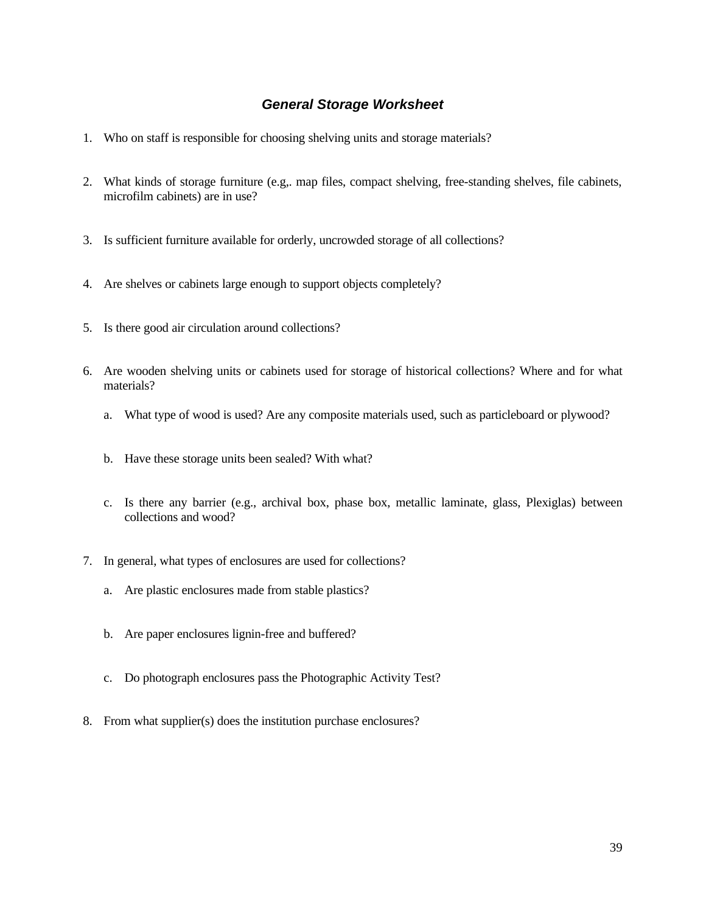## *General Storage Worksheet*

1. Who on staff is responsible for choosing shelving units and storage materials?

2. What kinds of storage furniture (e.g,. map files, compact shelving, free-standing shelves, file cabinets, microfilm cabinets) are in use?

3. Is sufficient furniture available for orderly, uncrowded storage of all collections?

4. Are shelves or cabinets large enough to support objects completely?

5. Is there good air circulation around collections?

6. Are wooden shelving units or cabinets used for storage of historical collections? Where and for what materials?

   a. What type of wood is used? Are any composite materials used, such as particleboard or plywood?

   b. Have these storage units been sealed? With what?

   c. Is there any barrier (e.g., archival box, phase box, metallic laminate, glass, Plexiglas) between collections and wood?

7. In general, what types of enclosures are used for collections?

   a. Are plastic enclosures made from stable plastics?

   b. Are paper enclosures lignin-free and buffered?

   c. Do photograph enclosures pass the Photographic Activity Test?

8. From what supplier(s) does the institution purchase enclosures?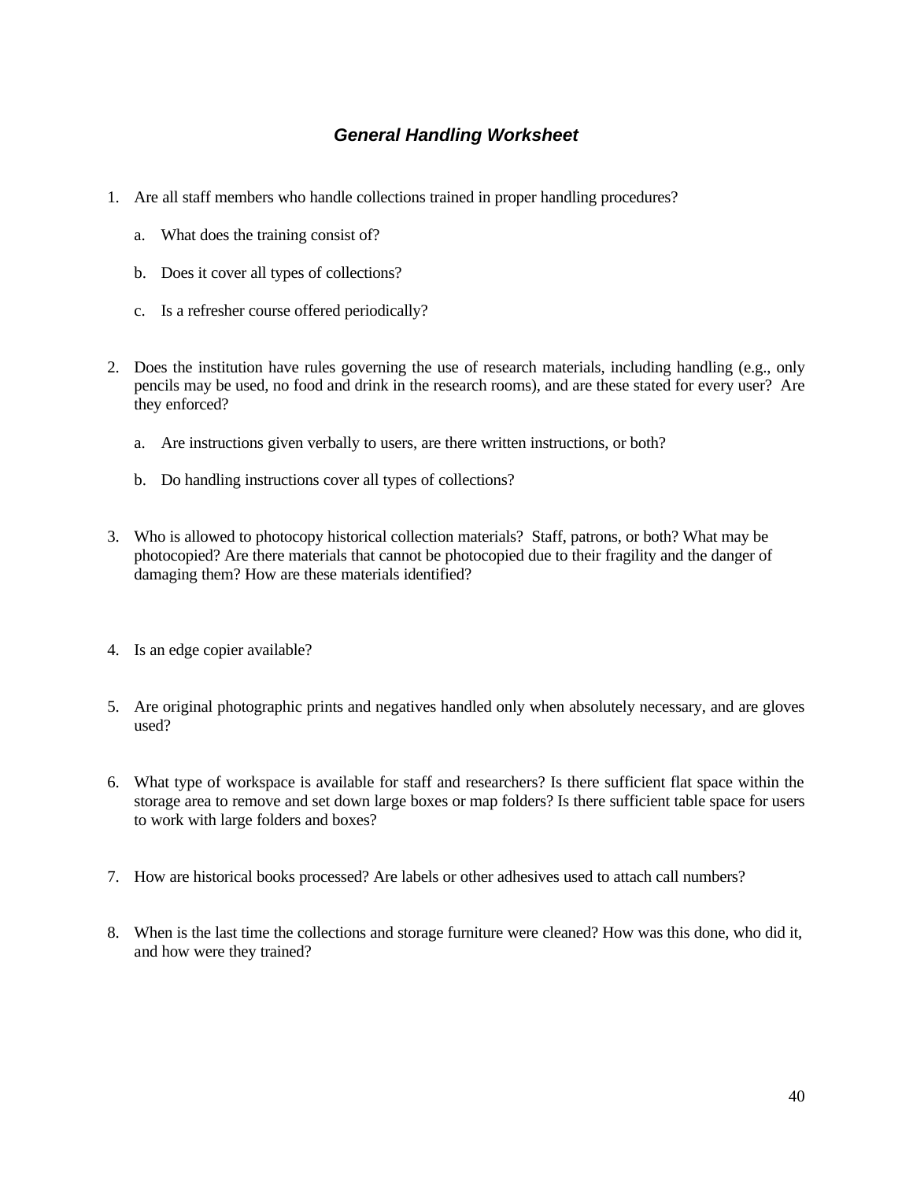## *General Handling Worksheet*

1. Are all staff members who handle collections trained in proper handling procedures?

    a. What does the training consist of?

    b. Does it cover all types of collections?

    c. Is a refresher course offered periodically?

2. Does the institution have rules governing the use of research materials, including handling (e.g., only pencils may be used, no food and drink in the research rooms), and are these stated for every user? Are they enforced?

    a. Are instructions given verbally to users, are there written instructions, or both?

    b. Do handling instructions cover all types of collections?

3. Who is allowed to photocopy historical collection materials? Staff, patrons, or both? What may be photocopied? Are there materials that cannot be photocopied due to their fragility and the danger of damaging them? How are these materials identified?

4. Is an edge copier available?

5. Are original photographic prints and negatives handled only when absolutely necessary, and are gloves used?

6. What type of workspace is available for staff and researchers? Is there sufficient flat space within the storage area to remove and set down large boxes or map folders? Is there sufficient table space for users to work with large folders and boxes?

7. How are historical books processed? Are labels or other adhesives used to attach call numbers?

8. When is the last time the collections and storage furniture were cleaned? How was this done, who did it, and how were they trained?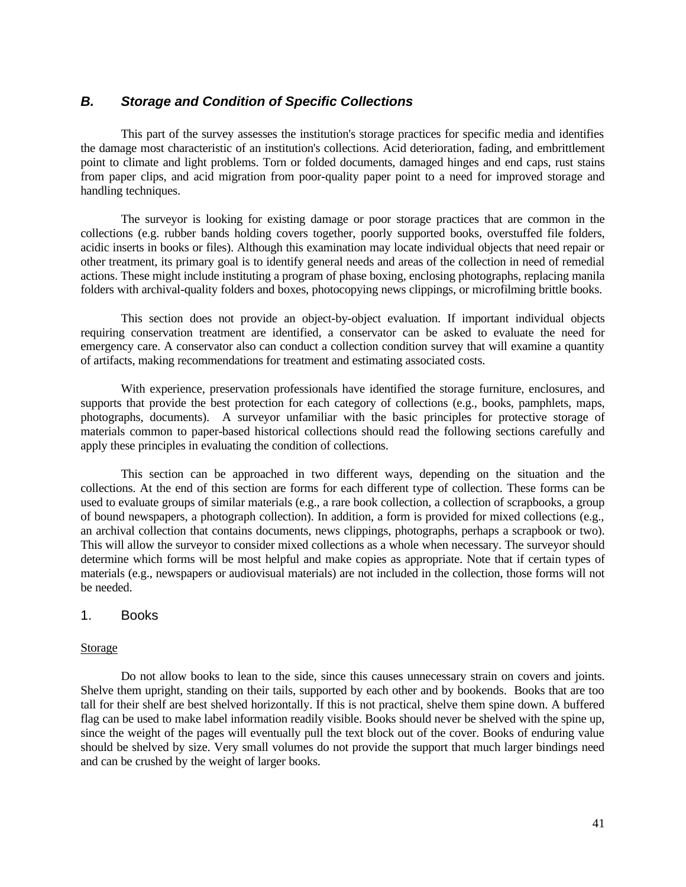## *B. Storage and Condition of Specific Collections*

This part of the survey assesses the institution's storage practices for specific media and identifies the damage most characteristic of an institution's collections. Acid deterioration, fading, and embrittlement point to climate and light problems. Torn or folded documents, damaged hinges and end caps, rust stains from paper clips, and acid migration from poor-quality paper point to a need for improved storage and handling techniques.

The surveyor is looking for existing damage or poor storage practices that are common in the collections (e.g. rubber bands holding covers together, poorly supported books, overstuffed file folders, acidic inserts in books or files). Although this examination may locate individual objects that need repair or other treatment, its primary goal is to identify general needs and areas of the collection in need of remedial actions. These might include instituting a program of phase boxing, enclosing photographs, replacing manila folders with archival-quality folders and boxes, photocopying news clippings, or microfilming brittle books.

This section does not provide an object-by-object evaluation. If important individual objects requiring conservation treatment are identified, a conservator can be asked to evaluate the need for emergency care. A conservator also can conduct a collection condition survey that will examine a quantity of artifacts, making recommendations for treatment and estimating associated costs.

With experience, preservation professionals have identified the storage furniture, enclosures, and supports that provide the best protection for each category of collections (e.g., books, pamphlets, maps, photographs, documents). A surveyor unfamiliar with the basic principles for protective storage of materials common to paper-based historical collections should read the following sections carefully and apply these principles in evaluating the condition of collections.

This section can be approached in two different ways, depending on the situation and the collections. At the end of this section are forms for each different type of collection. These forms can be used to evaluate groups of similar materials (e.g., a rare book collection, a collection of scrapbooks, a group of bound newspapers, a photograph collection). In addition, a form is provided for mixed collections (e.g., an archival collection that contains documents, news clippings, photographs, perhaps a scrapbook or two). This will allow the surveyor to consider mixed collections as a whole when necessary. The surveyor should determine which forms will be most helpful and make copies as appropriate. Note that if certain types of materials (e.g., newspapers or audiovisual materials) are not included in the collection, those forms will not be needed.

### 1. Books

Storage

Do not allow books to lean to the side, since this causes unnecessary strain on covers and joints. Shelve them upright, standing on their tails, supported by each other and by bookends. Books that are too tall for their shelf are best shelved horizontally. If this is not practical, shelve them spine down. A buffered flag can be used to make label information readily visible. Books should never be shelved with the spine up, since the weight of the pages will eventually pull the text block out of the cover. Books of enduring value should be shelved by size. Very small volumes do not provide the support that much larger bindings need and can be crushed by the weight of larger books.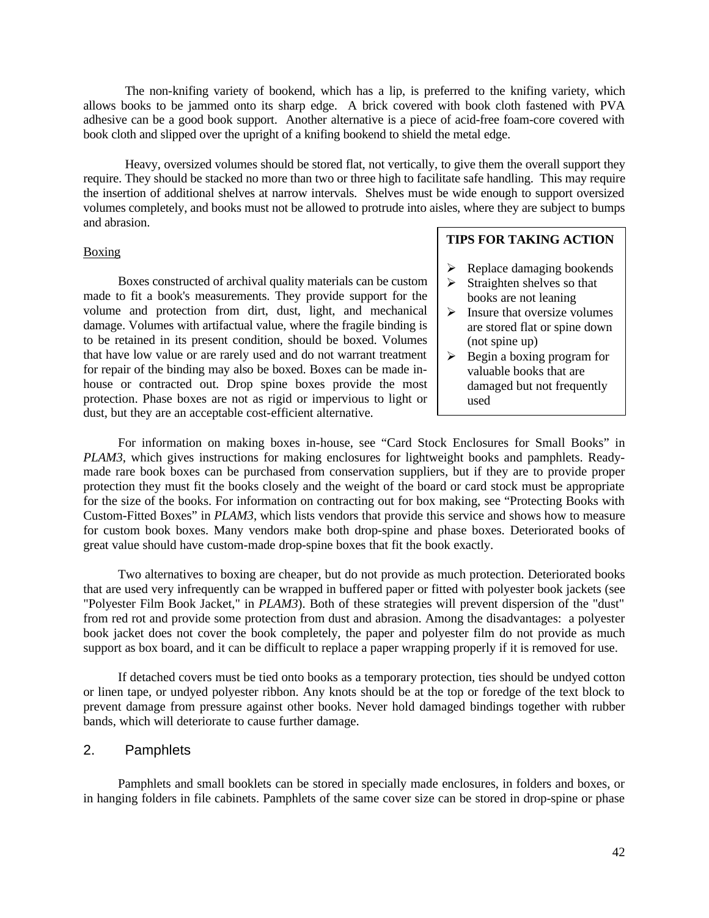The non-knifing variety of bookend, which has a lip, is preferred to the knifing variety, which allows books to be jammed onto its sharp edge. A brick covered with book cloth fastened with PVA adhesive can be a good book support. Another alternative is a piece of acid-free foam-core covered with book cloth and slipped over the upright of a knifing bookend to shield the metal edge.

Heavy, oversized volumes should be stored flat, not vertically, to give them the overall support they require. They should be stacked no more than two or three high to facilitate safe handling. This may require the insertion of additional shelves at narrow intervals. Shelves must be wide enough to support oversized volumes completely, and books must not be allowed to protrude into aisles, where they are subject to bumps and abrasion.

Boxing

Boxes constructed of archival quality materials can be custom made to fit a book's measurements. They provide support for the volume and protection from dirt, dust, light, and mechanical damage. Volumes with artifactual value, where the fragile binding is to be retained in its present condition, should be boxed. Volumes that have low value or are rarely used and do not warrant treatment for repair of the binding may also be boxed. Boxes can be made in-house or contracted out. Drop spine boxes provide the most protection. Phase boxes are not as rigid or impervious to light or dust, but they are an acceptable cost-efficient alternative.

**TIPS FOR TAKING ACTION**

- Replace damaging bookends
- Straighten shelves so that books are not leaning
- Insure that oversize volumes are stored flat or spine down (not spine up)
- Begin a boxing program for valuable books that are damaged but not frequently used

For information on making boxes in-house, see "Card Stock Enclosures for Small Books" in *PLAM3*, which gives instructions for making enclosures for lightweight books and pamphlets. Ready-made rare book boxes can be purchased from conservation suppliers, but if they are to provide proper protection they must fit the books closely and the weight of the board or card stock must be appropriate for the size of the books. For information on contracting out for box making, see "Protecting Books with Custom-Fitted Boxes" in *PLAM3*, which lists vendors that provide this service and shows how to measure for custom book boxes. Many vendors make both drop-spine and phase boxes. Deteriorated books of great value should have custom-made drop-spine boxes that fit the book exactly.

Two alternatives to boxing are cheaper, but do not provide as much protection. Deteriorated books that are used very infrequently can be wrapped in buffered paper or fitted with polyester book jackets (see "Polyester Film Book Jacket," in *PLAM3*). Both of these strategies will prevent dispersion of the "dust" from red rot and provide some protection from dust and abrasion. Among the disadvantages: a polyester book jacket does not cover the book completely, the paper and polyester film do not provide as much support as box board, and it can be difficult to replace a paper wrapping properly if it is removed for use.

If detached covers must be tied onto books as a temporary protection, ties should be undyed cotton or linen tape, or undyed polyester ribbon. Any knots should be at the top or foredge of the text block to prevent damage from pressure against other books. Never hold damaged bindings together with rubber bands, which will deteriorate to cause further damage.

## 2. Pamphlets

Pamphlets and small booklets can be stored in specially made enclosures, in folders and boxes, or in hanging folders in file cabinets. Pamphlets of the same cover size can be stored in drop-spine or phase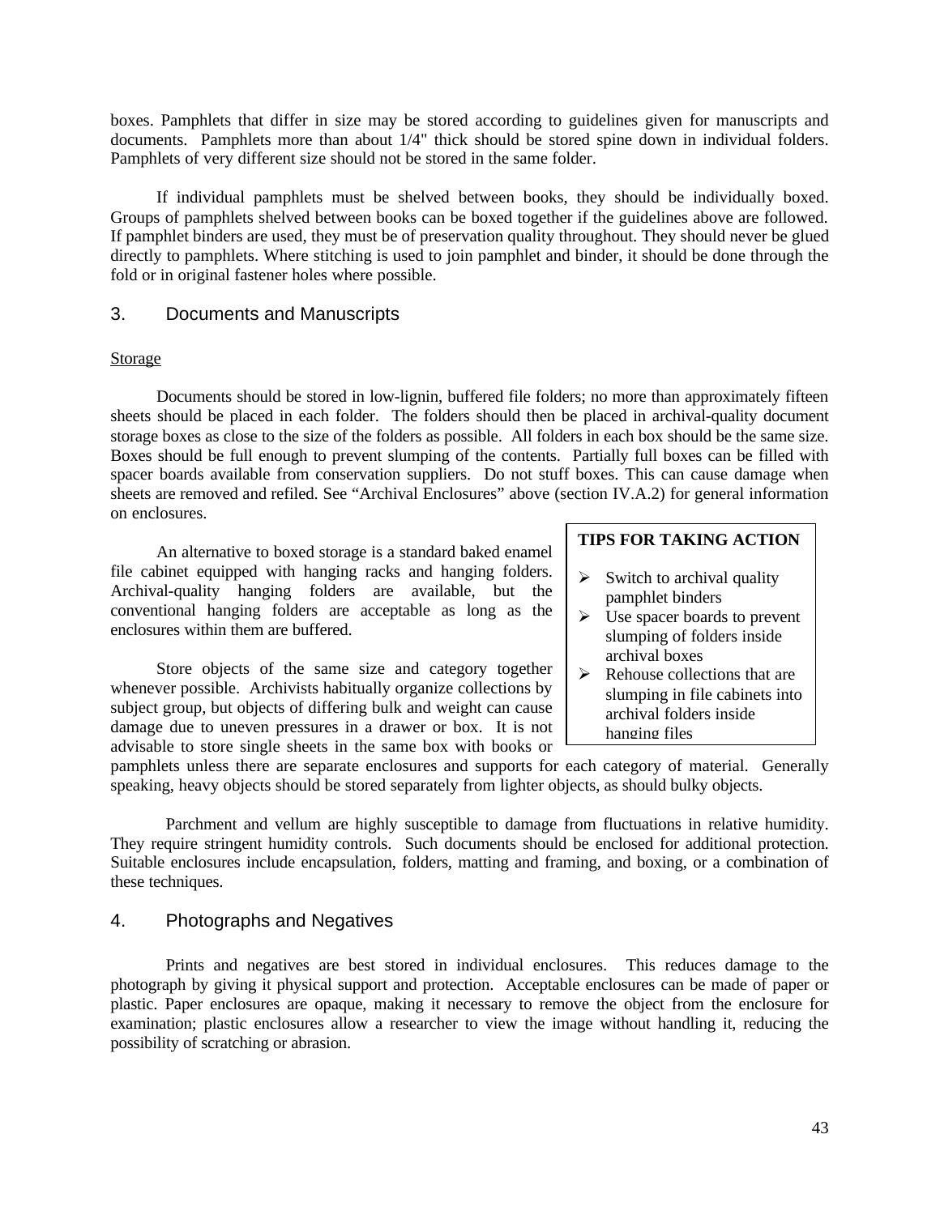boxes. Pamphlets that differ in size may be stored according to guidelines given for manuscripts and documents. Pamphlets more than about 1/4" thick should be stored spine down in individual folders. Pamphlets of very different size should not be stored in the same folder.

If individual pamphlets must be shelved between books, they should be individually boxed. Groups of pamphlets shelved between books can be boxed together if the guidelines above are followed. If pamphlet binders are used, they must be of preservation quality throughout. They should never be glued directly to pamphlets. Where stitching is used to join pamphlet and binder, it should be done through the fold or in original fastener holes where possible.

### 3. Documents and Manuscripts

Storage

Documents should be stored in low-lignin, buffered file folders; no more than approximately fifteen sheets should be placed in each folder. The folders should then be placed in archival-quality document storage boxes as close to the size of the folders as possible. All folders in each box should be the same size. Boxes should be full enough to prevent slumping of the contents. Partially full boxes can be filled with spacer boards available from conservation suppliers. Do not stuff boxes. This can cause damage when sheets are removed and refiled. See "Archival Enclosures" above (section IV.A.2) for general information on enclosures.

An alternative to boxed storage is a standard baked enamel file cabinet equipped with hanging racks and hanging folders. Archival-quality hanging folders are available, but the conventional hanging folders are acceptable as long as the enclosures within them are buffered.

Store objects of the same size and category together whenever possible. Archivists habitually organize collections by subject group, but objects of differing bulk and weight can cause damage due to uneven pressures in a drawer or box. It is not advisable to store single sheets in the same box with books or pamphlets unless there are separate enclosures and supports for each category of material. Generally speaking, heavy objects should be stored separately from lighter objects, as should bulky objects.

**TIPS FOR TAKING ACTION**

- Switch to archival quality pamphlet binders
- Use spacer boards to prevent slumping of folders inside archival boxes
- Rehouse collections that are slumping in file cabinets into archival folders inside hanging files

Parchment and vellum are highly susceptible to damage from fluctuations in relative humidity. They require stringent humidity controls. Such documents should be enclosed for additional protection. Suitable enclosures include encapsulation, folders, matting and framing, and boxing, or a combination of these techniques.

### 4. Photographs and Negatives

Prints and negatives are best stored in individual enclosures. This reduces damage to the photograph by giving it physical support and protection. Acceptable enclosures can be made of paper or plastic. Paper enclosures are opaque, making it necessary to remove the object from the enclosure for examination; plastic enclosures allow a researcher to view the image without handling it, reducing the possibility of scratching or abrasion.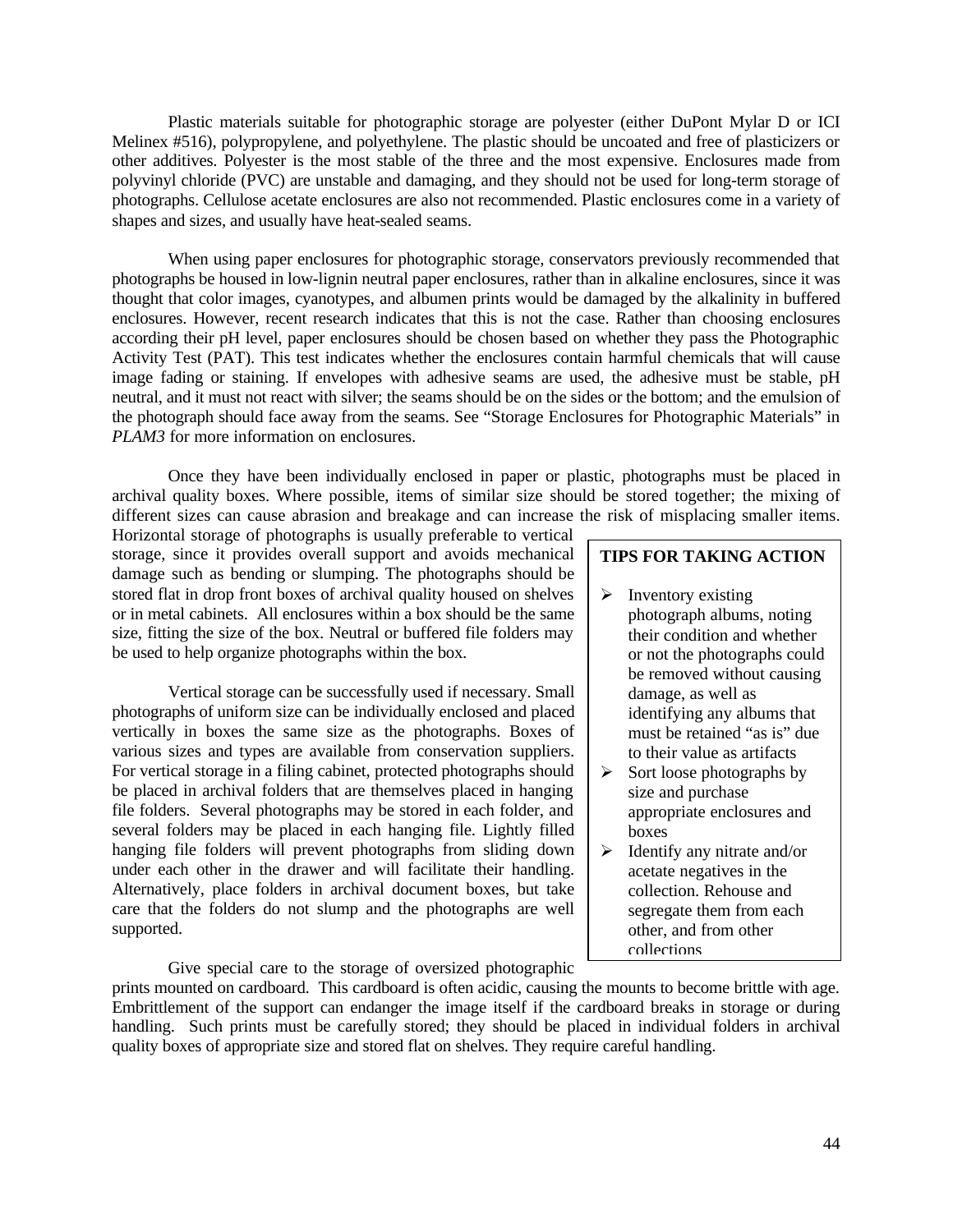Plastic materials suitable for photographic storage are polyester (either DuPont Mylar D or ICI Melinex #516), polypropylene, and polyethylene. The plastic should be uncoated and free of plasticizers or other additives. Polyester is the most stable of the three and the most expensive. Enclosures made from polyvinyl chloride (PVC) are unstable and damaging, and they should not be used for long-term storage of photographs. Cellulose acetate enclosures are also not recommended. Plastic enclosures come in a variety of shapes and sizes, and usually have heat-sealed seams.

When using paper enclosures for photographic storage, conservators previously recommended that photographs be housed in low-lignin neutral paper enclosures, rather than in alkaline enclosures, since it was thought that color images, cyanotypes, and albumen prints would be damaged by the alkalinity in buffered enclosures. However, recent research indicates that this is not the case. Rather than choosing enclosures according their pH level, paper enclosures should be chosen based on whether they pass the Photographic Activity Test (PAT). This test indicates whether the enclosures contain harmful chemicals that will cause image fading or staining. If envelopes with adhesive seams are used, the adhesive must be stable, pH neutral, and it must not react with silver; the seams should be on the sides or the bottom; and the emulsion of the photograph should face away from the seams. See "Storage Enclosures for Photographic Materials" in *PLAM3* for more information on enclosures.

Once they have been individually enclosed in paper or plastic, photographs must be placed in archival quality boxes. Where possible, items of similar size should be stored together; the mixing of different sizes can cause abrasion and breakage and can increase the risk of misplacing smaller items. Horizontal storage of photographs is usually preferable to vertical storage, since it provides overall support and avoids mechanical damage such as bending or slumping. The photographs should be stored flat in drop front boxes of archival quality housed on shelves or in metal cabinets. All enclosures within a box should be the same size, fitting the size of the box. Neutral or buffered file folders may be used to help organize photographs within the box.

Vertical storage can be successfully used if necessary. Small photographs of uniform size can be individually enclosed and placed vertically in boxes the same size as the photographs. Boxes of various sizes and types are available from conservation suppliers. For vertical storage in a filing cabinet, protected photographs should be placed in archival folders that are themselves placed in hanging file folders. Several photographs may be stored in each folder, and several folders may be placed in each hanging file. Lightly filled hanging file folders will prevent photographs from sliding down under each other in the drawer and will facilitate their handling. Alternatively, place folders in archival document boxes, but take care that the folders do not slump and the photographs are well supported.

Give special care to the storage of oversized photographic prints mounted on cardboard. This cardboard is often acidic, causing the mounts to become brittle with age. Embrittlement of the support can endanger the image itself if the cardboard breaks in storage or during handling. Such prints must be carefully stored; they should be placed in individual folders in archival quality boxes of appropriate size and stored flat on shelves. They require careful handling.

**TIPS FOR TAKING ACTION**

- Inventory existing photograph albums, noting their condition and whether or not the photographs could be removed without causing damage, as well as identifying any albums that must be retained "as is" due to their value as artifacts
- Sort loose photographs by size and purchase appropriate enclosures and boxes
- Identify any nitrate and/or acetate negatives in the collection. Rehouse and segregate them from each other, and from other collections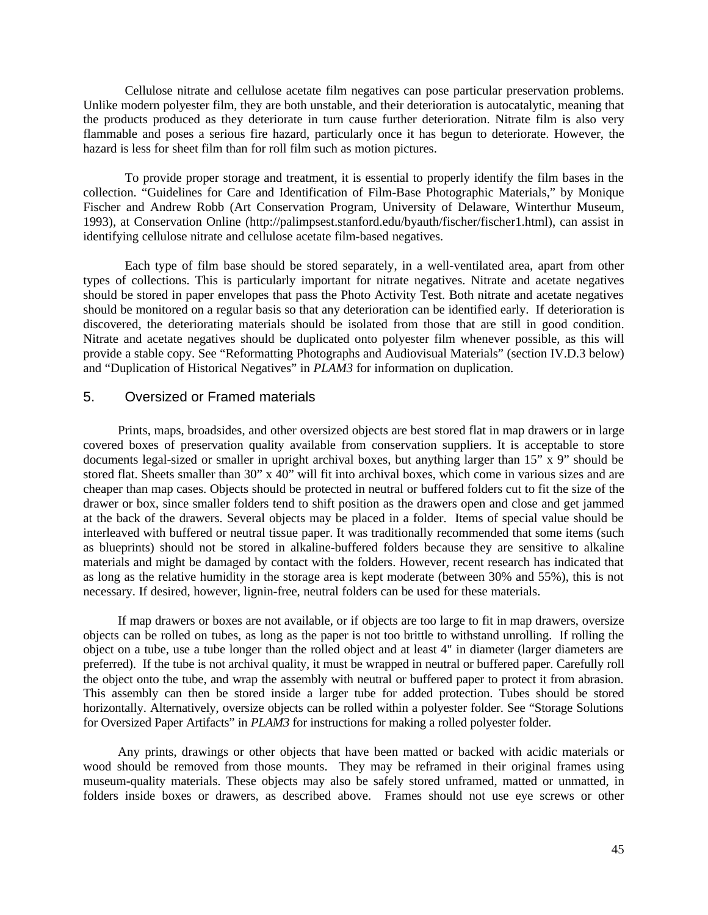Cellulose nitrate and cellulose acetate film negatives can pose particular preservation problems. Unlike modern polyester film, they are both unstable, and their deterioration is autocatalytic, meaning that the products produced as they deteriorate in turn cause further deterioration. Nitrate film is also very flammable and poses a serious fire hazard, particularly once it has begun to deteriorate. However, the hazard is less for sheet film than for roll film such as motion pictures.

To provide proper storage and treatment, it is essential to properly identify the film bases in the collection. "Guidelines for Care and Identification of Film-Base Photographic Materials," by Monique Fischer and Andrew Robb (Art Conservation Program, University of Delaware, Winterthur Museum, 1993), at Conservation Online (http://palimpsest.stanford.edu/byauth/fischer/fischer1.html), can assist in identifying cellulose nitrate and cellulose acetate film-based negatives.

Each type of film base should be stored separately, in a well-ventilated area, apart from other types of collections. This is particularly important for nitrate negatives. Nitrate and acetate negatives should be stored in paper envelopes that pass the Photo Activity Test. Both nitrate and acetate negatives should be monitored on a regular basis so that any deterioration can be identified early. If deterioration is discovered, the deteriorating materials should be isolated from those that are still in good condition. Nitrate and acetate negatives should be duplicated onto polyester film whenever possible, as this will provide a stable copy. See "Reformatting Photographs and Audiovisual Materials" (section IV.D.3 below) and "Duplication of Historical Negatives" in *PLAM3* for information on duplication.

### 5. Oversized or Framed materials

Prints, maps, broadsides, and other oversized objects are best stored flat in map drawers or in large covered boxes of preservation quality available from conservation suppliers. It is acceptable to store documents legal-sized or smaller in upright archival boxes, but anything larger than 15" x 9" should be stored flat. Sheets smaller than 30" x 40" will fit into archival boxes, which come in various sizes and are cheaper than map cases. Objects should be protected in neutral or buffered folders cut to fit the size of the drawer or box, since smaller folders tend to shift position as the drawers open and close and get jammed at the back of the drawers. Several objects may be placed in a folder. Items of special value should be interleaved with buffered or neutral tissue paper. It was traditionally recommended that some items (such as blueprints) should not be stored in alkaline-buffered folders because they are sensitive to alkaline materials and might be damaged by contact with the folders. However, recent research has indicated that as long as the relative humidity in the storage area is kept moderate (between 30% and 55%), this is not necessary. If desired, however, lignin-free, neutral folders can be used for these materials.

If map drawers or boxes are not available, or if objects are too large to fit in map drawers, oversize objects can be rolled on tubes, as long as the paper is not too brittle to withstand unrolling. If rolling the object on a tube, use a tube longer than the rolled object and at least 4" in diameter (larger diameters are preferred). If the tube is not archival quality, it must be wrapped in neutral or buffered paper. Carefully roll the object onto the tube, and wrap the assembly with neutral or buffered paper to protect it from abrasion. This assembly can then be stored inside a larger tube for added protection. Tubes should be stored horizontally. Alternatively, oversize objects can be rolled within a polyester folder. See "Storage Solutions for Oversized Paper Artifacts" in *PLAM3* for instructions for making a rolled polyester folder.

Any prints, drawings or other objects that have been matted or backed with acidic materials or wood should be removed from those mounts. They may be reframed in their original frames using museum-quality materials. These objects may also be safely stored unframed, matted or unmatted, in folders inside boxes or drawers, as described above. Frames should not use eye screws or other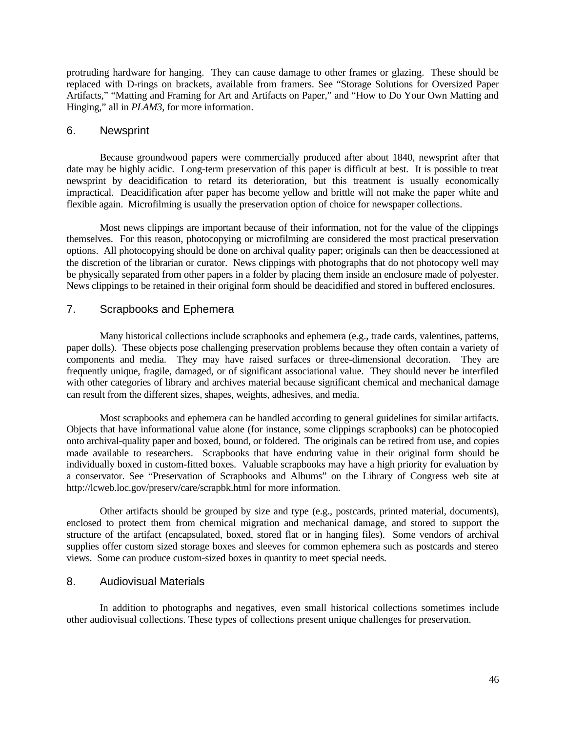protruding hardware for hanging. They can cause damage to other frames or glazing. These should be replaced with D-rings on brackets, available from framers. See "Storage Solutions for Oversized Paper Artifacts," "Matting and Framing for Art and Artifacts on Paper," and "How to Do Your Own Matting and Hinging," all in *PLAM3*, for more information.

## 6. Newsprint

Because groundwood papers were commercially produced after about 1840, newsprint after that date may be highly acidic. Long-term preservation of this paper is difficult at best. It is possible to treat newsprint by deacidification to retard its deterioration, but this treatment is usually economically impractical. Deacidification after paper has become yellow and brittle will not make the paper white and flexible again. Microfilming is usually the preservation option of choice for newspaper collections.

Most news clippings are important because of their information, not for the value of the clippings themselves. For this reason, photocopying or microfilming are considered the most practical preservation options. All photocopying should be done on archival quality paper; originals can then be deaccessioned at the discretion of the librarian or curator. News clippings with photographs that do not photocopy well may be physically separated from other papers in a folder by placing them inside an enclosure made of polyester. News clippings to be retained in their original form should be deacidified and stored in buffered enclosures.

## 7. Scrapbooks and Ephemera

Many historical collections include scrapbooks and ephemera (e.g., trade cards, valentines, patterns, paper dolls). These objects pose challenging preservation problems because they often contain a variety of components and media. They may have raised surfaces or three-dimensional decoration. They are frequently unique, fragile, damaged, or of significant associational value. They should never be interfiled with other categories of library and archives material because significant chemical and mechanical damage can result from the different sizes, shapes, weights, adhesives, and media.

Most scrapbooks and ephemera can be handled according to general guidelines for similar artifacts. Objects that have informational value alone (for instance, some clippings scrapbooks) can be photocopied onto archival-quality paper and boxed, bound, or foldered. The originals can be retired from use, and copies made available to researchers. Scrapbooks that have enduring value in their original form should be individually boxed in custom-fitted boxes. Valuable scrapbooks may have a high priority for evaluation by a conservator. See "Preservation of Scrapbooks and Albums" on the Library of Congress web site at http://lcweb.loc.gov/preserv/care/scrapbk.html for more information.

Other artifacts should be grouped by size and type (e.g., postcards, printed material, documents), enclosed to protect them from chemical migration and mechanical damage, and stored to support the structure of the artifact (encapsulated, boxed, stored flat or in hanging files). Some vendors of archival supplies offer custom sized storage boxes and sleeves for common ephemera such as postcards and stereo views. Some can produce custom-sized boxes in quantity to meet special needs.

## 8. Audiovisual Materials

In addition to photographs and negatives, even small historical collections sometimes include other audiovisual collections. These types of collections present unique challenges for preservation.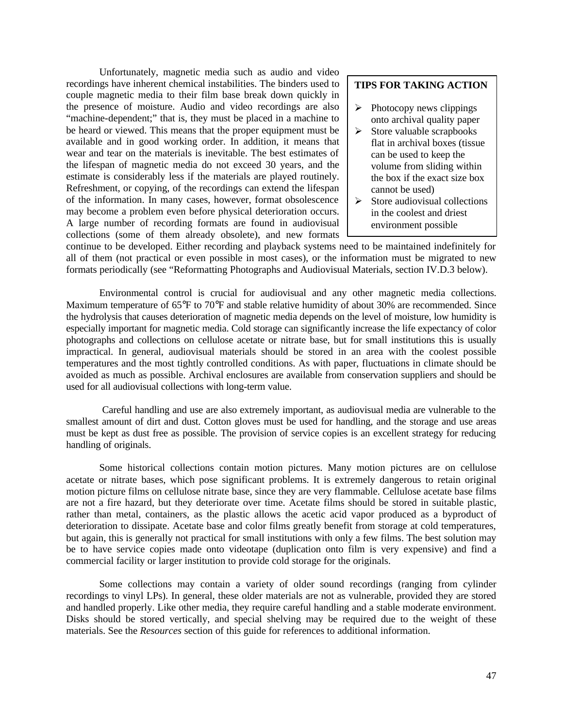Unfortunately, magnetic media such as audio and video recordings have inherent chemical instabilities. The binders used to couple magnetic media to their film base break down quickly in the presence of moisture. Audio and video recordings are also "machine-dependent;" that is, they must be placed in a machine to be heard or viewed. This means that the proper equipment must be available and in good working order. In addition, it means that wear and tear on the materials is inevitable. The best estimates of the lifespan of magnetic media do not exceed 30 years, and the estimate is considerably less if the materials are played routinely. Refreshment, or copying, of the recordings can extend the lifespan of the information. In many cases, however, format obsolescence may become a problem even before physical deterioration occurs. A large number of recording formats are found in audiovisual collections (some of them already obsolete), and new formats continue to be developed. Either recording and playback systems need to be maintained indefinitely for all of them (not practical or even possible in most cases), or the information must be migrated to new formats periodically (see "Reformatting Photographs and Audiovisual Materials, section IV.D.3 below).

**TIPS FOR TAKING ACTION**

- Photocopy news clippings onto archival quality paper
- Store valuable scrapbooks flat in archival boxes (tissue can be used to keep the volume from sliding within the box if the exact size box cannot be used)
- Store audiovisual collections in the coolest and driest environment possible

Environmental control is crucial for audiovisual and any other magnetic media collections. Maximum temperature of 65°F to 70°F and stable relative humidity of about 30% are recommended. Since the hydrolysis that causes deterioration of magnetic media depends on the level of moisture, low humidity is especially important for magnetic media. Cold storage can significantly increase the life expectancy of color photographs and collections on cellulose acetate or nitrate base, but for small institutions this is usually impractical. In general, audiovisual materials should be stored in an area with the coolest possible temperatures and the most tightly controlled conditions. As with paper, fluctuations in climate should be avoided as much as possible. Archival enclosures are available from conservation suppliers and should be used for all audiovisual collections with long-term value.

Careful handling and use are also extremely important, as audiovisual media are vulnerable to the smallest amount of dirt and dust. Cotton gloves must be used for handling, and the storage and use areas must be kept as dust free as possible. The provision of service copies is an excellent strategy for reducing handling of originals.

Some historical collections contain motion pictures. Many motion pictures are on cellulose acetate or nitrate bases, which pose significant problems. It is extremely dangerous to retain original motion picture films on cellulose nitrate base, since they are very flammable. Cellulose acetate base films are not a fire hazard, but they deteriorate over time. Acetate films should be stored in suitable plastic, rather than metal, containers, as the plastic allows the acetic acid vapor produced as a byproduct of deterioration to dissipate. Acetate base and color films greatly benefit from storage at cold temperatures, but again, this is generally not practical for small institutions with only a few films. The best solution may be to have service copies made onto videotape (duplication onto film is very expensive) and find a commercial facility or larger institution to provide cold storage for the originals.

Some collections may contain a variety of older sound recordings (ranging from cylinder recordings to vinyl LPs). In general, these older materials are not as vulnerable, provided they are stored and handled properly. Like other media, they require careful handling and a stable moderate environment. Disks should be stored vertically, and special shelving may be required due to the weight of these materials. See the *Resources* section of this guide for references to additional information.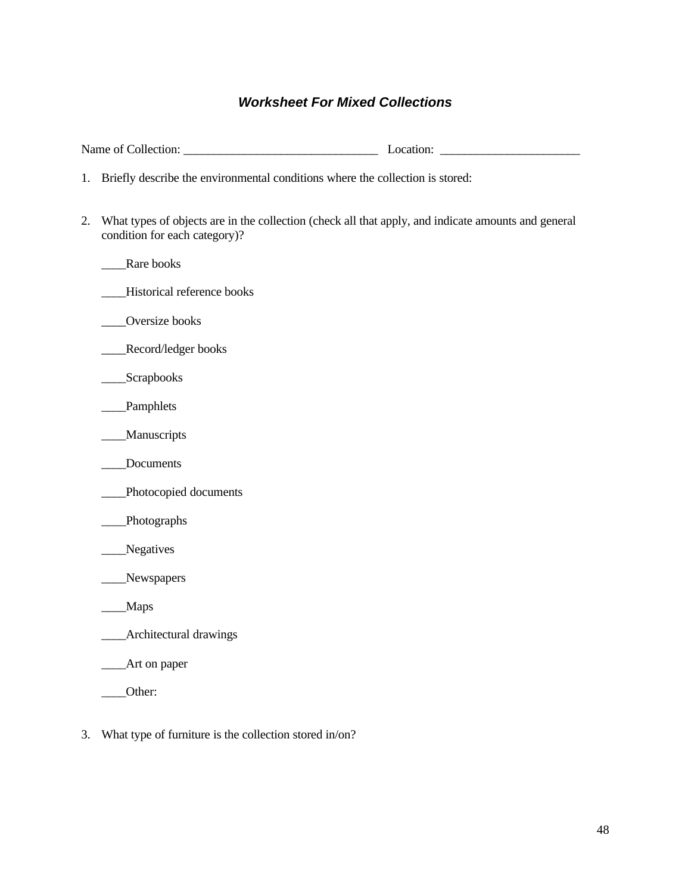## *Worksheet For Mixed Collections*

Name of Collection: ________________________________ Location: _______________________

1. Briefly describe the environmental conditions where the collection is stored:

2. What types of objects are in the collection (check all that apply, and indicate amounts and general condition for each category)?

   ____Rare books

   ____Historical reference books

   ____Oversize books

   ____Record/ledger books

   ____Scrapbooks

   ____Pamphlets

   ____Manuscripts

   ____Documents

   ____Photocopied documents

   ____Photographs

   ____Negatives

   ____Newspapers

   ____Maps

   ____Architectural drawings

   ____Art on paper

   ____Other:

3. What type of furniture is the collection stored in/on?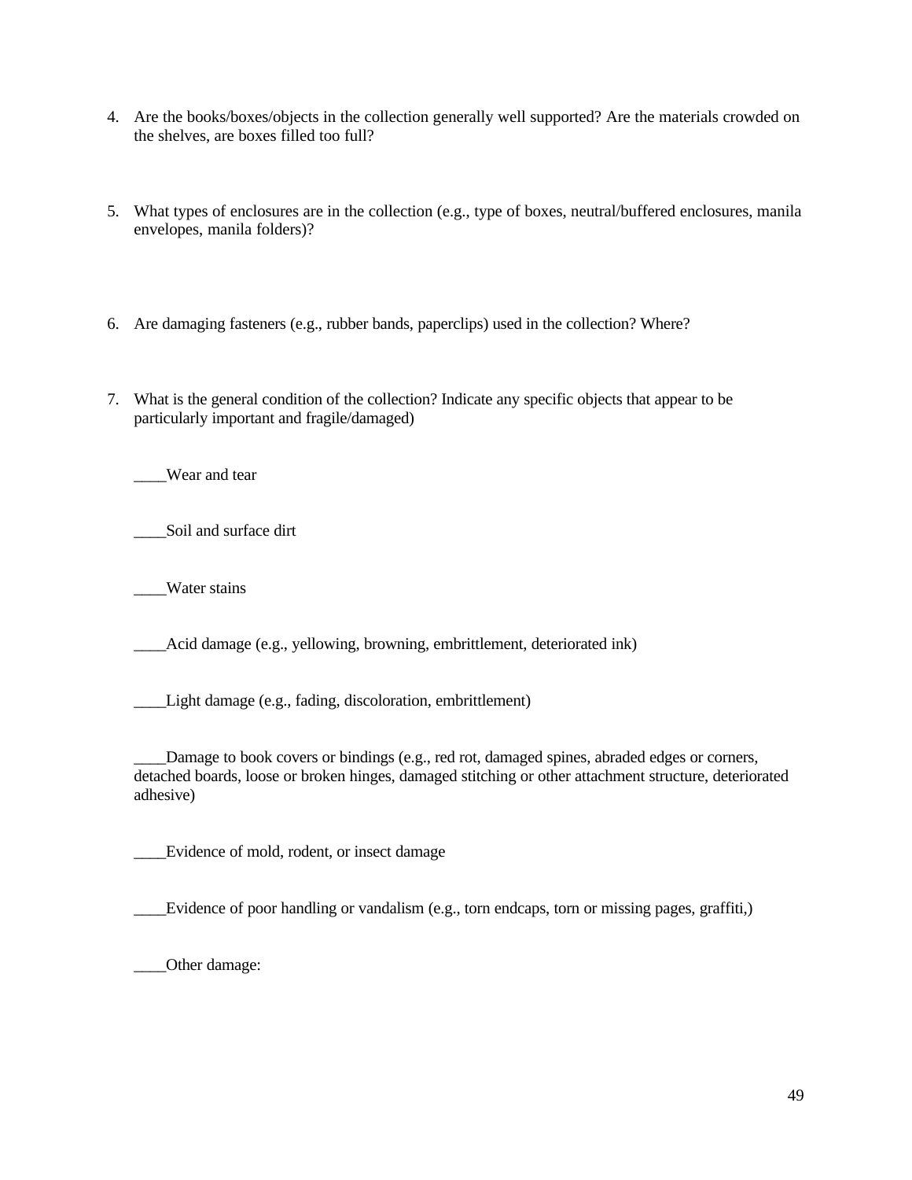4. Are the books/boxes/objects in the collection generally well supported? Are the materials crowded on the shelves, are boxes filled too full?

5. What types of enclosures are in the collection (e.g., type of boxes, neutral/buffered enclosures, manila envelopes, manila folders)?

6. Are damaging fasteners (e.g., rubber bands, paperclips) used in the collection? Where?

7. What is the general condition of the collection? Indicate any specific objects that appear to be particularly important and fragile/damaged)

   ____Wear and tear

   ____Soil and surface dirt

   ____Water stains

   ____Acid damage (e.g., yellowing, browning, embrittlement, deteriorated ink)

   ____Light damage (e.g., fading, discoloration, embrittlement)

   ____Damage to book covers or bindings (e.g., red rot, damaged spines, abraded edges or corners, detached boards, loose or broken hinges, damaged stitching or other attachment structure, deteriorated adhesive)

   ____Evidence of mold, rodent, or insect damage

   ____Evidence of poor handling or vandalism (e.g., torn endcaps, torn or missing pages, graffiti,)

   ____Other damage: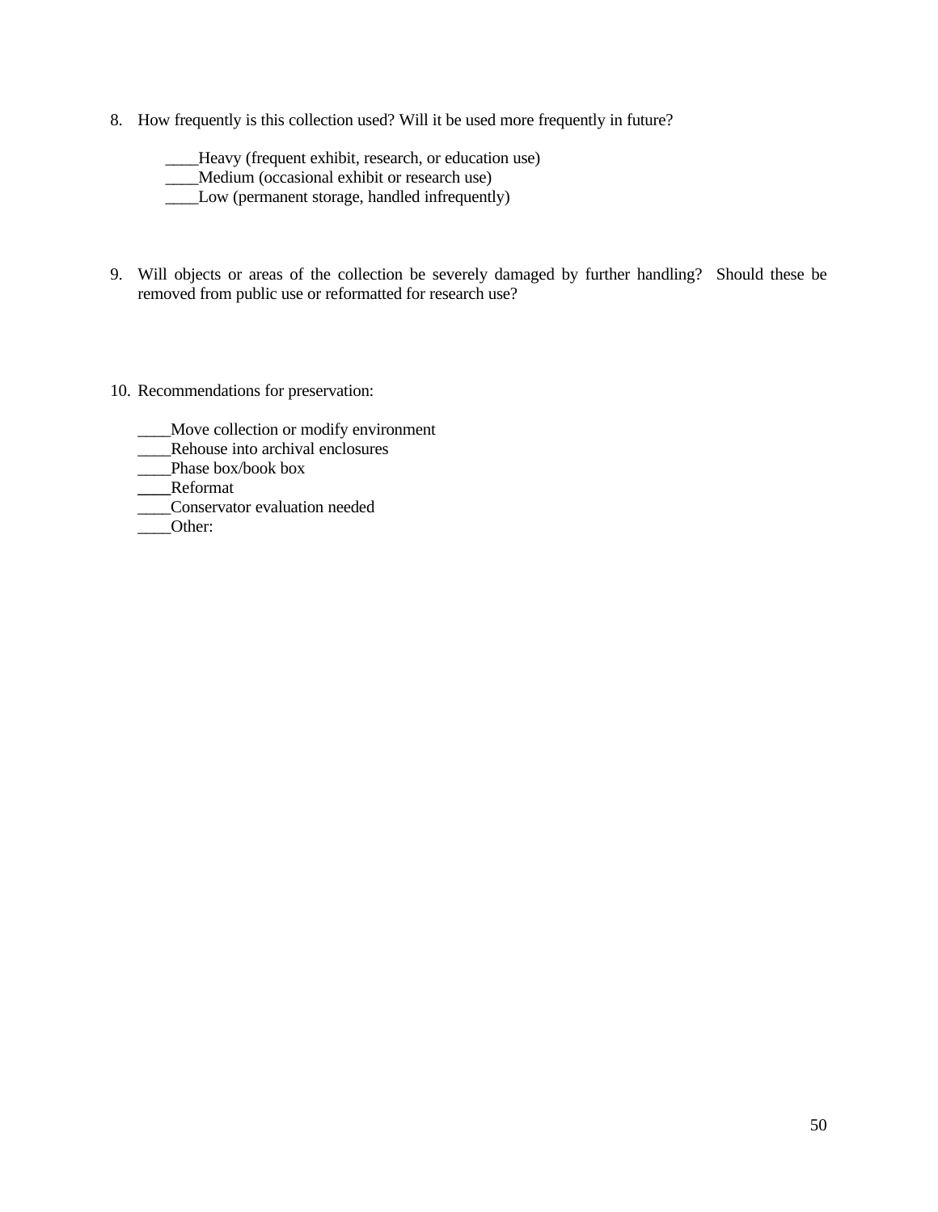8. How frequently is this collection used? Will it be used more frequently in future?

   ____Heavy (frequent exhibit, research, or education use)
   ____Medium (occasional exhibit or research use)
   ____Low (permanent storage, handled infrequently)

9. Will objects or areas of the collection be severely damaged by further handling? Should these be removed from public use or reformatted for research use?

10. Recommendations for preservation:

    ____Move collection or modify environment
    ____Rehouse into archival enclosures
    ____Phase box/book box
    ____Reformat
    ____Conservator evaluation needed
    ____Other: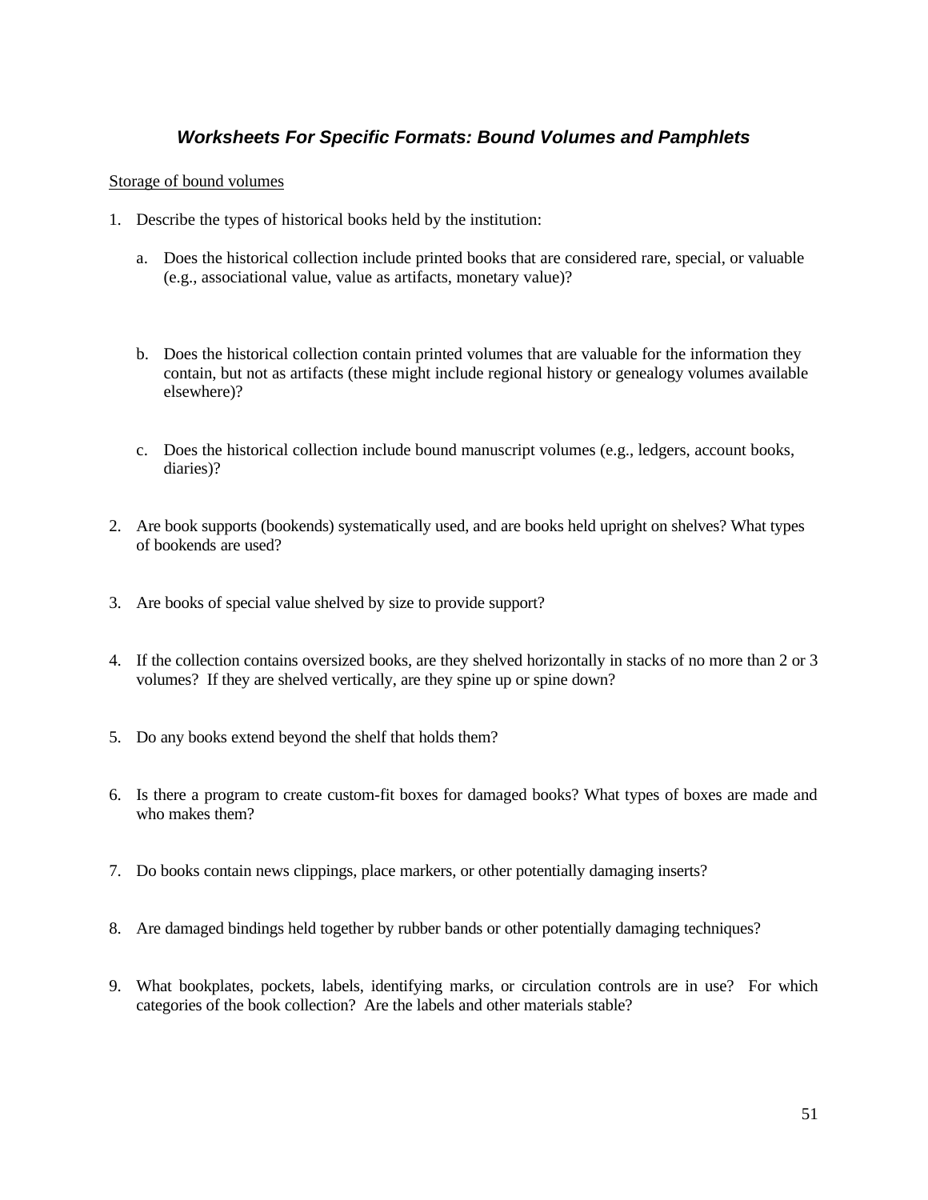## ***Worksheets For Specific Formats: Bound Volumes and Pamphlets***

Storage of bound volumes

1. Describe the types of historical books held by the institution:

   a. Does the historical collection include printed books that are considered rare, special, or valuable (e.g., associational value, value as artifacts, monetary value)?

   b. Does the historical collection contain printed volumes that are valuable for the information they contain, but not as artifacts (these might include regional history or genealogy volumes available elsewhere)?

   c. Does the historical collection include bound manuscript volumes (e.g., ledgers, account books, diaries)?

2. Are book supports (bookends) systematically used, and are books held upright on shelves? What types of bookends are used?

3. Are books of special value shelved by size to provide support?

4. If the collection contains oversized books, are they shelved horizontally in stacks of no more than 2 or 3 volumes? If they are shelved vertically, are they spine up or spine down?

5. Do any books extend beyond the shelf that holds them?

6. Is there a program to create custom-fit boxes for damaged books? What types of boxes are made and who makes them?

7. Do books contain news clippings, place markers, or other potentially damaging inserts?

8. Are damaged bindings held together by rubber bands or other potentially damaging techniques?

9. What bookplates, pockets, labels, identifying marks, or circulation controls are in use? For which categories of the book collection? Are the labels and other materials stable?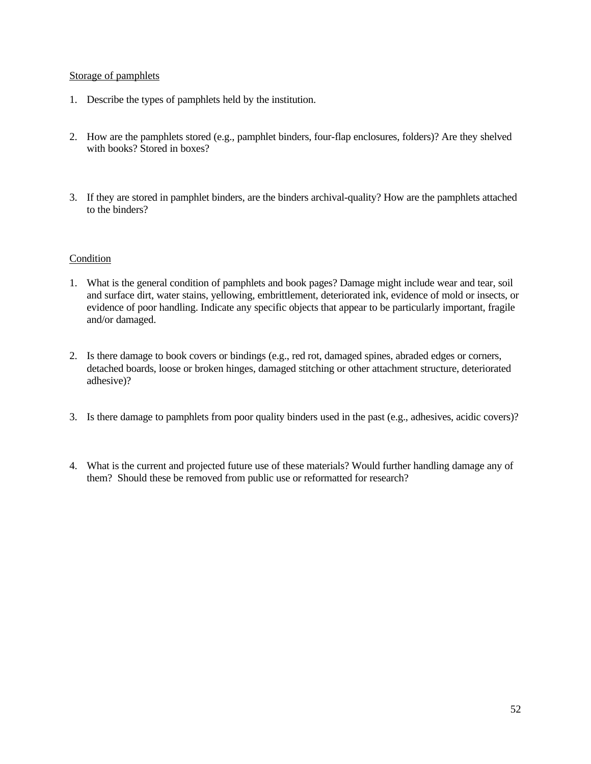<u>Storage of pamphlets</u>

1. Describe the types of pamphlets held by the institution.

2. How are the pamphlets stored (e.g., pamphlet binders, four-flap enclosures, folders)? Are they shelved with books? Stored in boxes?

3. If they are stored in pamphlet binders, are the binders archival-quality? How are the pamphlets attached to the binders?

<u>Condition</u>

1. What is the general condition of pamphlets and book pages? Damage might include wear and tear, soil and surface dirt, water stains, yellowing, embrittlement, deteriorated ink, evidence of mold or insects, or evidence of poor handling. Indicate any specific objects that appear to be particularly important, fragile and/or damaged.

2. Is there damage to book covers or bindings (e.g., red rot, damaged spines, abraded edges or corners, detached boards, loose or broken hinges, damaged stitching or other attachment structure, deteriorated adhesive)?

3. Is there damage to pamphlets from poor quality binders used in the past (e.g., adhesives, acidic covers)?

4. What is the current and projected future use of these materials? Would further handling damage any of them? Should these be removed from public use or reformatted for research?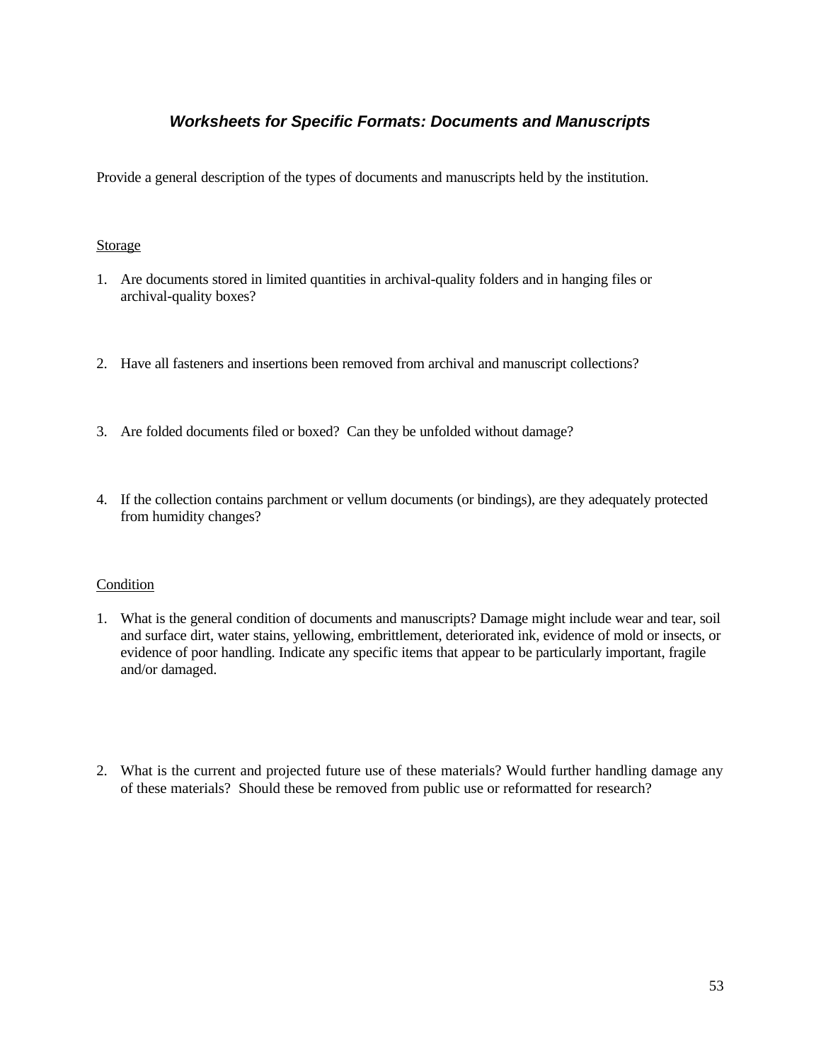## *Worksheets for Specific Formats: Documents and Manuscripts*

Provide a general description of the types of documents and manuscripts held by the institution.

Storage

1. Are documents stored in limited quantities in archival-quality folders and in hanging files or archival-quality boxes?

2. Have all fasteners and insertions been removed from archival and manuscript collections?

3. Are folded documents filed or boxed? Can they be unfolded without damage?

4. If the collection contains parchment or vellum documents (or bindings), are they adequately protected from humidity changes?

Condition

1. What is the general condition of documents and manuscripts? Damage might include wear and tear, soil and surface dirt, water stains, yellowing, embrittlement, deteriorated ink, evidence of mold or insects, or evidence of poor handling. Indicate any specific items that appear to be particularly important, fragile and/or damaged.

2. What is the current and projected future use of these materials? Would further handling damage any of these materials? Should these be removed from public use or reformatted for research?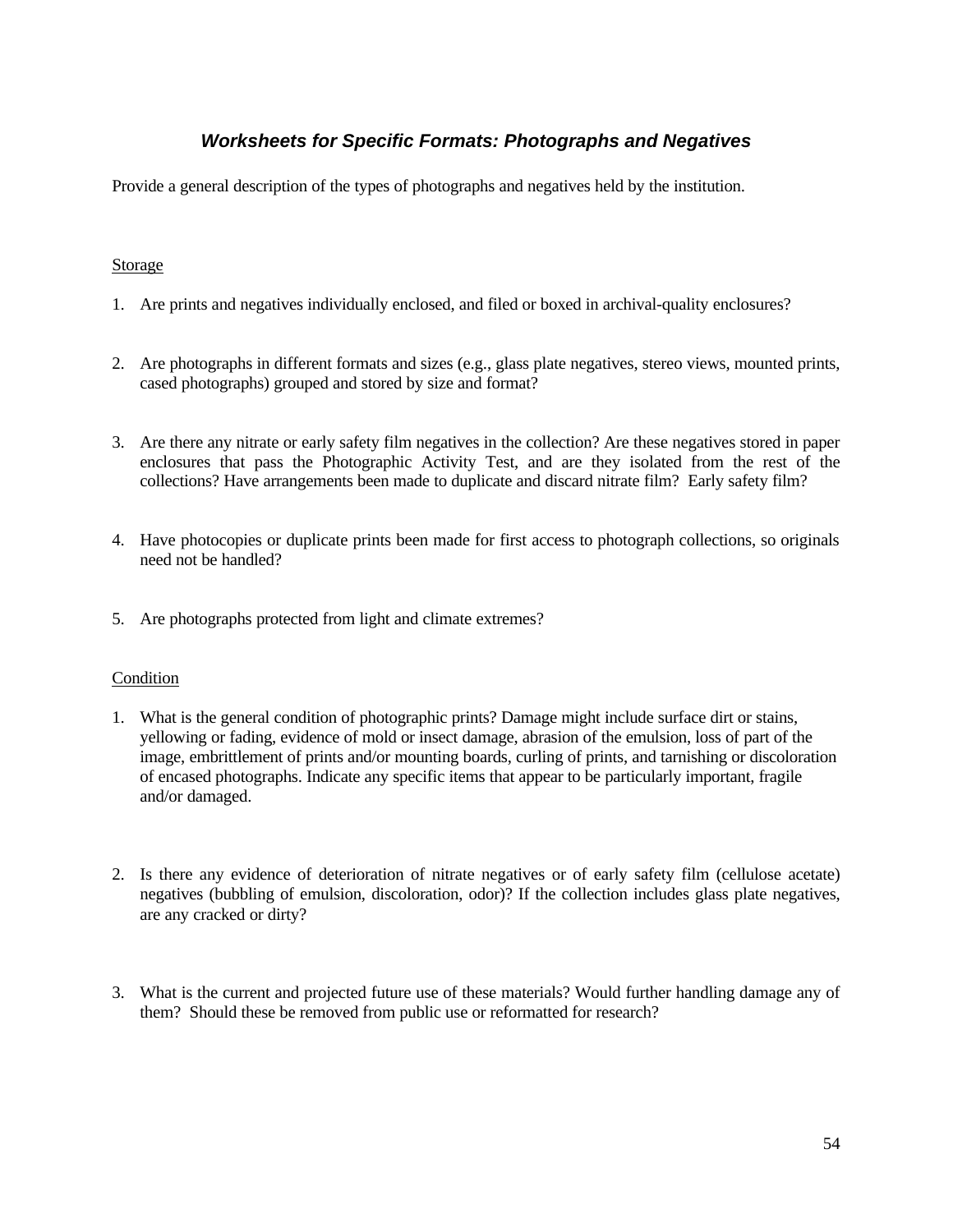## *Worksheets for Specific Formats: Photographs and Negatives*

Provide a general description of the types of photographs and negatives held by the institution.

Storage

1. Are prints and negatives individually enclosed, and filed or boxed in archival-quality enclosures?

2. Are photographs in different formats and sizes (e.g., glass plate negatives, stereo views, mounted prints, cased photographs) grouped and stored by size and format?

3. Are there any nitrate or early safety film negatives in the collection? Are these negatives stored in paper enclosures that pass the Photographic Activity Test, and are they isolated from the rest of the collections? Have arrangements been made to duplicate and discard nitrate film? Early safety film?

4. Have photocopies or duplicate prints been made for first access to photograph collections, so originals need not be handled?

5. Are photographs protected from light and climate extremes?

Condition

1. What is the general condition of photographic prints? Damage might include surface dirt or stains, yellowing or fading, evidence of mold or insect damage, abrasion of the emulsion, loss of part of the image, embrittlement of prints and/or mounting boards, curling of prints, and tarnishing or discoloration of encased photographs. Indicate any specific items that appear to be particularly important, fragile and/or damaged.

2. Is there any evidence of deterioration of nitrate negatives or of early safety film (cellulose acetate) negatives (bubbling of emulsion, discoloration, odor)? If the collection includes glass plate negatives, are any cracked or dirty?

3. What is the current and projected future use of these materials? Would further handling damage any of them? Should these be removed from public use or reformatted for research?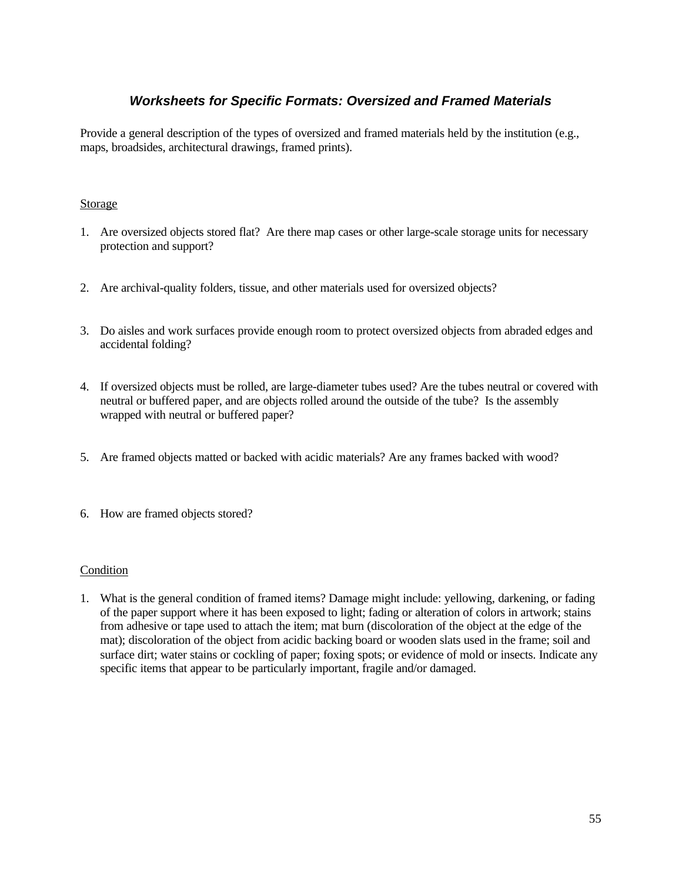## *Worksheets for Specific Formats: Oversized and Framed Materials*

Provide a general description of the types of oversized and framed materials held by the institution (e.g., maps, broadsides, architectural drawings, framed prints).

<u>Storage</u>

1. Are oversized objects stored flat? Are there map cases or other large-scale storage units for necessary protection and support?

2. Are archival-quality folders, tissue, and other materials used for oversized objects?

3. Do aisles and work surfaces provide enough room to protect oversized objects from abraded edges and accidental folding?

4. If oversized objects must be rolled, are large-diameter tubes used? Are the tubes neutral or covered with neutral or buffered paper, and are objects rolled around the outside of the tube? Is the assembly wrapped with neutral or buffered paper?

5. Are framed objects matted or backed with acidic materials? Are any frames backed with wood?

6. How are framed objects stored?

<u>Condition</u>

1. What is the general condition of framed items? Damage might include: yellowing, darkening, or fading of the paper support where it has been exposed to light; fading or alteration of colors in artwork; stains from adhesive or tape used to attach the item; mat burn (discoloration of the object at the edge of the mat); discoloration of the object from acidic backing board or wooden slats used in the frame; soil and surface dirt; water stains or cockling of paper; foxing spots; or evidence of mold or insects. Indicate any specific items that appear to be particularly important, fragile and/or damaged.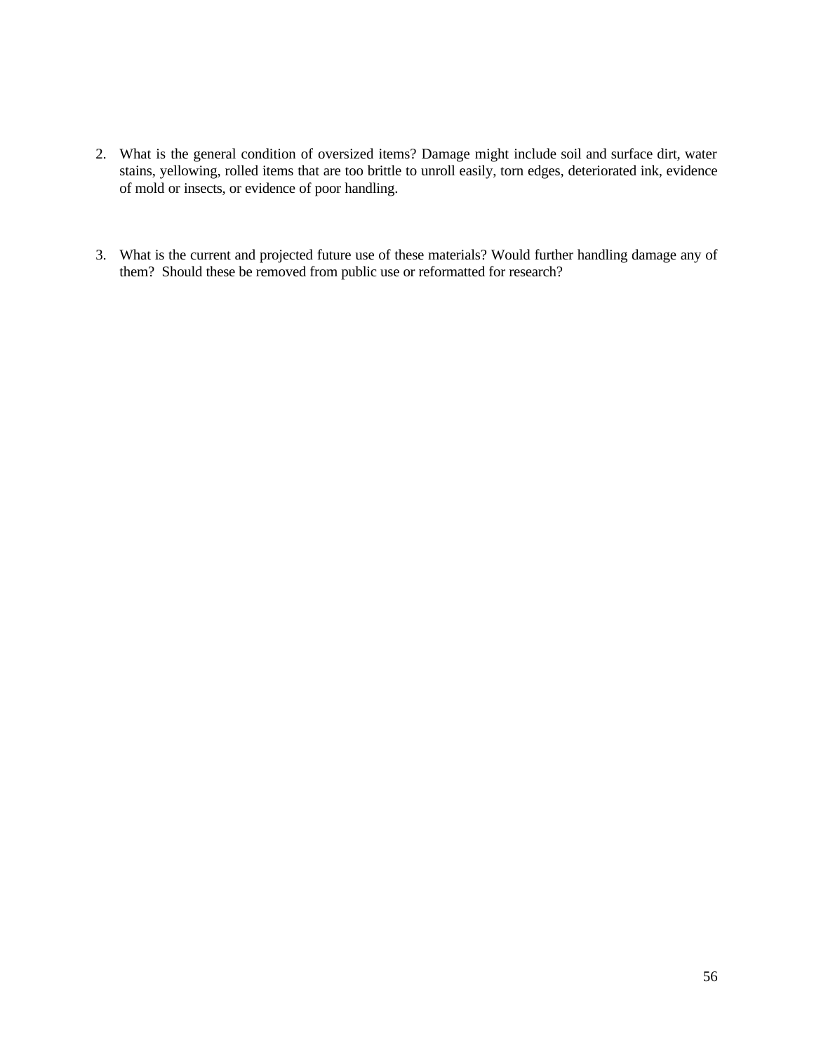2. What is the general condition of oversized items? Damage might include soil and surface dirt, water stains, yellowing, rolled items that are too brittle to unroll easily, torn edges, deteriorated ink, evidence of mold or insects, or evidence of poor handling.

3. What is the current and projected future use of these materials? Would further handling damage any of them? Should these be removed from public use or reformatted for research?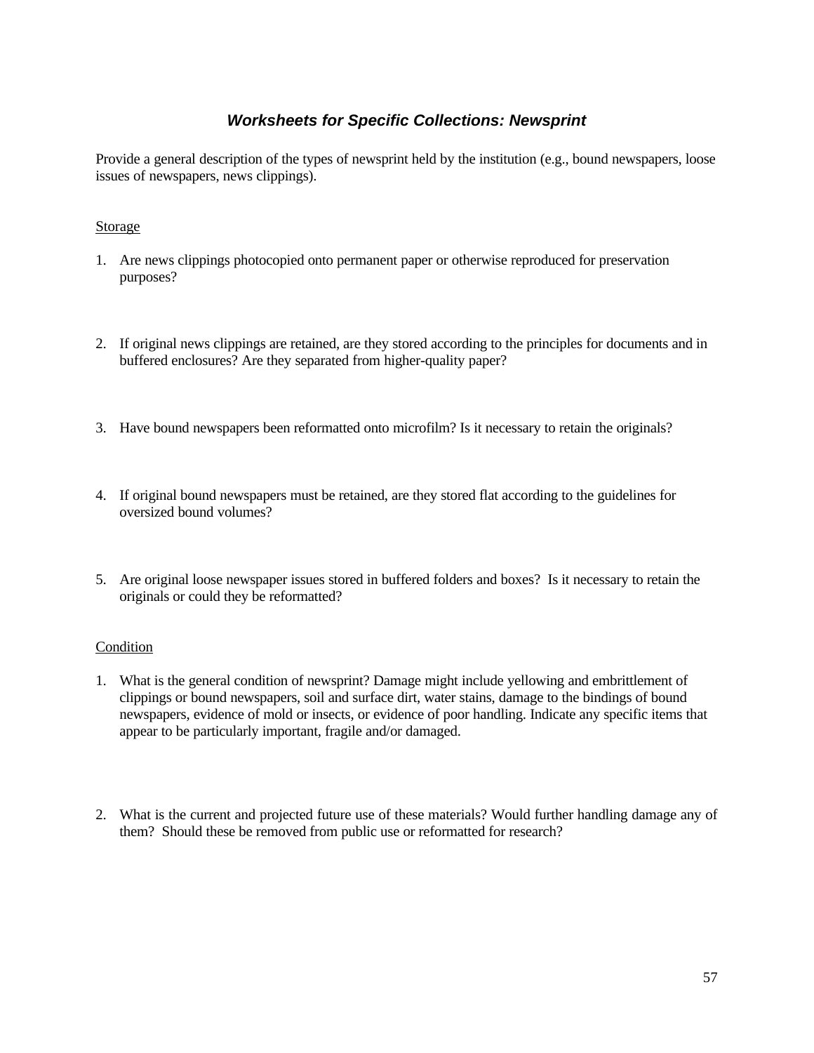## *Worksheets for Specific Collections: Newsprint*

Provide a general description of the types of newsprint held by the institution (e.g., bound newspapers, loose issues of newspapers, news clippings).

Storage

1. Are news clippings photocopied onto permanent paper or otherwise reproduced for preservation purposes?

2. If original news clippings are retained, are they stored according to the principles for documents and in buffered enclosures? Are they separated from higher-quality paper?

3. Have bound newspapers been reformatted onto microfilm? Is it necessary to retain the originals?

4. If original bound newspapers must be retained, are they stored flat according to the guidelines for oversized bound volumes?

5. Are original loose newspaper issues stored in buffered folders and boxes? Is it necessary to retain the originals or could they be reformatted?

Condition

1. What is the general condition of newsprint? Damage might include yellowing and embrittlement of clippings or bound newspapers, soil and surface dirt, water stains, damage to the bindings of bound newspapers, evidence of mold or insects, or evidence of poor handling. Indicate any specific items that appear to be particularly important, fragile and/or damaged.

2. What is the current and projected future use of these materials? Would further handling damage any of them? Should these be removed from public use or reformatted for research?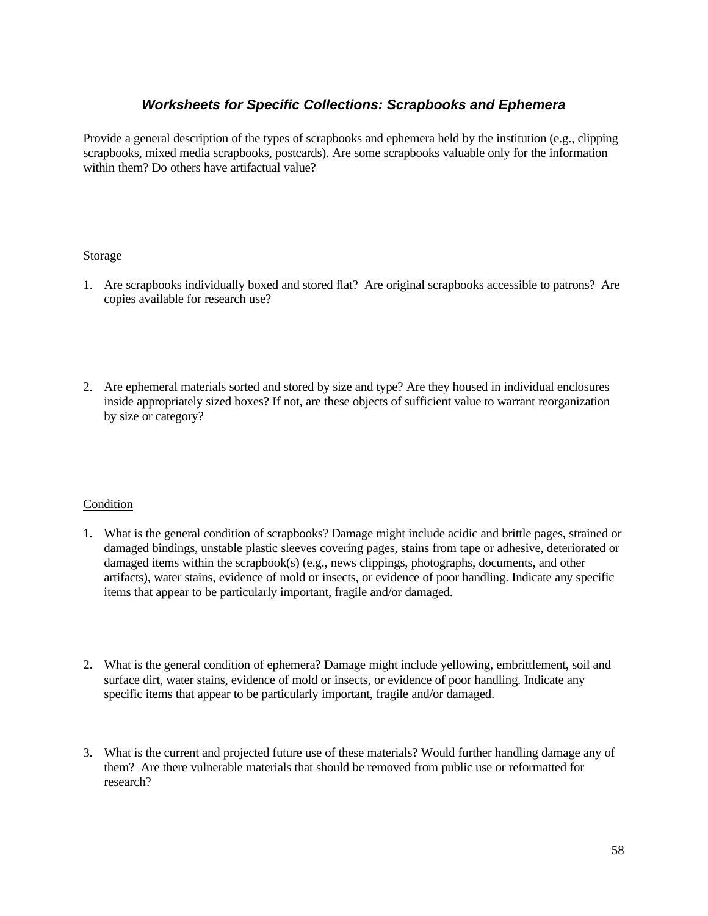## *Worksheets for Specific Collections: Scrapbooks and Ephemera*

Provide a general description of the types of scrapbooks and ephemera held by the institution (e.g., clipping scrapbooks, mixed media scrapbooks, postcards). Are some scrapbooks valuable only for the information within them? Do others have artifactual value?

Storage

1. Are scrapbooks individually boxed and stored flat? Are original scrapbooks accessible to patrons? Are copies available for research use?

2. Are ephemeral materials sorted and stored by size and type? Are they housed in individual enclosures inside appropriately sized boxes? If not, are these objects of sufficient value to warrant reorganization by size or category?

Condition

1. What is the general condition of scrapbooks? Damage might include acidic and brittle pages, strained or damaged bindings, unstable plastic sleeves covering pages, stains from tape or adhesive, deteriorated or damaged items within the scrapbook(s) (e.g., news clippings, photographs, documents, and other artifacts), water stains, evidence of mold or insects, or evidence of poor handling. Indicate any specific items that appear to be particularly important, fragile and/or damaged.

2. What is the general condition of ephemera? Damage might include yellowing, embrittlement, soil and surface dirt, water stains, evidence of mold or insects, or evidence of poor handling. Indicate any specific items that appear to be particularly important, fragile and/or damaged.

3. What is the current and projected future use of these materials? Would further handling damage any of them? Are there vulnerable materials that should be removed from public use or reformatted for research?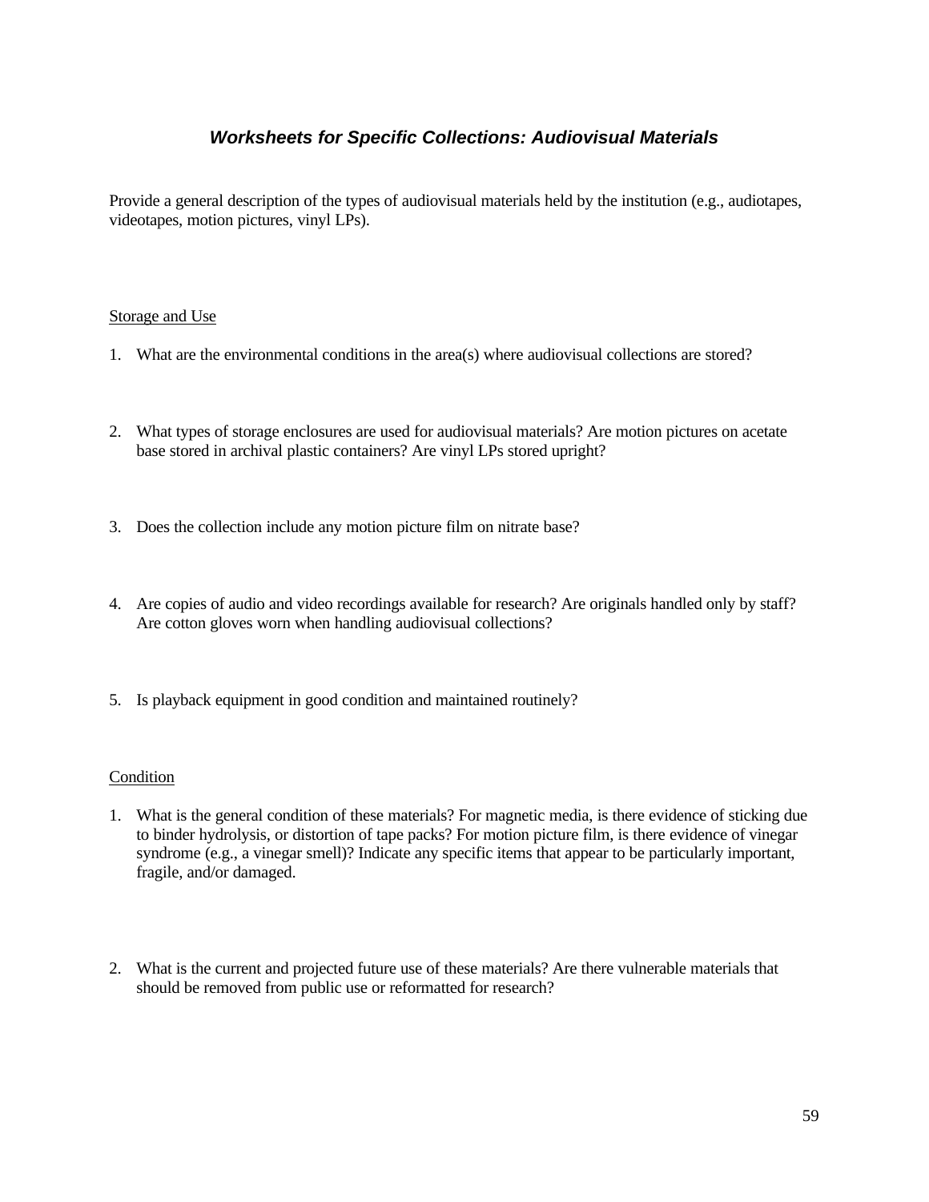## *Worksheets for Specific Collections: Audiovisual Materials*

Provide a general description of the types of audiovisual materials held by the institution (e.g., audiotapes, videotapes, motion pictures, vinyl LPs).

### Storage and Use

1. What are the environmental conditions in the area(s) where audiovisual collections are stored?

2. What types of storage enclosures are used for audiovisual materials? Are motion pictures on acetate base stored in archival plastic containers? Are vinyl LPs stored upright?

3. Does the collection include any motion picture film on nitrate base?

4. Are copies of audio and video recordings available for research? Are originals handled only by staff? Are cotton gloves worn when handling audiovisual collections?

5. Is playback equipment in good condition and maintained routinely?

### Condition

1. What is the general condition of these materials? For magnetic media, is there evidence of sticking due to binder hydrolysis, or distortion of tape packs? For motion picture film, is there evidence of vinegar syndrome (e.g., a vinegar smell)? Indicate any specific items that appear to be particularly important, fragile, and/or damaged.

2. What is the current and projected future use of these materials? Are there vulnerable materials that should be removed from public use or reformatted for research?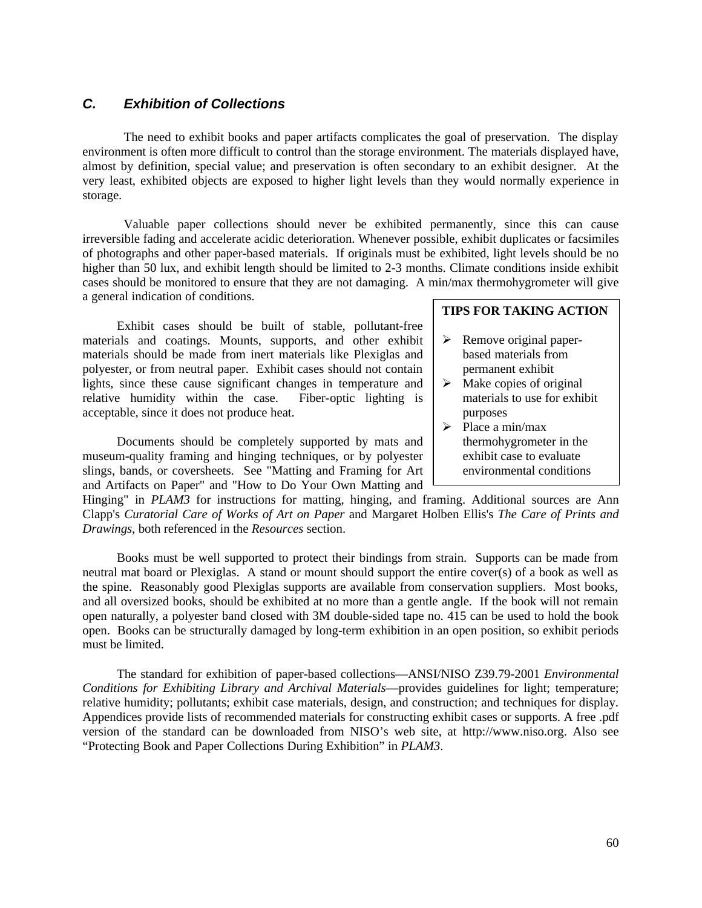## C. *Exhibition of Collections*

The need to exhibit books and paper artifacts complicates the goal of preservation. The display environment is often more difficult to control than the storage environment. The materials displayed have, almost by definition, special value; and preservation is often secondary to an exhibit designer. At the very least, exhibited objects are exposed to higher light levels than they would normally experience in storage.

Valuable paper collections should never be exhibited permanently, since this can cause irreversible fading and accelerate acidic deterioration. Whenever possible, exhibit duplicates or facsimiles of photographs and other paper-based materials. If originals must be exhibited, light levels should be no higher than 50 lux, and exhibit length should be limited to 2-3 months. Climate conditions inside exhibit cases should be monitored to ensure that they are not damaging. A min/max thermohygrometer will give a general indication of conditions.

Exhibit cases should be built of stable, pollutant-free materials and coatings. Mounts, supports, and other exhibit materials should be made from inert materials like Plexiglas and polyester, or from neutral paper. Exhibit cases should not contain lights, since these cause significant changes in temperature and relative humidity within the case. Fiber-optic lighting is acceptable, since it does not produce heat.

Documents should be completely supported by mats and museum-quality framing and hinging techniques, or by polyester slings, bands, or coversheets. See "Matting and Framing for Art and Artifacts on Paper" and "How to Do Your Own Matting and Hinging" in *PLAM3* for instructions for matting, hinging, and framing. Additional sources are Ann Clapp's *Curatorial Care of Works of Art on Paper* and Margaret Holben Ellis's *The Care of Prints and Drawings*, both referenced in the *Resources* section.

> **TIPS FOR TAKING ACTION**
>
> - Remove original paper-based materials from permanent exhibit
> - Make copies of original materials to use for exhibit purposes
> - Place a min/max thermohygrometer in the exhibit case to evaluate environmental conditions

Books must be well supported to protect their bindings from strain. Supports can be made from neutral mat board or Plexiglas. A stand or mount should support the entire cover(s) of a book as well as the spine. Reasonably good Plexiglas supports are available from conservation suppliers. Most books, and all oversized books, should be exhibited at no more than a gentle angle. If the book will not remain open naturally, a polyester band closed with 3M double-sided tape no. 415 can be used to hold the book open. Books can be structurally damaged by long-term exhibition in an open position, so exhibit periods must be limited.

The standard for exhibition of paper-based collections—ANSI/NISO Z39.79-2001 *Environmental Conditions for Exhibiting Library and Archival Materials*—provides guidelines for light; temperature; relative humidity; pollutants; exhibit case materials, design, and construction; and techniques for display. Appendices provide lists of recommended materials for constructing exhibit cases or supports. A free .pdf version of the standard can be downloaded from NISO's web site, at http://www.niso.org. Also see "Protecting Book and Paper Collections During Exhibition" in *PLAM3*.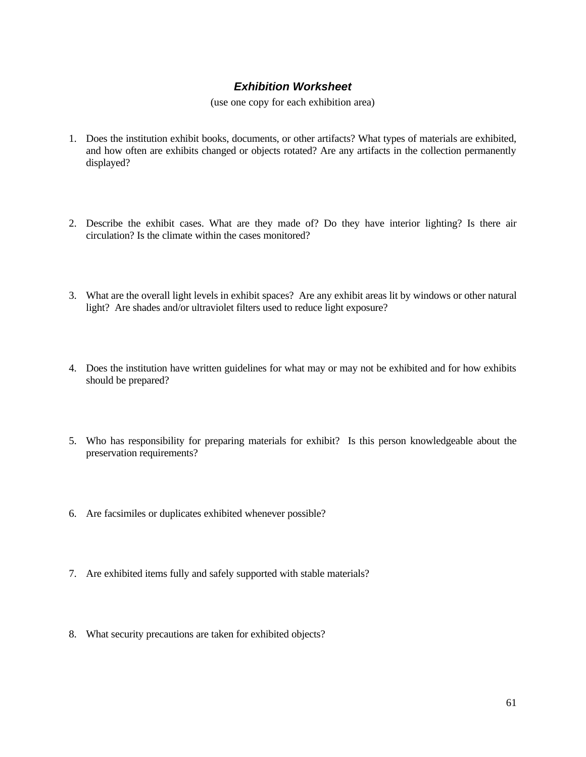## *Exhibition Worksheet*

(use one copy for each exhibition area)

1. Does the institution exhibit books, documents, or other artifacts? What types of materials are exhibited, and how often are exhibits changed or objects rotated? Are any artifacts in the collection permanently displayed?

2. Describe the exhibit cases. What are they made of? Do they have interior lighting? Is there air circulation? Is the climate within the cases monitored?

3. What are the overall light levels in exhibit spaces? Are any exhibit areas lit by windows or other natural light? Are shades and/or ultraviolet filters used to reduce light exposure?

4. Does the institution have written guidelines for what may or may not be exhibited and for how exhibits should be prepared?

5. Who has responsibility for preparing materials for exhibit? Is this person knowledgeable about the preservation requirements?

6. Are facsimiles or duplicates exhibited whenever possible?

7. Are exhibited items fully and safely supported with stable materials?

8. What security precautions are taken for exhibited objects?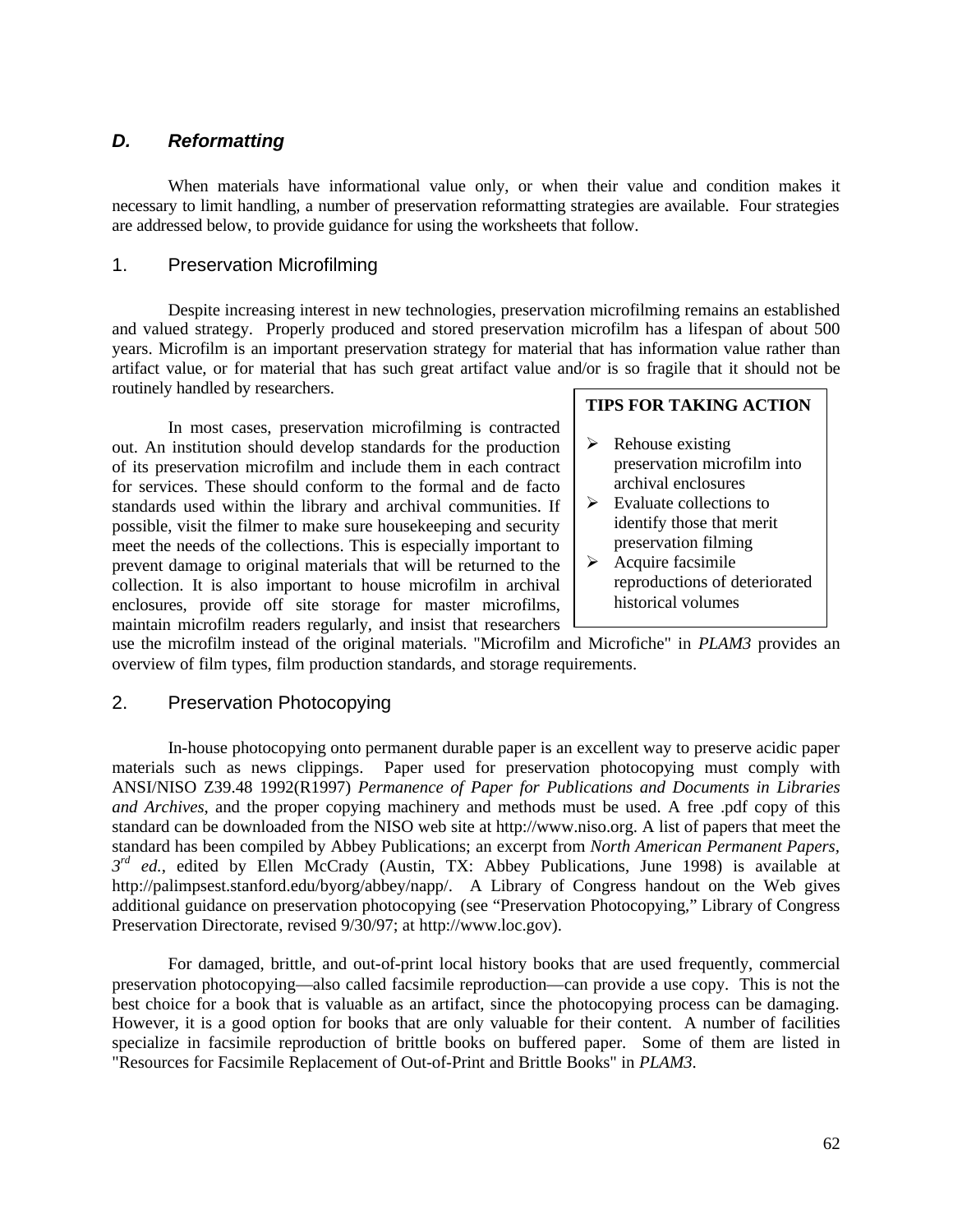## *D. Reformatting*

When materials have informational value only, or when their value and condition makes it necessary to limit handling, a number of preservation reformatting strategies are available. Four strategies are addressed below, to provide guidance for using the worksheets that follow.

### 1. Preservation Microfilming

Despite increasing interest in new technologies, preservation microfilming remains an established and valued strategy. Properly produced and stored preservation microfilm has a lifespan of about 500 years. Microfilm is an important preservation strategy for material that has information value rather than artifact value, or for material that has such great artifact value and/or is so fragile that it should not be routinely handled by researchers.

In most cases, preservation microfilming is contracted out. An institution should develop standards for the production of its preservation microfilm and include them in each contract for services. These should conform to the formal and de facto standards used within the library and archival communities. If possible, visit the filmer to make sure housekeeping and security meet the needs of the collections. This is especially important to prevent damage to original materials that will be returned to the collection. It is also important to house microfilm in archival enclosures, provide off site storage for master microfilms, maintain microfilm readers regularly, and insist that researchers use the microfilm instead of the original materials. "Microfilm and Microfiche" in *PLAM3* provides an overview of film types, film production standards, and storage requirements.

> **TIPS FOR TAKING ACTION**
>
> - Rehouse existing preservation microfilm into archival enclosures
> - Evaluate collections to identify those that merit preservation filming
> - Acquire facsimile reproductions of deteriorated historical volumes

### 2. Preservation Photocopying

In-house photocopying onto permanent durable paper is an excellent way to preserve acidic paper materials such as news clippings. Paper used for preservation photocopying must comply with ANSI/NISO Z39.48 1992(R1997) *Permanence of Paper for Publications and Documents in Libraries and Archives*, and the proper copying machinery and methods must be used. A free .pdf copy of this standard can be downloaded from the NISO web site at http://www.niso.org. A list of papers that meet the standard has been compiled by Abbey Publications; an excerpt from *North American Permanent Papers, 3rd ed.*, edited by Ellen McCrady (Austin, TX: Abbey Publications, June 1998) is available at http://palimpsest.stanford.edu/byorg/abbey/napp/. A Library of Congress handout on the Web gives additional guidance on preservation photocopying (see "Preservation Photocopying," Library of Congress Preservation Directorate, revised 9/30/97; at http://www.loc.gov).

For damaged, brittle, and out-of-print local history books that are used frequently, commercial preservation photocopying—also called facsimile reproduction—can provide a use copy. This is not the best choice for a book that is valuable as an artifact, since the photocopying process can be damaging. However, it is a good option for books that are only valuable for their content. A number of facilities specialize in facsimile reproduction of brittle books on buffered paper. Some of them are listed in "Resources for Facsimile Replacement of Out-of-Print and Brittle Books" in *PLAM3*.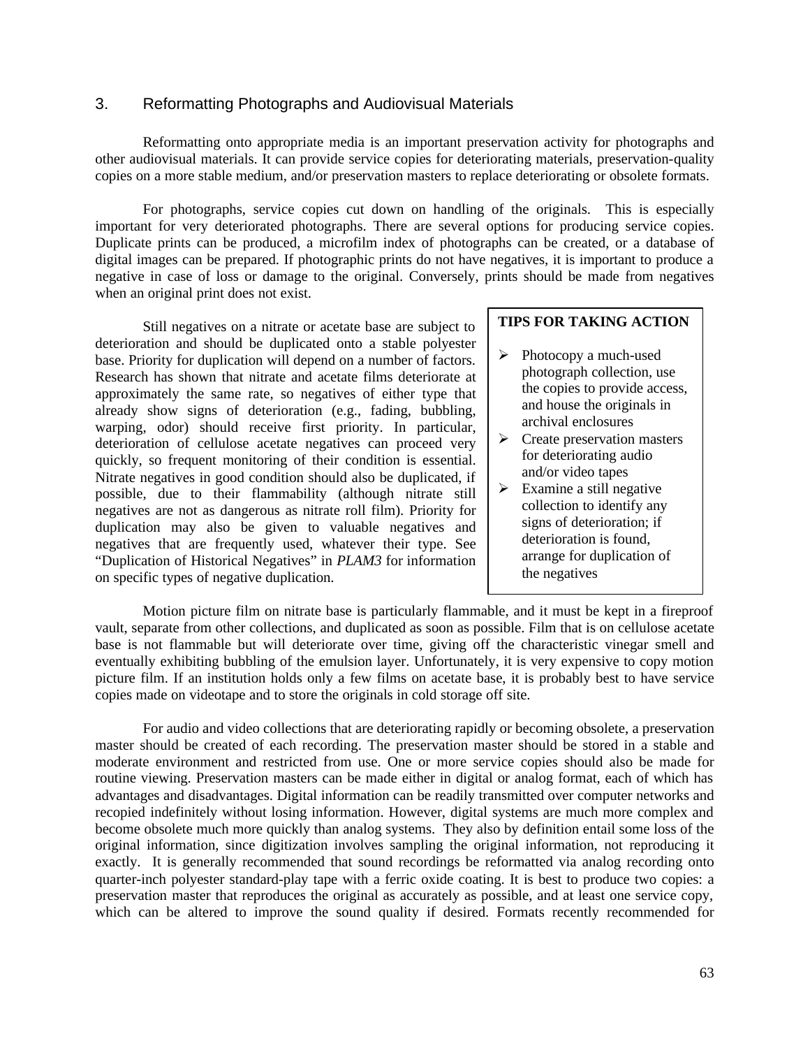## 3. Reformatting Photographs and Audiovisual Materials

Reformatting onto appropriate media is an important preservation activity for photographs and other audiovisual materials. It can provide service copies for deteriorating materials, preservation-quality copies on a more stable medium, and/or preservation masters to replace deteriorating or obsolete formats.

For photographs, service copies cut down on handling of the originals. This is especially important for very deteriorated photographs. There are several options for producing service copies. Duplicate prints can be produced, a microfilm index of photographs can be created, or a database of digital images can be prepared. If photographic prints do not have negatives, it is important to produce a negative in case of loss or damage to the original. Conversely, prints should be made from negatives when an original print does not exist.

Still negatives on a nitrate or acetate base are subject to deterioration and should be duplicated onto a stable polyester base. Priority for duplication will depend on a number of factors. Research has shown that nitrate and acetate films deteriorate at approximately the same rate, so negatives of either type that already show signs of deterioration (e.g., fading, bubbling, warping, odor) should receive first priority. In particular, deterioration of cellulose acetate negatives can proceed very quickly, so frequent monitoring of their condition is essential. Nitrate negatives in good condition should also be duplicated, if possible, due to their flammability (although nitrate still negatives are not as dangerous as nitrate roll film). Priority for duplication may also be given to valuable negatives and negatives that are frequently used, whatever their type. See "Duplication of Historical Negatives" in *PLAM3* for information on specific types of negative duplication.

> **TIPS FOR TAKING ACTION**
>
> - Photocopy a much-used photograph collection, use the copies to provide access, and house the originals in archival enclosures
> - Create preservation masters for deteriorating audio and/or video tapes
> - Examine a still negative collection to identify any signs of deterioration; if deterioration is found, arrange for duplication of the negatives

Motion picture film on nitrate base is particularly flammable, and it must be kept in a fireproof vault, separate from other collections, and duplicated as soon as possible. Film that is on cellulose acetate base is not flammable but will deteriorate over time, giving off the characteristic vinegar smell and eventually exhibiting bubbling of the emulsion layer. Unfortunately, it is very expensive to copy motion picture film. If an institution holds only a few films on acetate base, it is probably best to have service copies made on videotape and to store the originals in cold storage off site.

For audio and video collections that are deteriorating rapidly or becoming obsolete, a preservation master should be created of each recording. The preservation master should be stored in a stable and moderate environment and restricted from use. One or more service copies should also be made for routine viewing. Preservation masters can be made either in digital or analog format, each of which has advantages and disadvantages. Digital information can be readily transmitted over computer networks and recopied indefinitely without losing information. However, digital systems are much more complex and become obsolete much more quickly than analog systems. They also by definition entail some loss of the original information, since digitization involves sampling the original information, not reproducing it exactly. It is generally recommended that sound recordings be reformatted via analog recording onto quarter-inch polyester standard-play tape with a ferric oxide coating. It is best to produce two copies: a preservation master that reproduces the original as accurately as possible, and at least one service copy, which can be altered to improve the sound quality if desired. Formats recently recommended for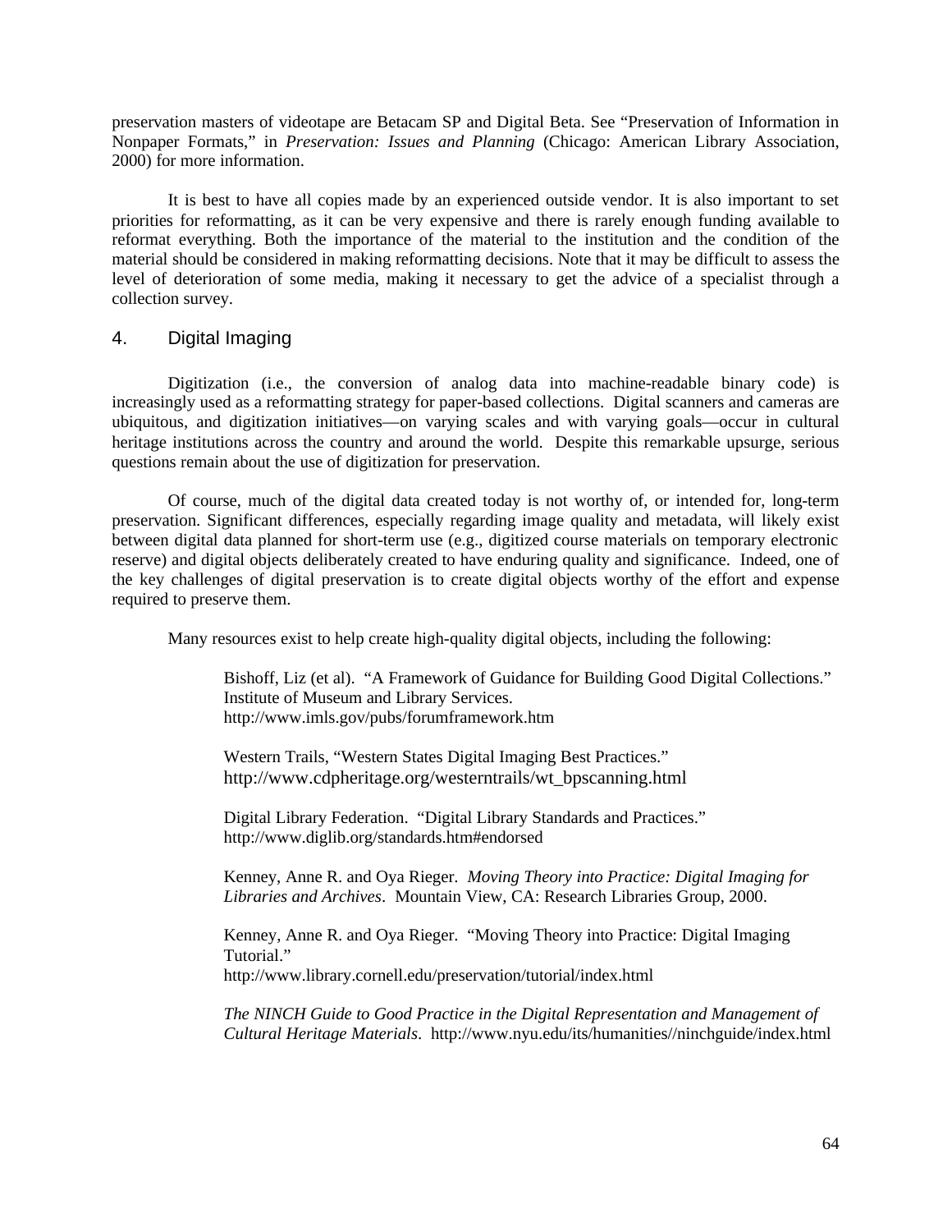preservation masters of videotape are Betacam SP and Digital Beta. See "Preservation of Information in Nonpaper Formats," in *Preservation: Issues and Planning* (Chicago: American Library Association, 2000) for more information.

It is best to have all copies made by an experienced outside vendor. It is also important to set priorities for reformatting, as it can be very expensive and there is rarely enough funding available to reformat everything. Both the importance of the material to the institution and the condition of the material should be considered in making reformatting decisions. Note that it may be difficult to assess the level of deterioration of some media, making it necessary to get the advice of a specialist through a collection survey.

## 4. Digital Imaging

Digitization (i.e., the conversion of analog data into machine-readable binary code) is increasingly used as a reformatting strategy for paper-based collections. Digital scanners and cameras are ubiquitous, and digitization initiatives—on varying scales and with varying goals—occur in cultural heritage institutions across the country and around the world. Despite this remarkable upsurge, serious questions remain about the use of digitization for preservation.

Of course, much of the digital data created today is not worthy of, or intended for, long-term preservation. Significant differences, especially regarding image quality and metadata, will likely exist between digital data planned for short-term use (e.g., digitized course materials on temporary electronic reserve) and digital objects deliberately created to have enduring quality and significance. Indeed, one of the key challenges of digital preservation is to create digital objects worthy of the effort and expense required to preserve them.

Many resources exist to help create high-quality digital objects, including the following:

> Bishoff, Liz (et al). "A Framework of Guidance for Building Good Digital Collections." Institute of Museum and Library Services.
> http://www.imls.gov/pubs/forumframework.htm
>
> Western Trails, "Western States Digital Imaging Best Practices."
> http://www.cdpheritage.org/westerntrails/wt_bpscanning.html
>
> Digital Library Federation. "Digital Library Standards and Practices."
> http://www.diglib.org/standards.htm#endorsed
>
> Kenney, Anne R. and Oya Rieger. *Moving Theory into Practice: Digital Imaging for Libraries and Archives*. Mountain View, CA: Research Libraries Group, 2000.
>
> Kenney, Anne R. and Oya Rieger. "Moving Theory into Practice: Digital Imaging Tutorial."
> http://www.library.cornell.edu/preservation/tutorial/index.html
>
> *The NINCH Guide to Good Practice in the Digital Representation and Management of Cultural Heritage Materials*. http://www.nyu.edu/its/humanities//ninchguide/index.html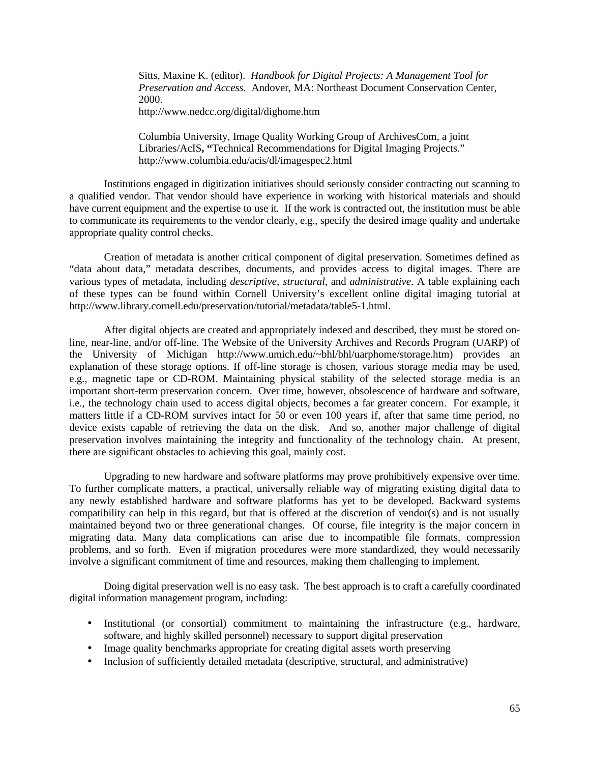Sitts, Maxine K. (editor). *Handbook for Digital Projects: A Management Tool for Preservation and Access.* Andover, MA: Northeast Document Conservation Center, 2000.
http://www.nedcc.org/digital/dighome.htm

Columbia University, Image Quality Working Group of ArchivesCom, a joint Libraries/AcIS**, "**Technical Recommendations for Digital Imaging Projects."
http://www.columbia.edu/acis/dl/imagespec2.html

Institutions engaged in digitization initiatives should seriously consider contracting out scanning to a qualified vendor. That vendor should have experience in working with historical materials and should have current equipment and the expertise to use it. If the work is contracted out, the institution must be able to communicate its requirements to the vendor clearly, e.g., specify the desired image quality and undertake appropriate quality control checks.

Creation of metadata is another critical component of digital preservation. Sometimes defined as "data about data," metadata describes, documents, and provides access to digital images. There are various types of metadata, including *descriptive*, *structural*, and *administrative*. A table explaining each of these types can be found within Cornell University's excellent online digital imaging tutorial at http://www.library.cornell.edu/preservation/tutorial/metadata/table5-1.html.

After digital objects are created and appropriately indexed and described, they must be stored on-line, near-line, and/or off-line. The Website of the University Archives and Records Program (UARP) of the University of Michigan http://www.umich.edu/~bhl/bhl/uarphome/storage.htm) provides an explanation of these storage options. If off-line storage is chosen, various storage media may be used, e.g., magnetic tape or CD-ROM. Maintaining physical stability of the selected storage media is an important short-term preservation concern. Over time, however, obsolescence of hardware and software, i.e., the technology chain used to access digital objects, becomes a far greater concern. For example, it matters little if a CD-ROM survives intact for 50 or even 100 years if, after that same time period, no device exists capable of retrieving the data on the disk. And so, another major challenge of digital preservation involves maintaining the integrity and functionality of the technology chain. At present, there are significant obstacles to achieving this goal, mainly cost.

Upgrading to new hardware and software platforms may prove prohibitively expensive over time. To further complicate matters, a practical, universally reliable way of migrating existing digital data to any newly established hardware and software platforms has yet to be developed. Backward systems compatibility can help in this regard, but that is offered at the discretion of vendor(s) and is not usually maintained beyond two or three generational changes. Of course, file integrity is the major concern in migrating data. Many data complications can arise due to incompatible file formats, compression problems, and so forth. Even if migration procedures were more standardized, they would necessarily involve a significant commitment of time and resources, making them challenging to implement.

Doing digital preservation well is no easy task. The best approach is to craft a carefully coordinated digital information management program, including:

- Institutional (or consortial) commitment to maintaining the infrastructure (e.g., hardware, software, and highly skilled personnel) necessary to support digital preservation
- Image quality benchmarks appropriate for creating digital assets worth preserving
- Inclusion of sufficiently detailed metadata (descriptive, structural, and administrative)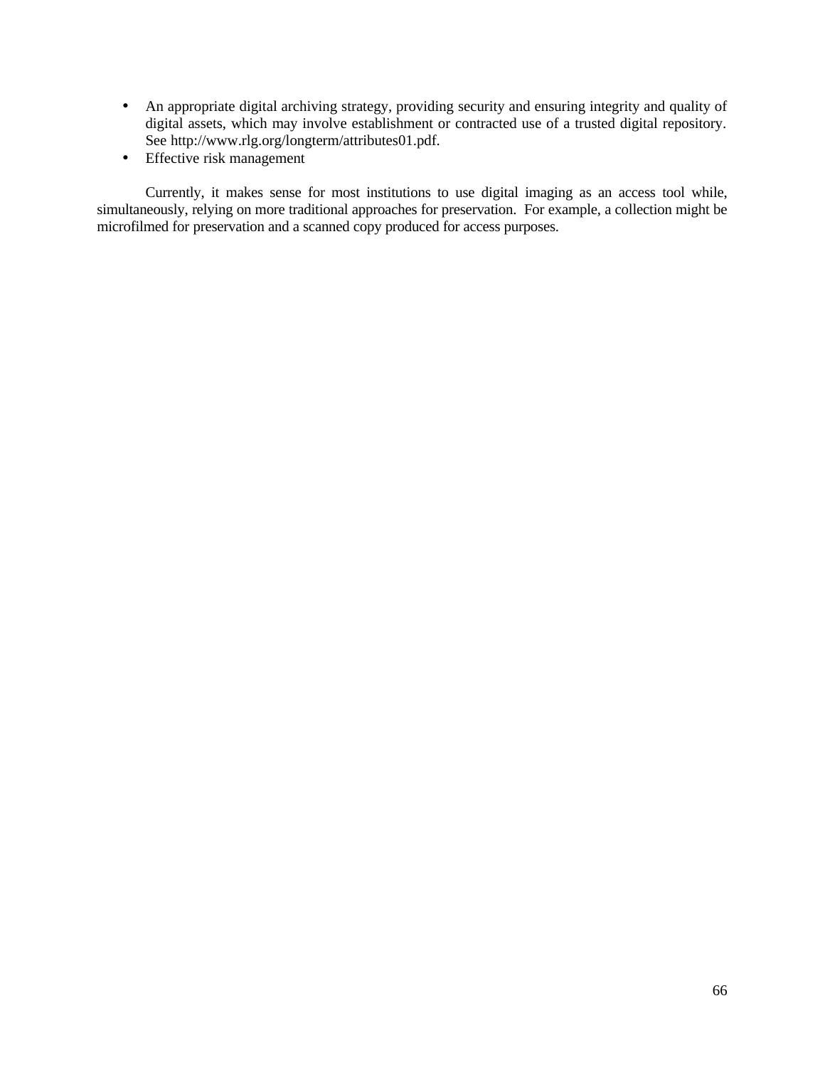- An appropriate digital archiving strategy, providing security and ensuring integrity and quality of digital assets, which may involve establishment or contracted use of a trusted digital repository. See http://www.rlg.org/longterm/attributes01.pdf.
- Effective risk management

Currently, it makes sense for most institutions to use digital imaging as an access tool while, simultaneously, relying on more traditional approaches for preservation. For example, a collection might be microfilmed for preservation and a scanned copy produced for access purposes.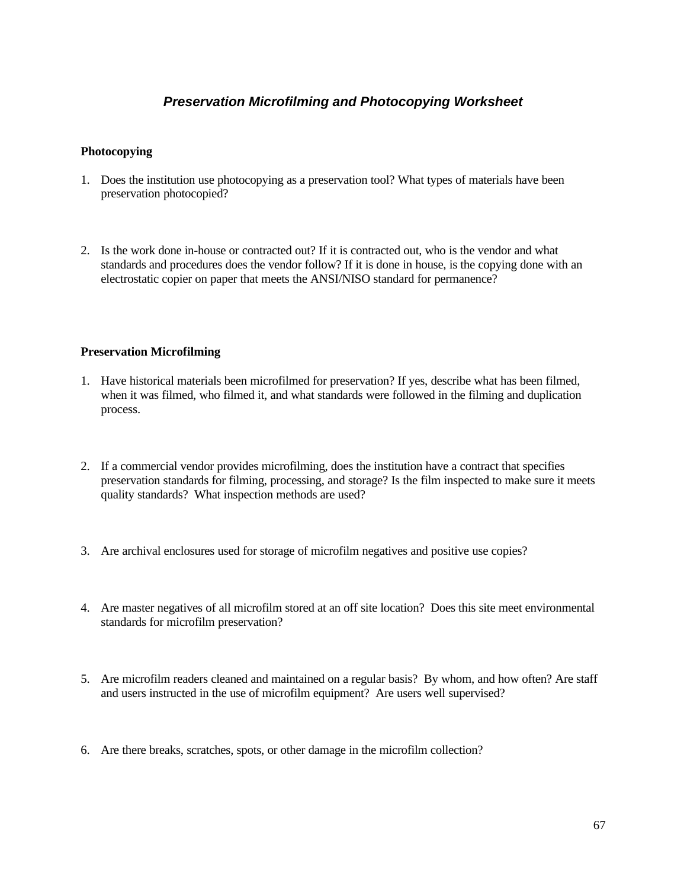# *Preservation Microfilming and Photocopying Worksheet*

**Photocopying**

1. Does the institution use photocopying as a preservation tool? What types of materials have been preservation photocopied?

2. Is the work done in-house or contracted out? If it is contracted out, who is the vendor and what standards and procedures does the vendor follow? If it is done in house, is the copying done with an electrostatic copier on paper that meets the ANSI/NISO standard for permanence?

**Preservation Microfilming**

1. Have historical materials been microfilmed for preservation? If yes, describe what has been filmed, when it was filmed, who filmed it, and what standards were followed in the filming and duplication process.

2. If a commercial vendor provides microfilming, does the institution have a contract that specifies preservation standards for filming, processing, and storage? Is the film inspected to make sure it meets quality standards? What inspection methods are used?

3. Are archival enclosures used for storage of microfilm negatives and positive use copies?

4. Are master negatives of all microfilm stored at an off site location? Does this site meet environmental standards for microfilm preservation?

5. Are microfilm readers cleaned and maintained on a regular basis? By whom, and how often? Are staff and users instructed in the use of microfilm equipment? Are users well supervised?

6. Are there breaks, scratches, spots, or other damage in the microfilm collection?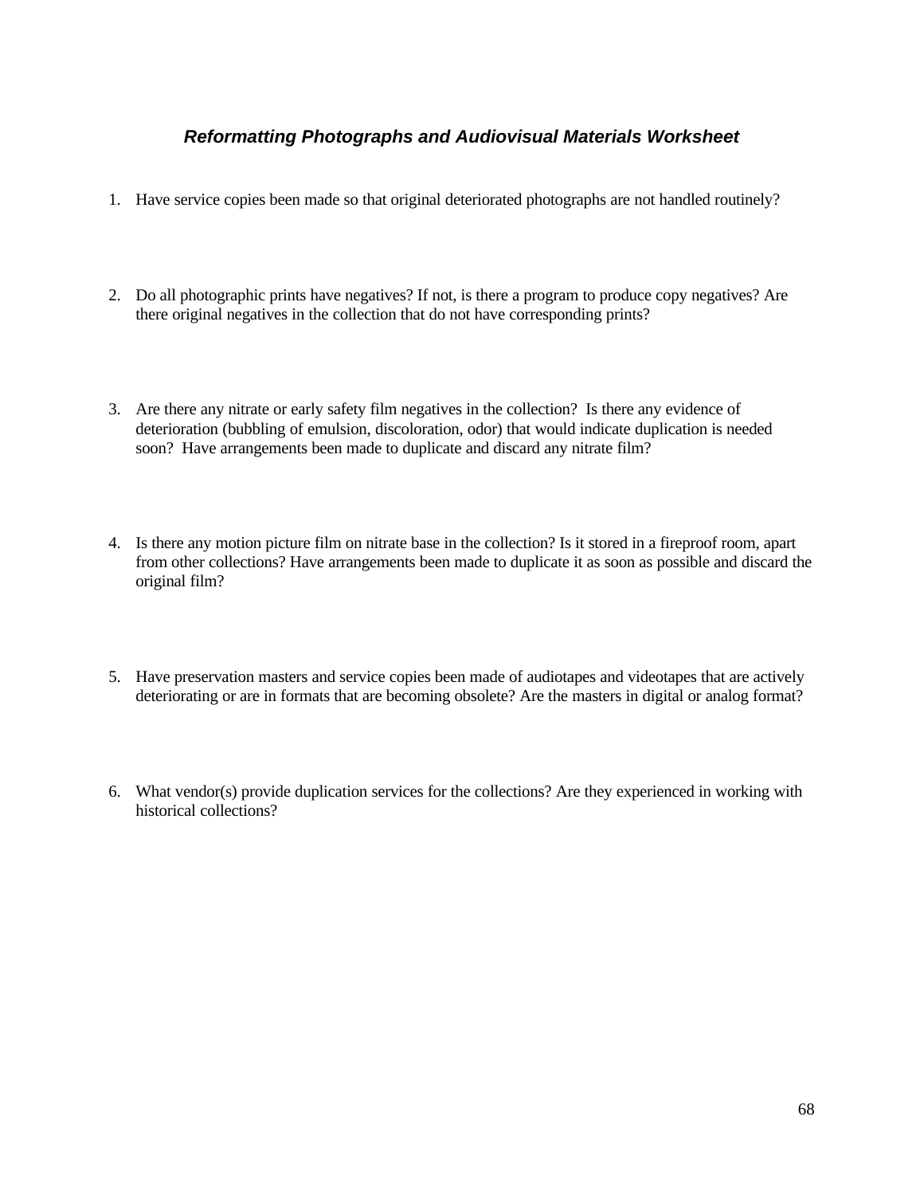### *Reformatting Photographs and Audiovisual Materials Worksheet*

1. Have service copies been made so that original deteriorated photographs are not handled routinely?

2. Do all photographic prints have negatives? If not, is there a program to produce copy negatives? Are there original negatives in the collection that do not have corresponding prints?

3. Are there any nitrate or early safety film negatives in the collection? Is there any evidence of deterioration (bubbling of emulsion, discoloration, odor) that would indicate duplication is needed soon? Have arrangements been made to duplicate and discard any nitrate film?

4. Is there any motion picture film on nitrate base in the collection? Is it stored in a fireproof room, apart from other collections? Have arrangements been made to duplicate it as soon as possible and discard the original film?

5. Have preservation masters and service copies been made of audiotapes and videotapes that are actively deteriorating or are in formats that are becoming obsolete? Are the masters in digital or analog format?

6. What vendor(s) provide duplication services for the collections? Are they experienced in working with historical collections?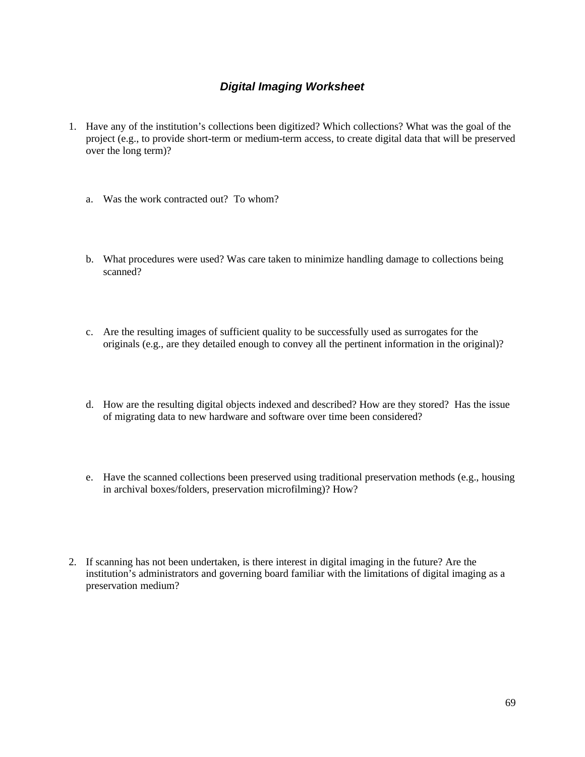## *Digital Imaging Worksheet*

1. Have any of the institution's collections been digitized? Which collections? What was the goal of the project (e.g., to provide short-term or medium-term access, to create digital data that will be preserved over the long term)?

   a. Was the work contracted out? To whom?

   b. What procedures were used? Was care taken to minimize handling damage to collections being scanned?

   c. Are the resulting images of sufficient quality to be successfully used as surrogates for the originals (e.g., are they detailed enough to convey all the pertinent information in the original)?

   d. How are the resulting digital objects indexed and described? How are they stored? Has the issue of migrating data to new hardware and software over time been considered?

   e. Have the scanned collections been preserved using traditional preservation methods (e.g., housing in archival boxes/folders, preservation microfilming)? How?

2. If scanning has not been undertaken, is there interest in digital imaging in the future? Are the institution's administrators and governing board familiar with the limitations of digital imaging as a preservation medium?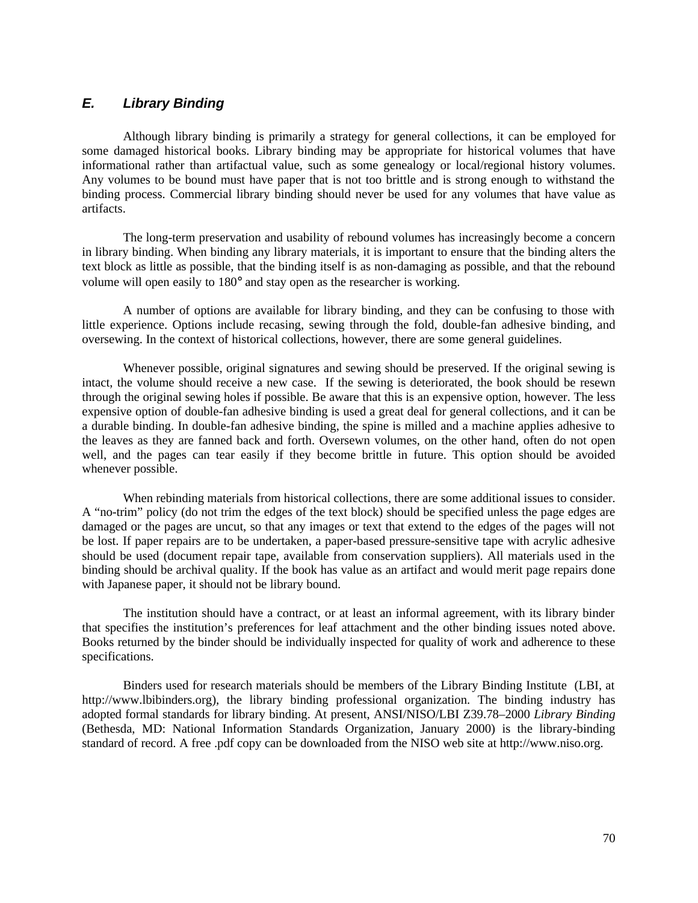## *E. Library Binding*

Although library binding is primarily a strategy for general collections, it can be employed for some damaged historical books. Library binding may be appropriate for historical volumes that have informational rather than artifactual value, such as some genealogy or local/regional history volumes. Any volumes to be bound must have paper that is not too brittle and is strong enough to withstand the binding process. Commercial library binding should never be used for any volumes that have value as artifacts.

The long-term preservation and usability of rebound volumes has increasingly become a concern in library binding. When binding any library materials, it is important to ensure that the binding alters the text block as little as possible, that the binding itself is as non-damaging as possible, and that the rebound volume will open easily to 180° and stay open as the researcher is working.

A number of options are available for library binding, and they can be confusing to those with little experience. Options include recasing, sewing through the fold, double-fan adhesive binding, and oversewing. In the context of historical collections, however, there are some general guidelines.

Whenever possible, original signatures and sewing should be preserved. If the original sewing is intact, the volume should receive a new case. If the sewing is deteriorated, the book should be resewn through the original sewing holes if possible. Be aware that this is an expensive option, however. The less expensive option of double-fan adhesive binding is used a great deal for general collections, and it can be a durable binding. In double-fan adhesive binding, the spine is milled and a machine applies adhesive to the leaves as they are fanned back and forth. Oversewn volumes, on the other hand, often do not open well, and the pages can tear easily if they become brittle in future. This option should be avoided whenever possible.

When rebinding materials from historical collections, there are some additional issues to consider. A "no-trim" policy (do not trim the edges of the text block) should be specified unless the page edges are damaged or the pages are uncut, so that any images or text that extend to the edges of the pages will not be lost. If paper repairs are to be undertaken, a paper-based pressure-sensitive tape with acrylic adhesive should be used (document repair tape, available from conservation suppliers). All materials used in the binding should be archival quality. If the book has value as an artifact and would merit page repairs done with Japanese paper, it should not be library bound.

The institution should have a contract, or at least an informal agreement, with its library binder that specifies the institution's preferences for leaf attachment and the other binding issues noted above. Books returned by the binder should be individually inspected for quality of work and adherence to these specifications.

Binders used for research materials should be members of the Library Binding Institute (LBI, at http://www.lbibinders.org), the library binding professional organization. The binding industry has adopted formal standards for library binding. At present, ANSI/NISO/LBI Z39.78–2000 *Library Binding* (Bethesda, MD: National Information Standards Organization, January 2000) is the library-binding standard of record. A free .pdf copy can be downloaded from the NISO web site at http://www.niso.org.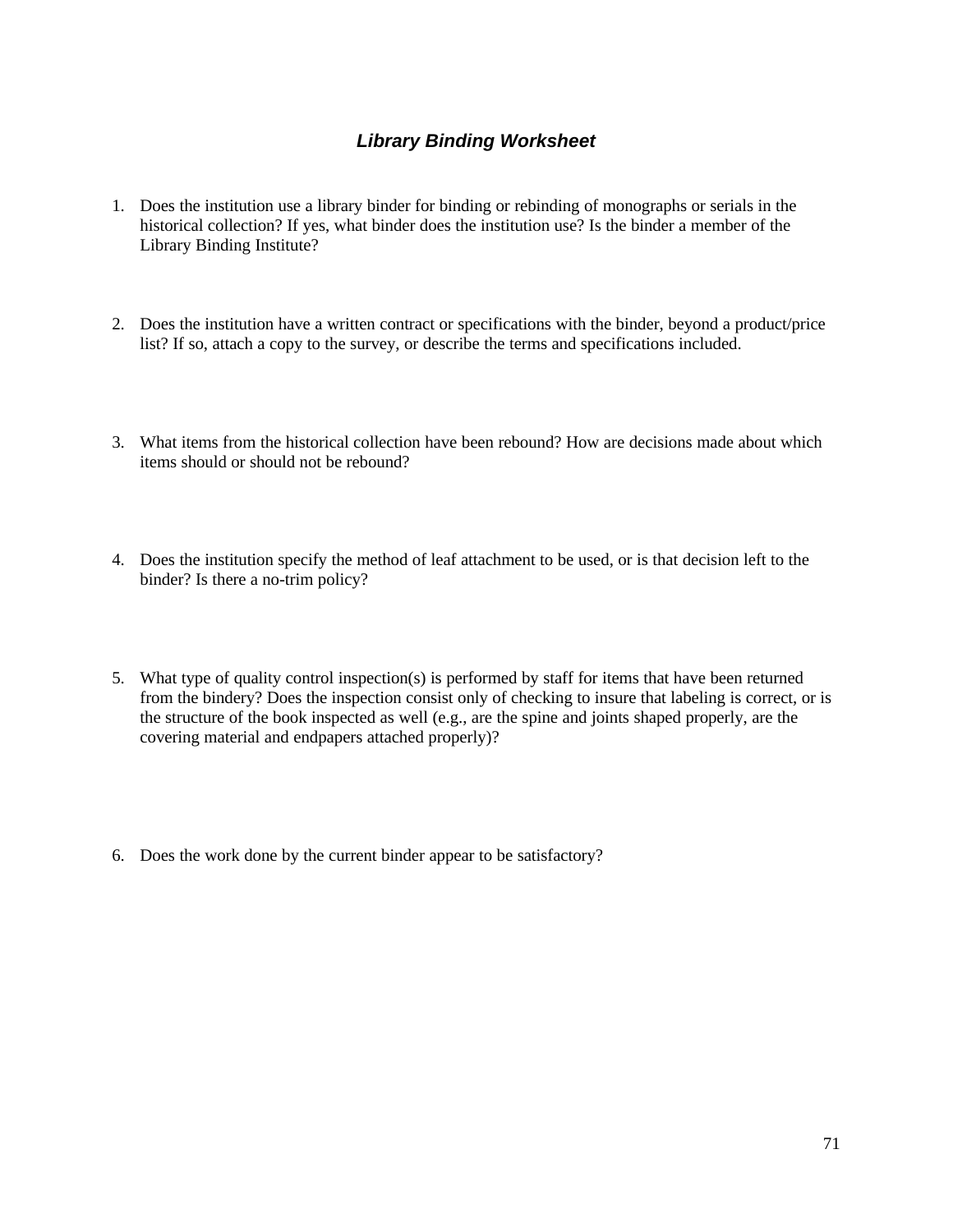### ***Library Binding Worksheet***

1. Does the institution use a library binder for binding or rebinding of monographs or serials in the historical collection? If yes, what binder does the institution use? Is the binder a member of the Library Binding Institute?

2. Does the institution have a written contract or specifications with the binder, beyond a product/price list? If so, attach a copy to the survey, or describe the terms and specifications included.

3. What items from the historical collection have been rebound? How are decisions made about which items should or should not be rebound?

4. Does the institution specify the method of leaf attachment to be used, or is that decision left to the binder? Is there a no-trim policy?

5. What type of quality control inspection(s) is performed by staff for items that have been returned from the bindery? Does the inspection consist only of checking to insure that labeling is correct, or is the structure of the book inspected as well (e.g., are the spine and joints shaped properly, are the covering material and endpapers attached properly)?

6. Does the work done by the current binder appear to be satisfactory?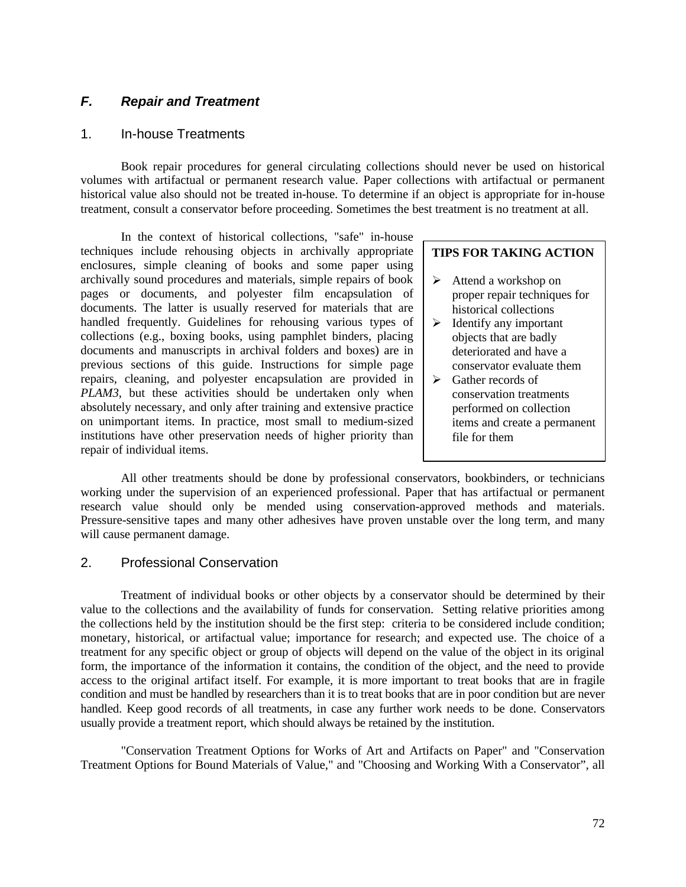## *F. Repair and Treatment*

### 1. In-house Treatments

Book repair procedures for general circulating collections should never be used on historical volumes with artifactual or permanent research value. Paper collections with artifactual or permanent historical value also should not be treated in-house. To determine if an object is appropriate for in-house treatment, consult a conservator before proceeding. Sometimes the best treatment is no treatment at all.

In the context of historical collections, "safe" in-house techniques include rehousing objects in archivally appropriate enclosures, simple cleaning of books and some paper using archivally sound procedures and materials, simple repairs of book pages or documents, and polyester film encapsulation of documents. The latter is usually reserved for materials that are handled frequently. Guidelines for rehousing various types of collections (e.g., boxing books, using pamphlet binders, placing documents and manuscripts in archival folders and boxes) are in previous sections of this guide. Instructions for simple page repairs, cleaning, and polyester encapsulation are provided in *PLAM3*, but these activities should be undertaken only when absolutely necessary, and only after training and extensive practice on unimportant items. In practice, most small to medium-sized institutions have other preservation needs of higher priority than repair of individual items.

**TIPS FOR TAKING ACTION**

- Attend a workshop on proper repair techniques for historical collections
- Identify any important objects that are badly deteriorated and have a conservator evaluate them
- Gather records of conservation treatments performed on collection items and create a permanent file for them

All other treatments should be done by professional conservators, bookbinders, or technicians working under the supervision of an experienced professional. Paper that has artifactual or permanent research value should only be mended using conservation-approved methods and materials. Pressure-sensitive tapes and many other adhesives have proven unstable over the long term, and many will cause permanent damage.

### 2. Professional Conservation

Treatment of individual books or other objects by a conservator should be determined by their value to the collections and the availability of funds for conservation. Setting relative priorities among the collections held by the institution should be the first step: criteria to be considered include condition; monetary, historical, or artifactual value; importance for research; and expected use. The choice of a treatment for any specific object or group of objects will depend on the value of the object in its original form, the importance of the information it contains, the condition of the object, and the need to provide access to the original artifact itself. For example, it is more important to treat books that are in fragile condition and must be handled by researchers than it is to treat books that are in poor condition but are never handled. Keep good records of all treatments, in case any further work needs to be done. Conservators usually provide a treatment report, which should always be retained by the institution.

"Conservation Treatment Options for Works of Art and Artifacts on Paper" and "Conservation Treatment Options for Bound Materials of Value," and "Choosing and Working With a Conservator", all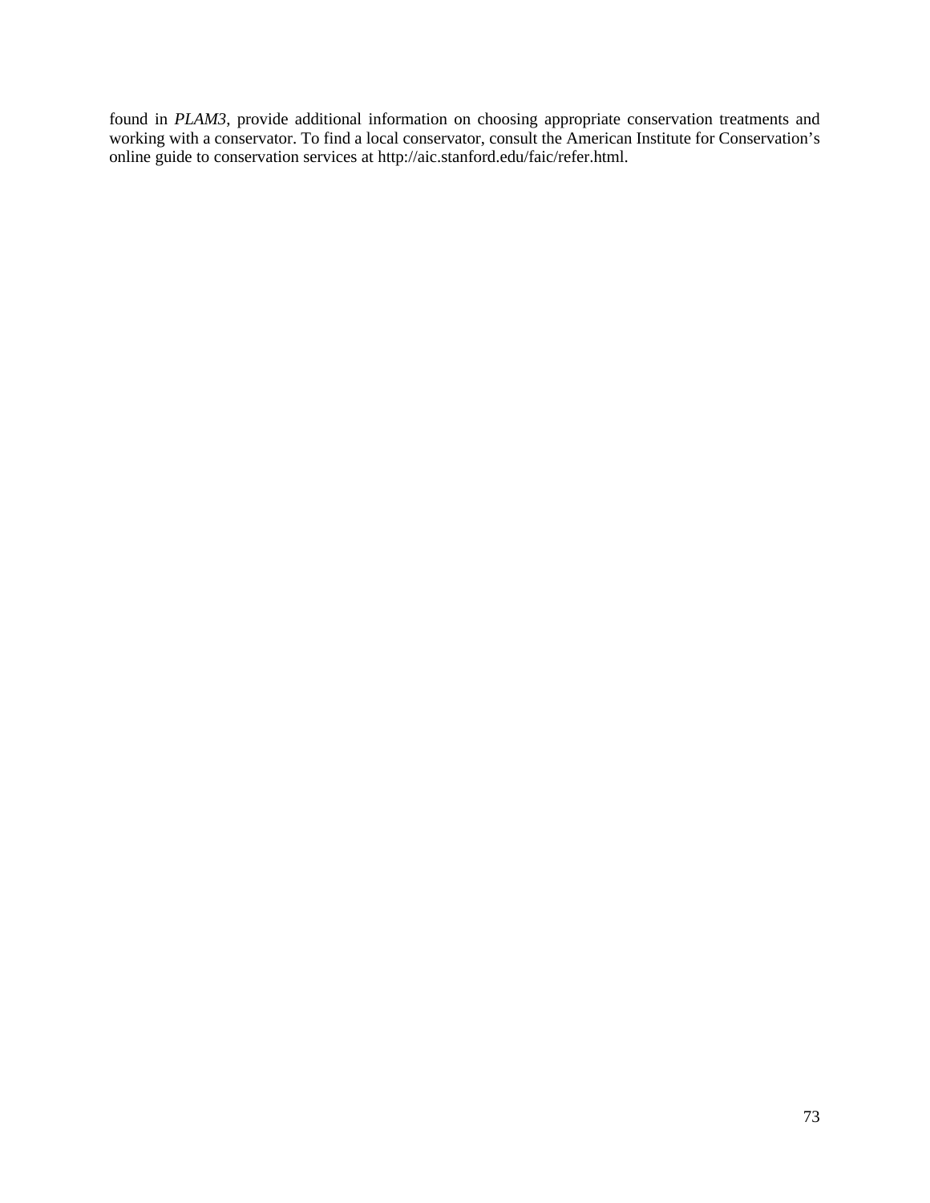found in *PLAM3*, provide additional information on choosing appropriate conservation treatments and working with a conservator. To find a local conservator, consult the American Institute for Conservation's online guide to conservation services at http://aic.stanford.edu/faic/refer.html.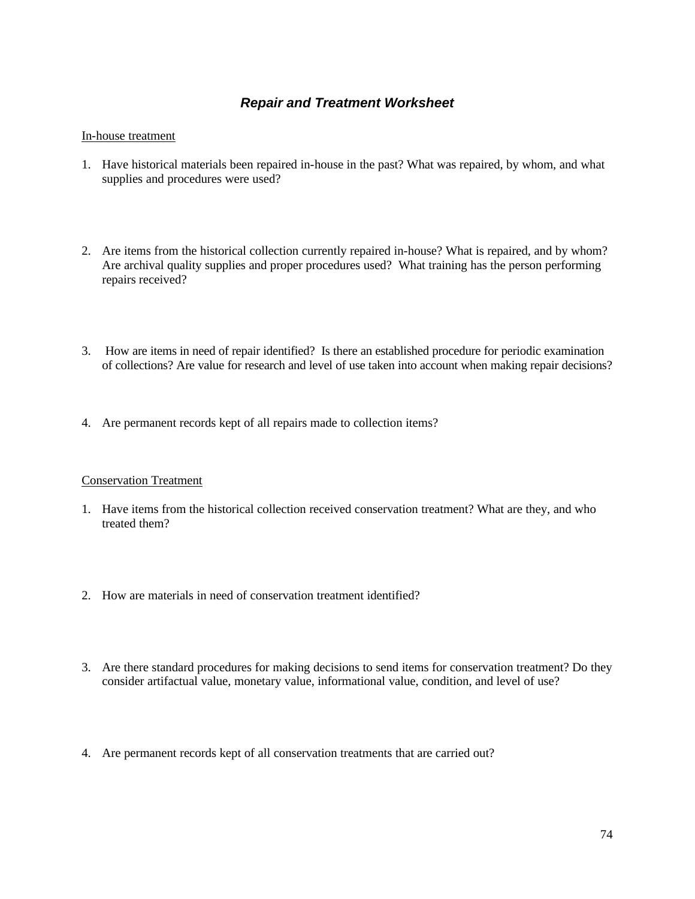## *Repair and Treatment Worksheet*

In-house treatment

1. Have historical materials been repaired in-house in the past? What was repaired, by whom, and what supplies and procedures were used?

2. Are items from the historical collection currently repaired in-house? What is repaired, and by whom? Are archival quality supplies and proper procedures used? What training has the person performing repairs received?

3. How are items in need of repair identified? Is there an established procedure for periodic examination of collections? Are value for research and level of use taken into account when making repair decisions?

4. Are permanent records kept of all repairs made to collection items?

Conservation Treatment

1. Have items from the historical collection received conservation treatment? What are they, and who treated them?

2. How are materials in need of conservation treatment identified?

3. Are there standard procedures for making decisions to send items for conservation treatment? Do they consider artifactual value, monetary value, informational value, condition, and level of use?

4. Are permanent records kept of all conservation treatments that are carried out?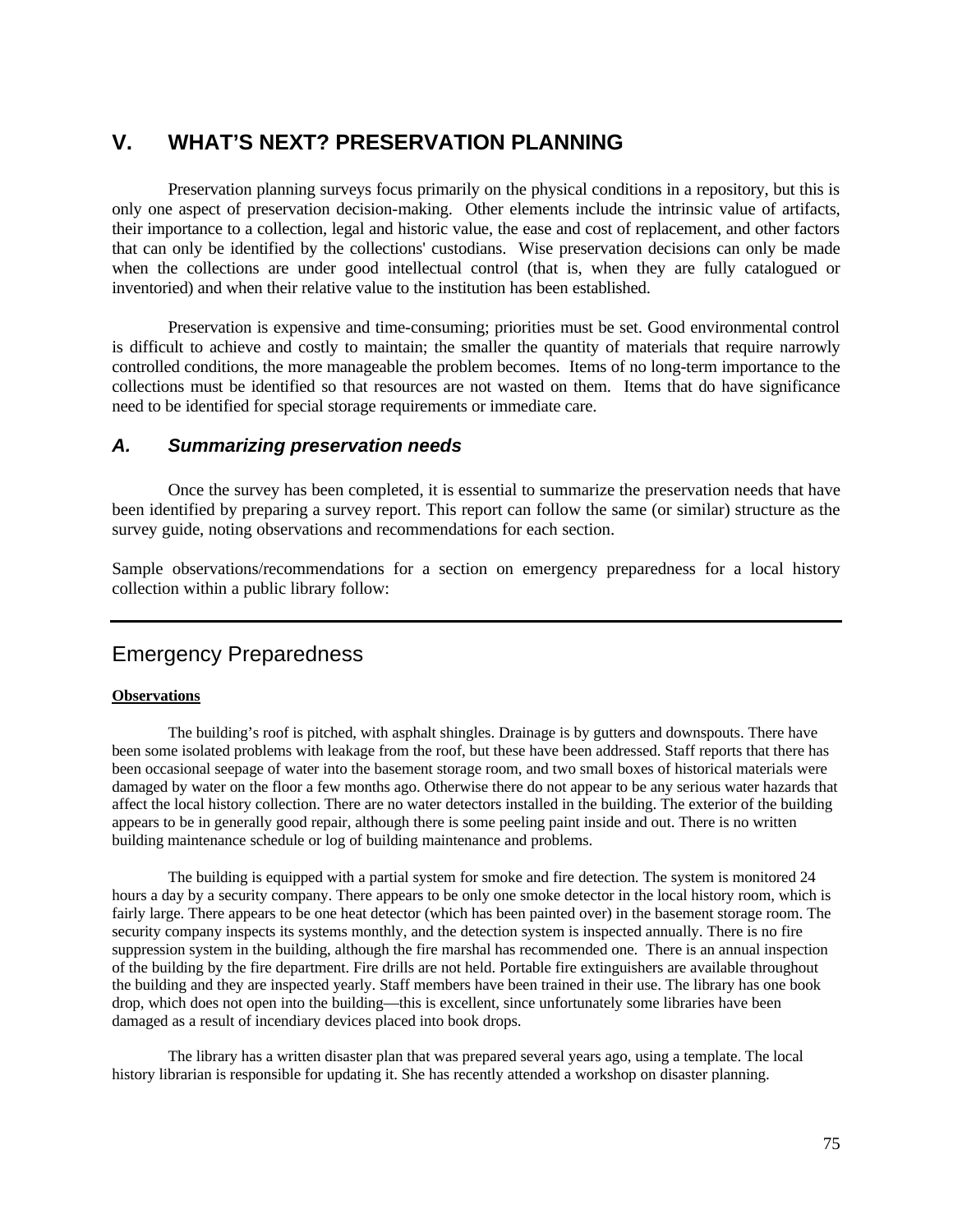## V. WHAT'S NEXT? PRESERVATION PLANNING

Preservation planning surveys focus primarily on the physical conditions in a repository, but this is only one aspect of preservation decision-making. Other elements include the intrinsic value of artifacts, their importance to a collection, legal and historic value, the ease and cost of replacement, and other factors that can only be identified by the collections' custodians. Wise preservation decisions can only be made when the collections are under good intellectual control (that is, when they are fully catalogued or inventoried) and when their relative value to the institution has been established.

Preservation is expensive and time-consuming; priorities must be set. Good environmental control is difficult to achieve and costly to maintain; the smaller the quantity of materials that require narrowly controlled conditions, the more manageable the problem becomes. Items of no long-term importance to the collections must be identified so that resources are not wasted on them. Items that do have significance need to be identified for special storage requirements or immediate care.

### *A. Summarizing preservation needs*

Once the survey has been completed, it is essential to summarize the preservation needs that have been identified by preparing a survey report. This report can follow the same (or similar) structure as the survey guide, noting observations and recommendations for each section.

Sample observations/recommendations for a section on emergency preparedness for a local history collection within a public library follow:

---

## Emergency Preparedness

**Observations**

The building's roof is pitched, with asphalt shingles. Drainage is by gutters and downspouts. There have been some isolated problems with leakage from the roof, but these have been addressed. Staff reports that there has been occasional seepage of water into the basement storage room, and two small boxes of historical materials were damaged by water on the floor a few months ago. Otherwise there do not appear to be any serious water hazards that affect the local history collection. There are no water detectors installed in the building. The exterior of the building appears to be in generally good repair, although there is some peeling paint inside and out. There is no written building maintenance schedule or log of building maintenance and problems.

The building is equipped with a partial system for smoke and fire detection. The system is monitored 24 hours a day by a security company. There appears to be only one smoke detector in the local history room, which is fairly large. There appears to be one heat detector (which has been painted over) in the basement storage room. The security company inspects its systems monthly, and the detection system is inspected annually. There is no fire suppression system in the building, although the fire marshal has recommended one. There is an annual inspection of the building by the fire department. Fire drills are not held. Portable fire extinguishers are available throughout the building and they are inspected yearly. Staff members have been trained in their use. The library has one book drop, which does not open into the building—this is excellent, since unfortunately some libraries have been damaged as a result of incendiary devices placed into book drops.

The library has a written disaster plan that was prepared several years ago, using a template. The local history librarian is responsible for updating it. She has recently attended a workshop on disaster planning.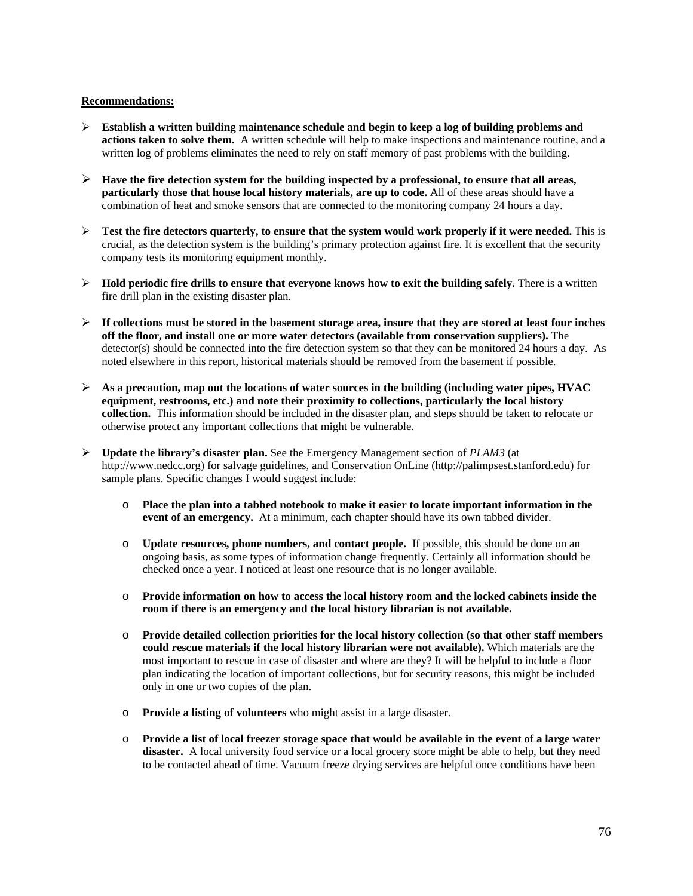**Recommendations:**

- **Establish a written building maintenance schedule and begin to keep a log of building problems and actions taken to solve them.** A written schedule will help to make inspections and maintenance routine, and a written log of problems eliminates the need to rely on staff memory of past problems with the building.

- **Have the fire detection system for the building inspected by a professional, to ensure that all areas, particularly those that house local history materials, are up to code.** All of these areas should have a combination of heat and smoke sensors that are connected to the monitoring company 24 hours a day.

- **Test the fire detectors quarterly, to ensure that the system would work properly if it were needed.** This is crucial, as the detection system is the building's primary protection against fire. It is excellent that the security company tests its monitoring equipment monthly.

- **Hold periodic fire drills to ensure that everyone knows how to exit the building safely.** There is a written fire drill plan in the existing disaster plan.

- **If collections must be stored in the basement storage area, insure that they are stored at least four inches off the floor, and install one or more water detectors (available from conservation suppliers).** The detector(s) should be connected into the fire detection system so that they can be monitored 24 hours a day. As noted elsewhere in this report, historical materials should be removed from the basement if possible.

- **As a precaution, map out the locations of water sources in the building (including water pipes, HVAC equipment, restrooms, etc.) and note their proximity to collections, particularly the local history collection.** This information should be included in the disaster plan, and steps should be taken to relocate or otherwise protect any important collections that might be vulnerable.

- **Update the library's disaster plan.** See the Emergency Management section of *PLAM3* (at http://www.nedcc.org) for salvage guidelines, and Conservation OnLine (http://palimpsest.stanford.edu) for sample plans. Specific changes I would suggest include:

  - **Place the plan into a tabbed notebook to make it easier to locate important information in the event of an emergency.** At a minimum, each chapter should have its own tabbed divider.

  - **Update resources, phone numbers, and contact people.** If possible, this should be done on an ongoing basis, as some types of information change frequently. Certainly all information should be checked once a year. I noticed at least one resource that is no longer available.

  - **Provide information on how to access the local history room and the locked cabinets inside the room if there is an emergency and the local history librarian is not available.**

  - **Provide detailed collection priorities for the local history collection (so that other staff members could rescue materials if the local history librarian were not available).** Which materials are the most important to rescue in case of disaster and where are they? It will be helpful to include a floor plan indicating the location of important collections, but for security reasons, this might be included only in one or two copies of the plan.

  - **Provide a listing of volunteers** who might assist in a large disaster.

  - **Provide a list of local freezer storage space that would be available in the event of a large water disaster.** A local university food service or a local grocery store might be able to help, but they need to be contacted ahead of time. Vacuum freeze drying services are helpful once conditions have been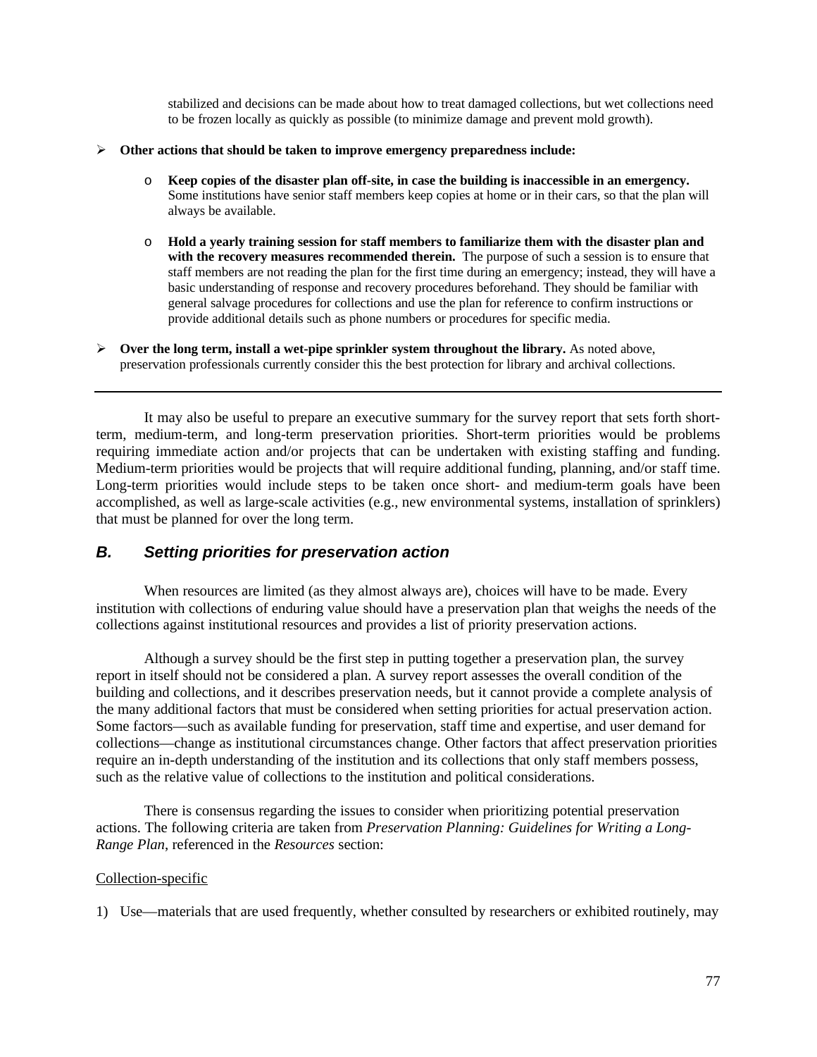stabilized and decisions can be made about how to treat damaged collections, but wet collections need to be frozen locally as quickly as possible (to minimize damage and prevent mold growth).

- **Other actions that should be taken to improve emergency preparedness include:**

  - **Keep copies of the disaster plan off-site, in case the building is inaccessible in an emergency.** Some institutions have senior staff members keep copies at home or in their cars, so that the plan will always be available.

  - **Hold a yearly training session for staff members to familiarize them with the disaster plan and with the recovery measures recommended therein.** The purpose of such a session is to ensure that staff members are not reading the plan for the first time during an emergency; instead, they will have a basic understanding of response and recovery procedures beforehand. They should be familiar with general salvage procedures for collections and use the plan for reference to confirm instructions or provide additional details such as phone numbers or procedures for specific media.

- **Over the long term, install a wet-pipe sprinkler system throughout the library.** As noted above, preservation professionals currently consider this the best protection for library and archival collections.

---

It may also be useful to prepare an executive summary for the survey report that sets forth short-term, medium-term, and long-term preservation priorities. Short-term priorities would be problems requiring immediate action and/or projects that can be undertaken with existing staffing and funding. Medium-term priorities would be projects that will require additional funding, planning, and/or staff time. Long-term priorities would include steps to be taken once short- and medium-term goals have been accomplished, as well as large-scale activities (e.g., new environmental systems, installation of sprinklers) that must be planned for over the long term.

## *B. Setting priorities for preservation action*

When resources are limited (as they almost always are), choices will have to be made. Every institution with collections of enduring value should have a preservation plan that weighs the needs of the collections against institutional resources and provides a list of priority preservation actions.

Although a survey should be the first step in putting together a preservation plan, the survey report in itself should not be considered a plan. A survey report assesses the overall condition of the building and collections, and it describes preservation needs, but it cannot provide a complete analysis of the many additional factors that must be considered when setting priorities for actual preservation action. Some factors—such as available funding for preservation, staff time and expertise, and user demand for collections—change as institutional circumstances change. Other factors that affect preservation priorities require an in-depth understanding of the institution and its collections that only staff members possess, such as the relative value of collections to the institution and political considerations.

There is consensus regarding the issues to consider when prioritizing potential preservation actions. The following criteria are taken from *Preservation Planning: Guidelines for Writing a Long-Range Plan*, referenced in the *Resources* section:

<u>Collection-specific</u>

1) Use—materials that are used frequently, whether consulted by researchers or exhibited routinely, may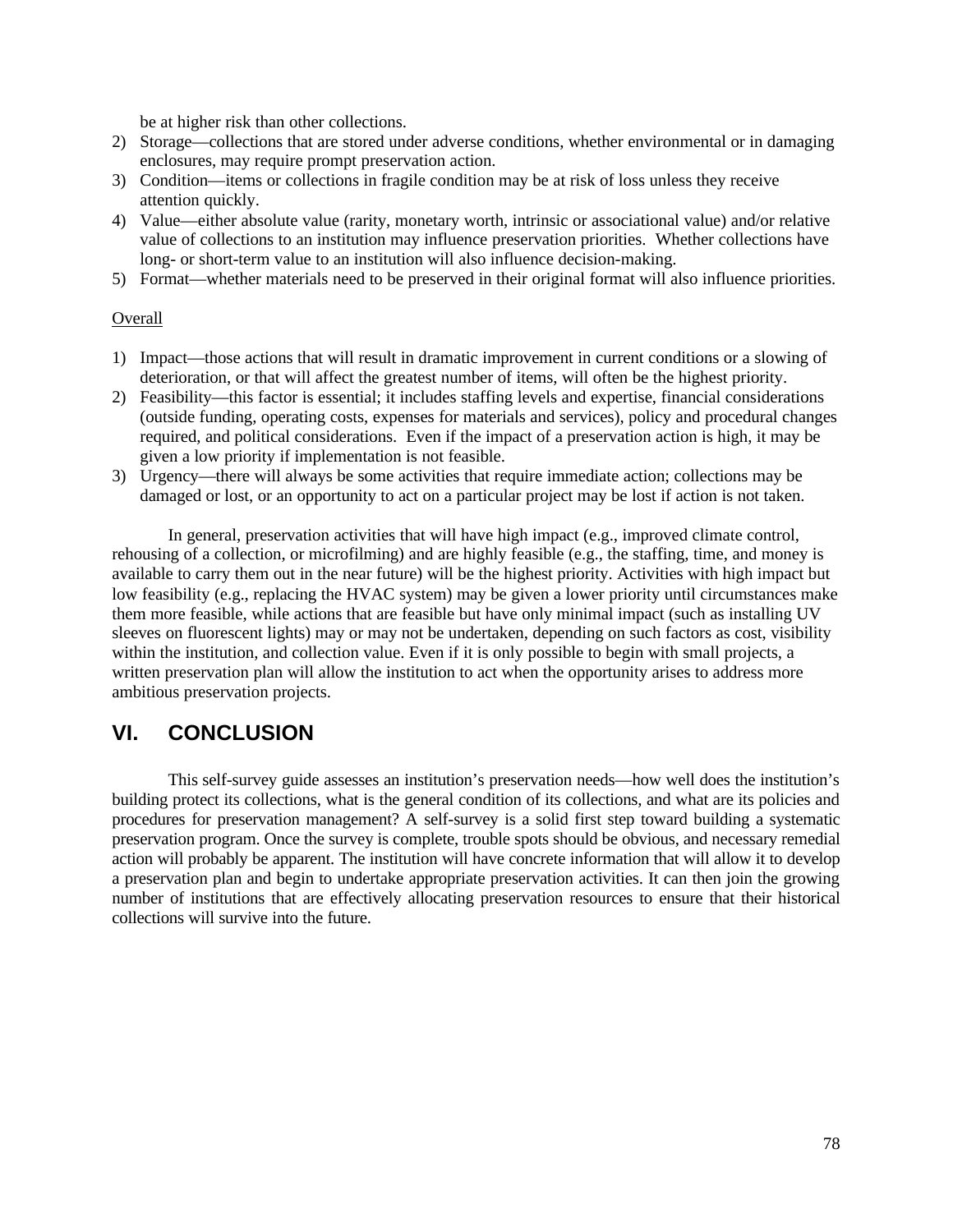be at higher risk than other collections.

2) Storage—collections that are stored under adverse conditions, whether environmental or in damaging enclosures, may require prompt preservation action.
3) Condition—items or collections in fragile condition may be at risk of loss unless they receive attention quickly.
4) Value—either absolute value (rarity, monetary worth, intrinsic or associational value) and/or relative value of collections to an institution may influence preservation priorities. Whether collections have long- or short-term value to an institution will also influence decision-making.
5) Format—whether materials need to be preserved in their original format will also influence priorities.

Overall

1) Impact—those actions that will result in dramatic improvement in current conditions or a slowing of deterioration, or that will affect the greatest number of items, will often be the highest priority.
2) Feasibility—this factor is essential; it includes staffing levels and expertise, financial considerations (outside funding, operating costs, expenses for materials and services), policy and procedural changes required, and political considerations. Even if the impact of a preservation action is high, it may be given a low priority if implementation is not feasible.
3) Urgency—there will always be some activities that require immediate action; collections may be damaged or lost, or an opportunity to act on a particular project may be lost if action is not taken.

In general, preservation activities that will have high impact (e.g., improved climate control, rehousing of a collection, or microfilming) and are highly feasible (e.g., the staffing, time, and money is available to carry them out in the near future) will be the highest priority. Activities with high impact but low feasibility (e.g., replacing the HVAC system) may be given a lower priority until circumstances make them more feasible, while actions that are feasible but have only minimal impact (such as installing UV sleeves on fluorescent lights) may or may not be undertaken, depending on such factors as cost, visibility within the institution, and collection value. Even if it is only possible to begin with small projects, a written preservation plan will allow the institution to act when the opportunity arises to address more ambitious preservation projects.

## VI. CONCLUSION

This self-survey guide assesses an institution's preservation needs—how well does the institution's building protect its collections, what is the general condition of its collections, and what are its policies and procedures for preservation management? A self-survey is a solid first step toward building a systematic preservation program. Once the survey is complete, trouble spots should be obvious, and necessary remedial action will probably be apparent. The institution will have concrete information that will allow it to develop a preservation plan and begin to undertake appropriate preservation activities. It can then join the growing number of institutions that are effectively allocating preservation resources to ensure that their historical collections will survive into the future.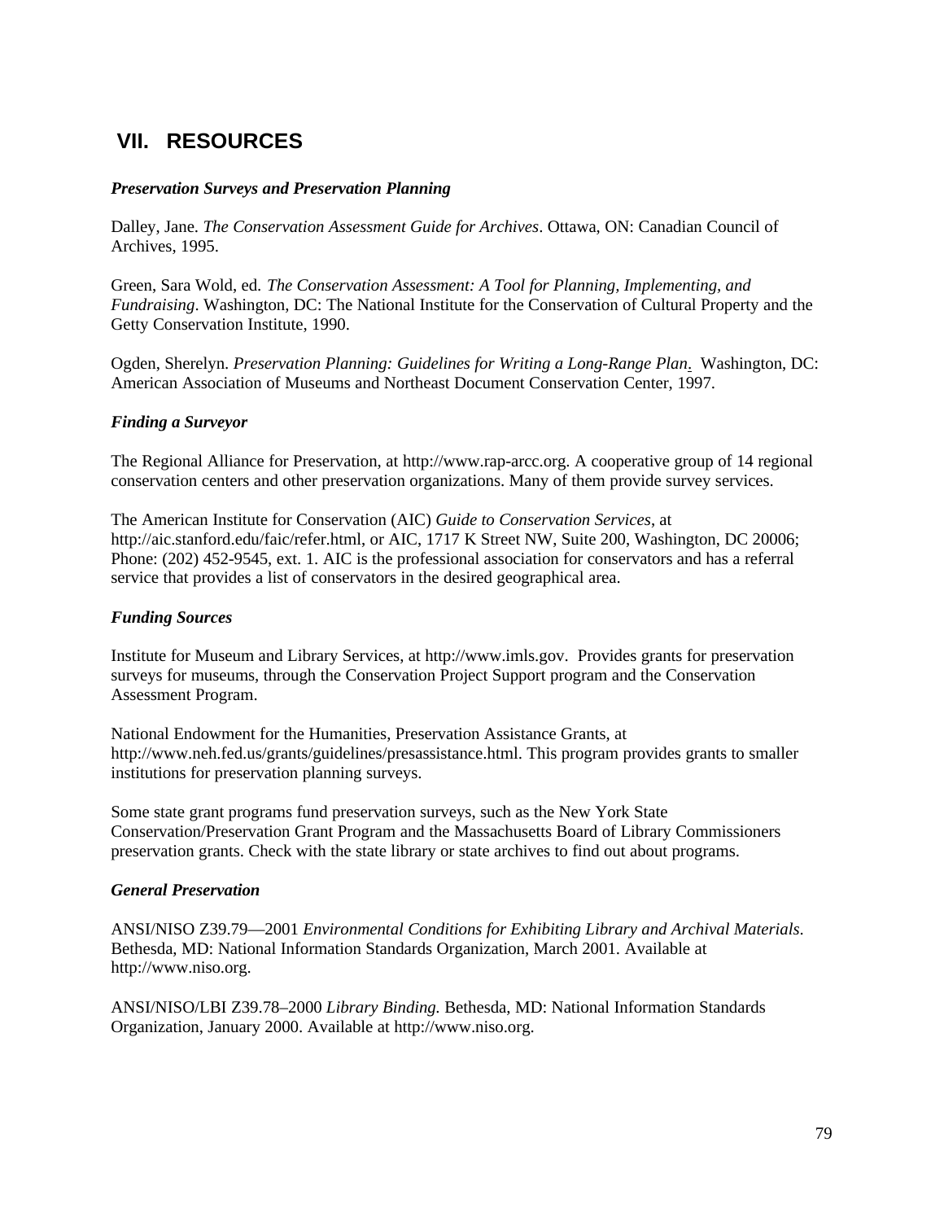## VII. RESOURCES

***Preservation Surveys and Preservation Planning***

Dalley, Jane. *The Conservation Assessment Guide for Archives*. Ottawa, ON: Canadian Council of Archives, 1995.

Green, Sara Wold, ed. *The Conservation Assessment: A Tool for Planning, Implementing, and Fundraising*. Washington, DC: The National Institute for the Conservation of Cultural Property and the Getty Conservation Institute, 1990.

Ogden, Sherelyn. *Preservation Planning: Guidelines for Writing a Long-Range Plan*. Washington, DC: American Association of Museums and Northeast Document Conservation Center, 1997.

***Finding a Surveyor***

The Regional Alliance for Preservation, at http://www.rap-arcc.org. A cooperative group of 14 regional conservation centers and other preservation organizations. Many of them provide survey services.

The American Institute for Conservation (AIC) *Guide to Conservation Services*, at http://aic.stanford.edu/faic/refer.html, or AIC, 1717 K Street NW, Suite 200, Washington, DC 20006; Phone: (202) 452-9545, ext. 1. AIC is the professional association for conservators and has a referral service that provides a list of conservators in the desired geographical area.

***Funding Sources***

Institute for Museum and Library Services, at http://www.imls.gov. Provides grants for preservation surveys for museums, through the Conservation Project Support program and the Conservation Assessment Program.

National Endowment for the Humanities, Preservation Assistance Grants, at http://www.neh.fed.us/grants/guidelines/presassistance.html. This program provides grants to smaller institutions for preservation planning surveys.

Some state grant programs fund preservation surveys, such as the New York State Conservation/Preservation Grant Program and the Massachusetts Board of Library Commissioners preservation grants. Check with the state library or state archives to find out about programs.

***General Preservation***

ANSI/NISO Z39.79—2001 *Environmental Conditions for Exhibiting Library and Archival Materials*. Bethesda, MD: National Information Standards Organization, March 2001. Available at http://www.niso.org.

ANSI/NISO/LBI Z39.78–2000 *Library Binding*. Bethesda, MD: National Information Standards Organization, January 2000. Available at http://www.niso.org.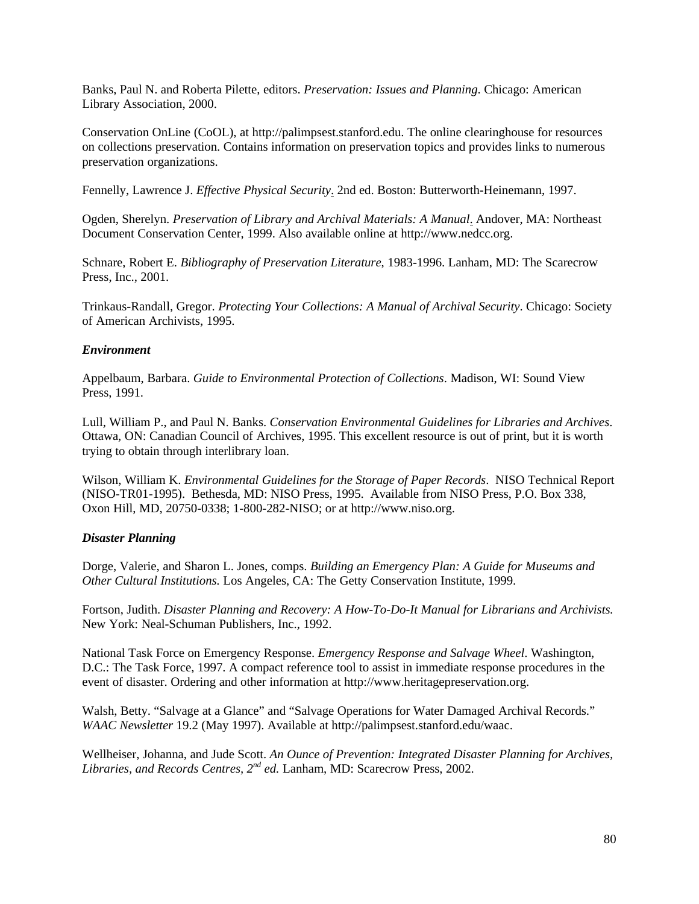Banks, Paul N. and Roberta Pilette, editors. *Preservation: Issues and Planning*. Chicago: American Library Association, 2000.

Conservation OnLine (CoOL), at http://palimpsest.stanford.edu. The online clearinghouse for resources on collections preservation. Contains information on preservation topics and provides links to numerous preservation organizations.

Fennelly, Lawrence J. *Effective Physical Security*. 2nd ed. Boston: Butterworth-Heinemann, 1997.

Ogden, Sherelyn. *Preservation of Library and Archival Materials: A Manual*. Andover, MA: Northeast Document Conservation Center, 1999. Also available online at http://www.nedcc.org.

Schnare, Robert E. *Bibliography of Preservation Literature*, 1983-1996. Lanham, MD: The Scarecrow Press, Inc., 2001.

Trinkaus-Randall, Gregor. *Protecting Your Collections: A Manual of Archival Security*. Chicago: Society of American Archivists, 1995.

***Environment***

Appelbaum, Barbara. *Guide to Environmental Protection of Collections*. Madison, WI: Sound View Press, 1991.

Lull, William P., and Paul N. Banks. *Conservation Environmental Guidelines for Libraries and Archives*. Ottawa, ON: Canadian Council of Archives, 1995. This excellent resource is out of print, but it is worth trying to obtain through interlibrary loan.

Wilson, William K. *Environmental Guidelines for the Storage of Paper Records*. NISO Technical Report (NISO-TR01-1995). Bethesda, MD: NISO Press, 1995. Available from NISO Press, P.O. Box 338, Oxon Hill, MD, 20750-0338; 1-800-282-NISO; or at http://www.niso.org.

***Disaster Planning***

Dorge, Valerie, and Sharon L. Jones, comps. *Building an Emergency Plan: A Guide for Museums and Other Cultural Institutions.* Los Angeles, CA: The Getty Conservation Institute, 1999.

Fortson, Judith. *Disaster Planning and Recovery: A How-To-Do-It Manual for Librarians and Archivists.* New York: Neal-Schuman Publishers, Inc., 1992.

National Task Force on Emergency Response. *Emergency Response and Salvage Wheel*. Washington, D.C.: The Task Force, 1997. A compact reference tool to assist in immediate response procedures in the event of disaster. Ordering and other information at http://www.heritagepreservation.org.

Walsh, Betty. "Salvage at a Glance" and "Salvage Operations for Water Damaged Archival Records." *WAAC Newsletter* 19.2 (May 1997). Available at http://palimpsest.stanford.edu/waac.

Wellheiser, Johanna, and Jude Scott. *An Ounce of Prevention: Integrated Disaster Planning for Archives, Libraries, and Records Centres, 2nd ed.* Lanham, MD: Scarecrow Press, 2002.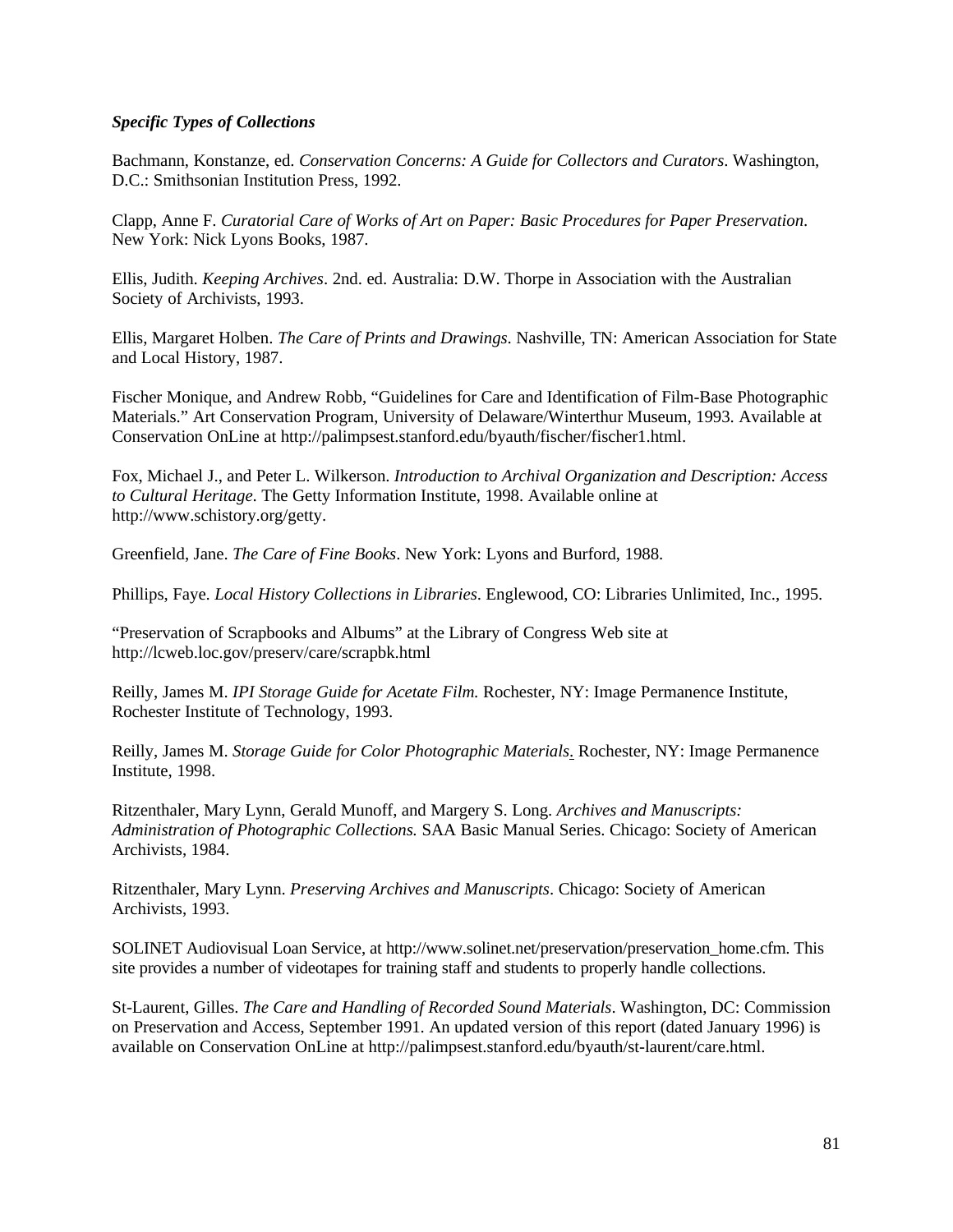***Specific Types of Collections***

Bachmann, Konstanze, ed. *Conservation Concerns: A Guide for Collectors and Curators*. Washington, D.C.: Smithsonian Institution Press, 1992.

Clapp, Anne F. *Curatorial Care of Works of Art on Paper: Basic Procedures for Paper Preservation*. New York: Nick Lyons Books, 1987.

Ellis, Judith. *Keeping Archives*. 2nd. ed. Australia: D.W. Thorpe in Association with the Australian Society of Archivists, 1993.

Ellis, Margaret Holben. *The Care of Prints and Drawings*. Nashville, TN: American Association for State and Local History, 1987.

Fischer Monique, and Andrew Robb, "Guidelines for Care and Identification of Film-Base Photographic Materials." Art Conservation Program, University of Delaware/Winterthur Museum, 1993. Available at Conservation OnLine at http://palimpsest.stanford.edu/byauth/fischer/fischer1.html.

Fox, Michael J., and Peter L. Wilkerson. *Introduction to Archival Organization and Description: Access to Cultural Heritage*. The Getty Information Institute, 1998. Available online at http://www.schistory.org/getty.

Greenfield, Jane. *The Care of Fine Books*. New York: Lyons and Burford, 1988.

Phillips, Faye. *Local History Collections in Libraries*. Englewood, CO: Libraries Unlimited, Inc., 1995.

"Preservation of Scrapbooks and Albums" at the Library of Congress Web site at http://lcweb.loc.gov/preserv/care/scrapbk.html

Reilly, James M. *IPI Storage Guide for Acetate Film.* Rochester, NY: Image Permanence Institute, Rochester Institute of Technology, 1993.

Reilly, James M. *Storage Guide for Color Photographic Materials*. Rochester, NY: Image Permanence Institute, 1998.

Ritzenthaler, Mary Lynn, Gerald Munoff, and Margery S. Long. *Archives and Manuscripts: Administration of Photographic Collections.* SAA Basic Manual Series. Chicago: Society of American Archivists, 1984.

Ritzenthaler, Mary Lynn. *Preserving Archives and Manuscripts*. Chicago: Society of American Archivists, 1993.

SOLINET Audiovisual Loan Service, at http://www.solinet.net/preservation/preservation_home.cfm. This site provides a number of videotapes for training staff and students to properly handle collections.

St-Laurent, Gilles. *The Care and Handling of Recorded Sound Materials*. Washington, DC: Commission on Preservation and Access, September 1991. An updated version of this report (dated January 1996) is available on Conservation OnLine at http://palimpsest.stanford.edu/byauth/st-laurent/care.html.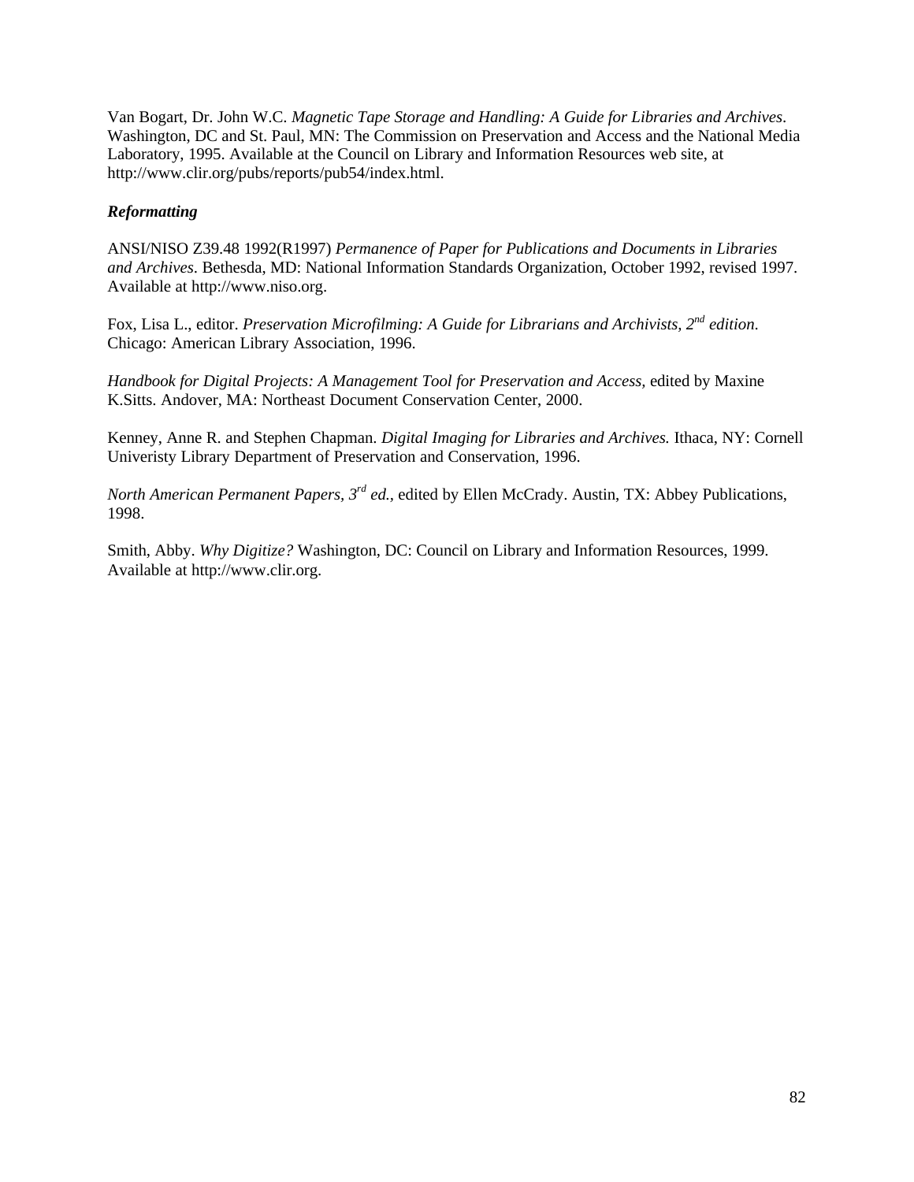Van Bogart, Dr. John W.C. *Magnetic Tape Storage and Handling: A Guide for Libraries and Archives*. Washington, DC and St. Paul, MN: The Commission on Preservation and Access and the National Media Laboratory, 1995. Available at the Council on Library and Information Resources web site, at http://www.clir.org/pubs/reports/pub54/index.html.

***Reformatting***

ANSI/NISO Z39.48 1992(R1997) *Permanence of Paper for Publications and Documents in Libraries and Archives*. Bethesda, MD: National Information Standards Organization, October 1992, revised 1997. Available at http://www.niso.org.

Fox, Lisa L., editor. *Preservation Microfilming: A Guide for Librarians and Archivists, 2nd edition*. Chicago: American Library Association, 1996.

*Handbook for Digital Projects: A Management Tool for Preservation and Access,* edited by Maxine K.Sitts. Andover, MA: Northeast Document Conservation Center, 2000.

Kenney, Anne R. and Stephen Chapman. *Digital Imaging for Libraries and Archives.* Ithaca, NY: Cornell Univeristy Library Department of Preservation and Conservation, 1996.

*North American Permanent Papers, 3rd ed.,* edited by Ellen McCrady. Austin, TX: Abbey Publications, 1998.

Smith, Abby. *Why Digitize?* Washington, DC: Council on Library and Information Resources, 1999. Available at http://www.clir.org.